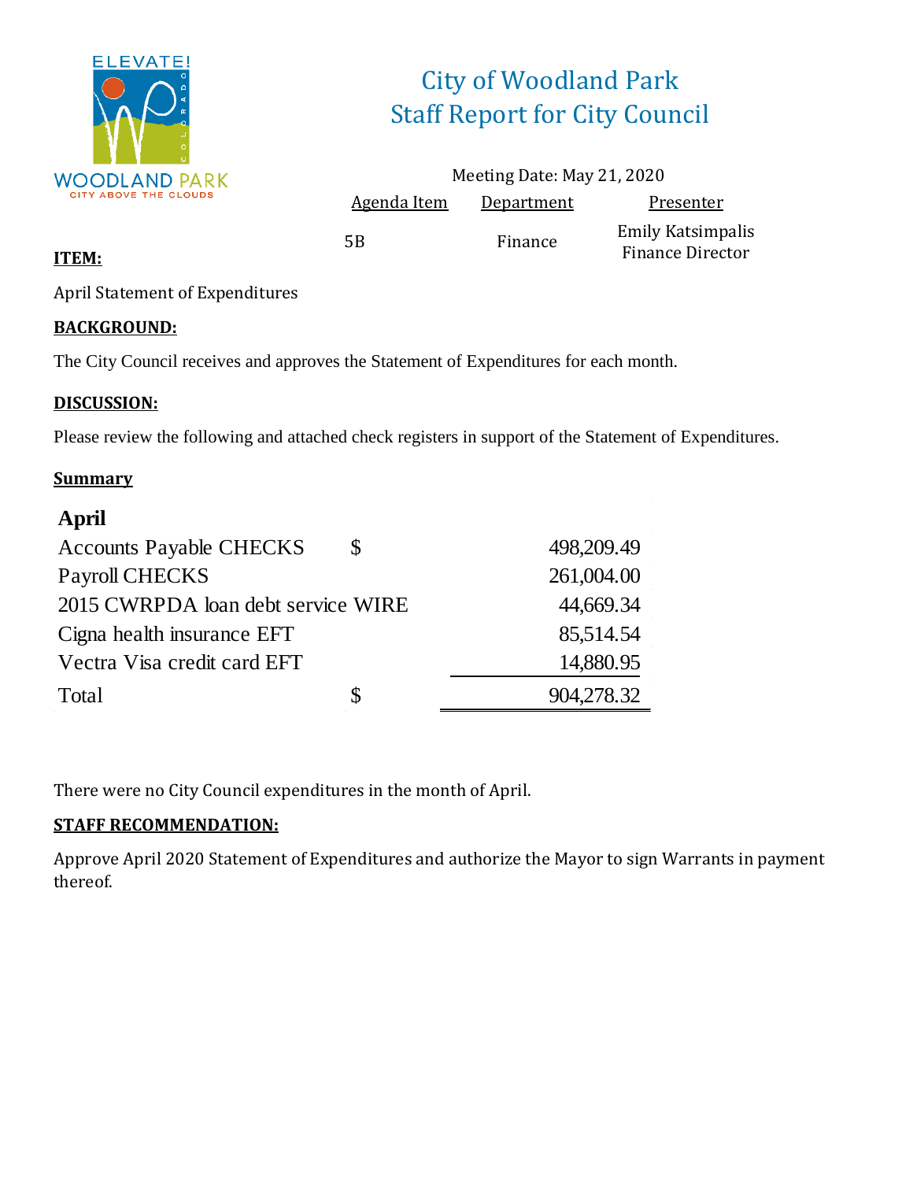# City of Woodland Park
## Staff Report for City Council

Meeting Date: May 21, 2020

| Agenda Item | Department | Presenter |
|---|---|---|
| 5B | Finance | Emily Katsimpalis<br>Finance Director |

**ITEM:**

April Statement of Expenditures

**BACKGROUND:**

The City Council receives and approves the Statement of Expenditures for each month.

**DISCUSSION:**

Please review the following and attached check registers in support of the Statement of Expenditures.

**Summary**

| April | | |
|---|---|---|
| Accounts Payable CHECKS | $ | 498,209.49 |
| Payroll CHECKS | | 261,004.00 |
| 2015 CWRPDA loan debt service WIRE | | 44,669.34 |
| Cigna health insurance EFT | | 85,514.54 |
| Vectra Visa credit card EFT | | 14,880.95 |
| Total | $ | 904,278.32 |

There were no City Council expenditures in the month of April.

**STAFF RECOMMENDATION:**

Approve April 2020 Statement of Expenditures and authorize the Mayor to sign Warrants in payment thereof.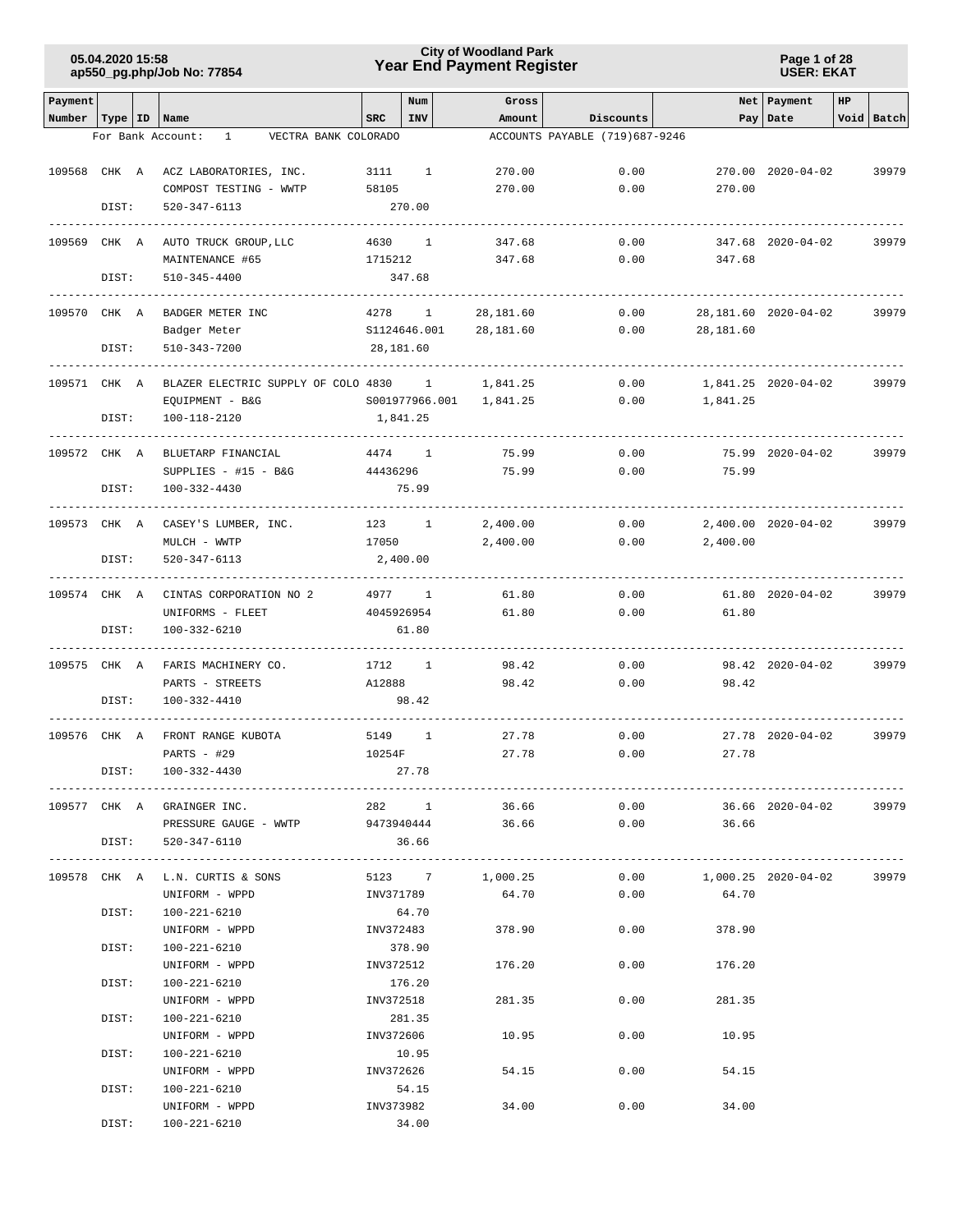# City of Woodland Park
## Year End Payment Register

05.04.2020 15:58
ap550_pg.php/Job No: 77854

Page 1 of 28
USER: EKAT

| Payment Number | Type | ID | Name | SRC | Num INV | Gross Amount | Discounts | Net Pay | Payment Date | HP | Void | Batch |
|---|---|---|---|---|---|---|---|---|---|---|---|---|
| For Bank Account: | | | 1 VECTRA BANK COLORADO | | | ACCOUNTS PAYABLE (719)687-9246 | | | | | | |
| 109568 | CHK | A | ACZ LABORATORIES, INC. | 3111 | 1 | 270.00 | 0.00 | 270.00 | 2020-04-02 | | | 39979 |
| | | | COMPOST TESTING - WWTP | 58105 | | 270.00 | 0.00 | 270.00 | | | | |
| | DIST: | | 520-347-6113 | 270.00 | | | | | | | | |
| 109569 | CHK | A | AUTO TRUCK GROUP,LLC | 4630 | 1 | 347.68 | 0.00 | 347.68 | 2020-04-02 | | | 39979 |
| | | | MAINTENANCE #65 | 1715212 | | 347.68 | 0.00 | 347.68 | | | | |
| | DIST: | | 510-345-4400 | 347.68 | | | | | | | | |
| 109570 | CHK | A | BADGER METER INC | 4278 | 1 | 28,181.60 | 0.00 | 28,181.60 | 2020-04-02 | | | 39979 |
| | | | Badger Meter | S1124646.001 | | 28,181.60 | 0.00 | 28,181.60 | | | | |
| | DIST: | | 510-343-7200 | 28,181.60 | | | | | | | | |
| 109571 | CHK | A | BLAZER ELECTRIC SUPPLY OF COLO | 4830 | 1 | 1,841.25 | 0.00 | 1,841.25 | 2020-04-02 | | | 39979 |
| | | | EQUIPMENT - B&G | S001977966.001 | | 1,841.25 | 0.00 | 1,841.25 | | | | |
| | DIST: | | 100-118-2120 | 1,841.25 | | | | | | | | |
| 109572 | CHK | A | BLUETARP FINANCIAL | 4474 | 1 | 75.99 | 0.00 | 75.99 | 2020-04-02 | | | 39979 |
| | | | SUPPLIES - #15 - B&G | 44436296 | | 75.99 | 0.00 | 75.99 | | | | |
| | DIST: | | 100-332-4430 | 75.99 | | | | | | | | |
| 109573 | CHK | A | CASEY'S LUMBER, INC. | 123 | 1 | 2,400.00 | 0.00 | 2,400.00 | 2020-04-02 | | | 39979 |
| | | | MULCH - WWTP | 17050 | | 2,400.00 | 0.00 | 2,400.00 | | | | |
| | DIST: | | 520-347-6113 | 2,400.00 | | | | | | | | |
| 109574 | CHK | A | CINTAS CORPORATION NO 2 | 4977 | 1 | 61.80 | 0.00 | 61.80 | 2020-04-02 | | | 39979 |
| | | | UNIFORMS - FLEET | 4045926954 | | 61.80 | 0.00 | 61.80 | | | | |
| | DIST: | | 100-332-6210 | 61.80 | | | | | | | | |
| 109575 | CHK | A | FARIS MACHINERY CO. | 1712 | 1 | 98.42 | 0.00 | 98.42 | 2020-04-02 | | | 39979 |
| | | | PARTS - STREETS | A12888 | | 98.42 | 0.00 | 98.42 | | | | |
| | DIST: | | 100-332-4410 | 98.42 | | | | | | | | |
| 109576 | CHK | A | FRONT RANGE KUBOTA | 5149 | 1 | 27.78 | 0.00 | 27.78 | 2020-04-02 | | | 39979 |
| | | | PARTS - #29 | 10254F | | 27.78 | 0.00 | 27.78 | | | | |
| | DIST: | | 100-332-4430 | 27.78 | | | | | | | | |
| 109577 | CHK | A | GRAINGER INC. | 282 | 1 | 36.66 | 0.00 | 36.66 | 2020-04-02 | | | 39979 |
| | | | PRESSURE GAUGE - WWTP | 9473940444 | | 36.66 | 0.00 | 36.66 | | | | |
| | DIST: | | 520-347-6110 | 36.66 | | | | | | | | |
| 109578 | CHK | A | L.N. CURTIS & SONS | 5123 | 7 | 1,000.25 | 0.00 | 1,000.25 | 2020-04-02 | | | 39979 |
| | | | UNIFORM - WPPD | INV371789 | | 64.70 | 0.00 | 64.70 | | | | |
| | DIST: | | 100-221-6210 | 64.70 | | | | | | | | |
| | | | UNIFORM - WPPD | INV372483 | | 378.90 | 0.00 | 378.90 | | | | |
| | DIST: | | 100-221-6210 | 378.90 | | | | | | | | |
| | | | UNIFORM - WPPD | INV372512 | | 176.20 | 0.00 | 176.20 | | | | |
| | DIST: | | 100-221-6210 | 176.20 | | | | | | | | |
| | | | UNIFORM - WPPD | INV372518 | | 281.35 | 0.00 | 281.35 | | | | |
| | DIST: | | 100-221-6210 | 281.35 | | | | | | | | |
| | | | UNIFORM - WPPD | INV372606 | | 10.95 | 0.00 | 10.95 | | | | |
| | DIST: | | 100-221-6210 | 10.95 | | | | | | | | |
| | | | UNIFORM - WPPD | INV372626 | | 54.15 | 0.00 | 54.15 | | | | |
| | DIST: | | 100-221-6210 | 54.15 | | | | | | | | |
| | | | UNIFORM - WPPD | INV373982 | | 34.00 | 0.00 | 34.00 | | | | |
| | DIST: | | 100-221-6210 | 34.00 | | | | | | | | |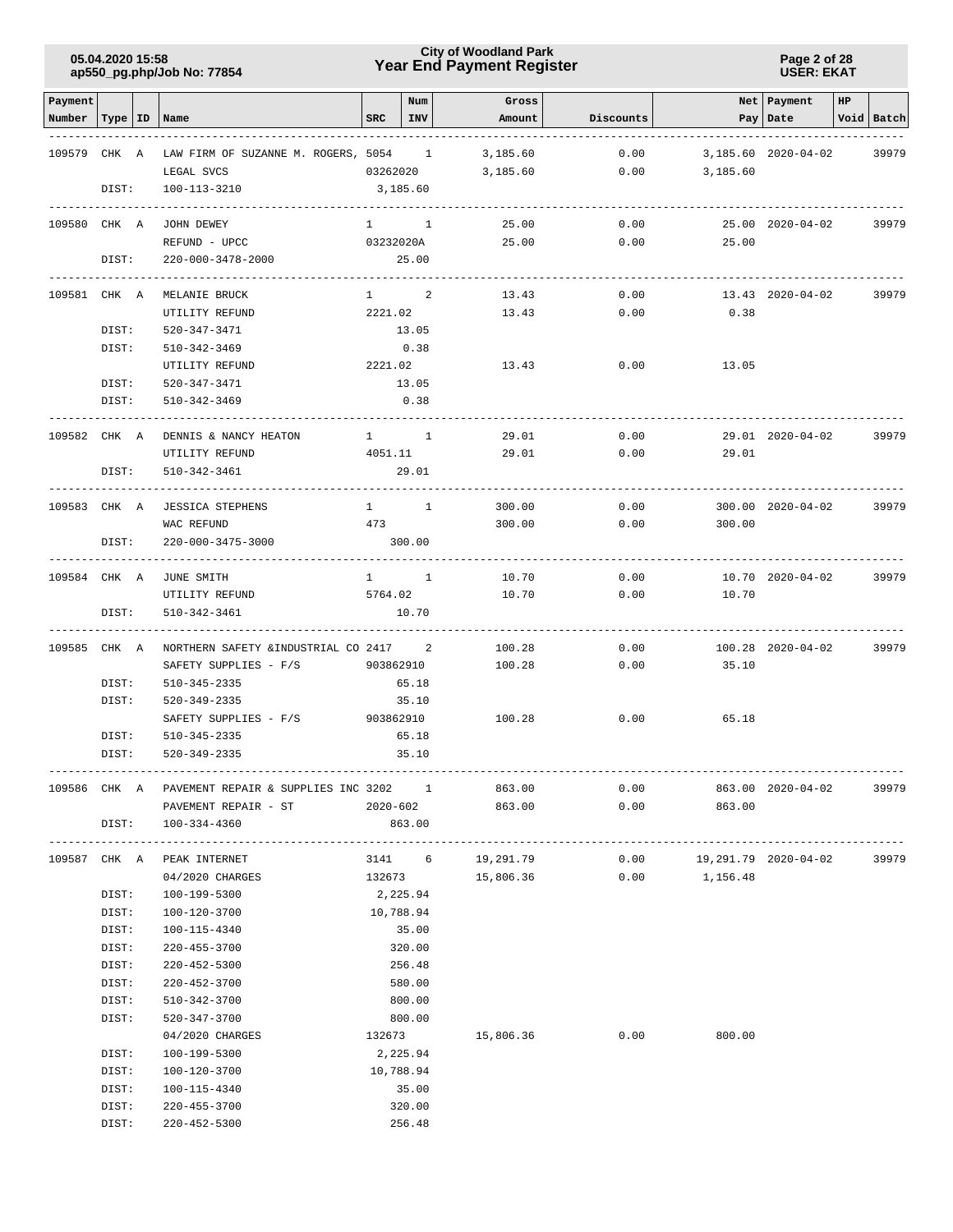| Payment Number | Type | ID | Name | SRC | Num INV | Gross Amount | Discounts | Net Pay | Payment Date | HP Void | Batch |
|---|---|---|---|---|---|---|---|---|---|---|---|
| 109579 | CHK | A | LAW FIRM OF SUZANNE M. ROGERS, | 5054 | 1 | 3,185.60 | 0.00 | 3,185.60 | 2020-04-02 | | 39979 |
| | | | LEGAL SVCS | 03262020 | | 3,185.60 | 0.00 | 3,185.60 | | | |
| | DIST: | | 100-113-3210 | 3,185.60 | | | | | | | |
| 109580 | CHK | A | JOHN DEWEY | 1 | 1 | 25.00 | 0.00 | 25.00 | 2020-04-02 | | 39979 |
| | | | REFUND - UPCC | 03232020A | | 25.00 | 0.00 | 25.00 | | | |
| | DIST: | | 220-000-3478-2000 | 25.00 | | | | | | | |
| 109581 | CHK | A | MELANIE BRUCK | 1 | 2 | 13.43 | 0.00 | 13.43 | 2020-04-02 | | 39979 |
| | | | UTILITY REFUND | 2221.02 | | 13.43 | 0.00 | 0.38 | | | |
| | DIST: | | 520-347-3471 | 13.05 | | | | | | | |
| | DIST: | | 510-342-3469 | 0.38 | | | | | | | |
| | | | UTILITY REFUND | 2221.02 | | 13.43 | 0.00 | 13.05 | | | |
| | DIST: | | 520-347-3471 | 13.05 | | | | | | | |
| | DIST: | | 510-342-3469 | 0.38 | | | | | | | |
| 109582 | CHK | A | DENNIS & NANCY HEATON | 1 | 1 | 29.01 | 0.00 | 29.01 | 2020-04-02 | | 39979 |
| | | | UTILITY REFUND | 4051.11 | | 29.01 | 0.00 | 29.01 | | | |
| | DIST: | | 510-342-3461 | 29.01 | | | | | | | |
| 109583 | CHK | A | JESSICA STEPHENS | 1 | 1 | 300.00 | 0.00 | 300.00 | 2020-04-02 | | 39979 |
| | | | WAC REFUND | 473 | | 300.00 | 0.00 | 300.00 | | | |
| | DIST: | | 220-000-3475-3000 | 300.00 | | | | | | | |
| 109584 | CHK | A | JUNE SMITH | 1 | 1 | 10.70 | 0.00 | 10.70 | 2020-04-02 | | 39979 |
| | | | UTILITY REFUND | 5764.02 | | 10.70 | 0.00 | 10.70 | | | |
| | DIST: | | 510-342-3461 | 10.70 | | | | | | | |
| 109585 | CHK | A | NORTHERN SAFETY &INDUSTRIAL CO | 2417 | 2 | 100.28 | 0.00 | 100.28 | 2020-04-02 | | 39979 |
| | | | SAFETY SUPPLIES - F/S | 903862910 | | 100.28 | 0.00 | 35.10 | | | |
| | DIST: | | 510-345-2335 | 65.18 | | | | | | | |
| | DIST: | | 520-349-2335 | 35.10 | | | | | | | |
| | | | SAFETY SUPPLIES - F/S | 903862910 | | 100.28 | 0.00 | 65.18 | | | |
| | DIST: | | 510-345-2335 | 65.18 | | | | | | | |
| | DIST: | | 520-349-2335 | 35.10 | | | | | | | |
| 109586 | CHK | A | PAVEMENT REPAIR & SUPPLIES INC | 3202 | 1 | 863.00 | 0.00 | 863.00 | 2020-04-02 | | 39979 |
| | | | PAVEMENT REPAIR - ST | 2020-602 | | 863.00 | 0.00 | 863.00 | | | |
| | DIST: | | 100-334-4360 | 863.00 | | | | | | | |
| 109587 | CHK | A | PEAK INTERNET | 3141 | 6 | 19,291.79 | 0.00 | 19,291.79 | 2020-04-02 | | 39979 |
| | | | 04/2020 CHARGES | 132673 | | 15,806.36 | 0.00 | 1,156.48 | | | |
| | DIST: | | 100-199-5300 | 2,225.94 | | | | | | | |
| | DIST: | | 100-120-3700 | 10,788.94 | | | | | | | |
| | DIST: | | 100-115-4340 | 35.00 | | | | | | | |
| | DIST: | | 220-455-3700 | 320.00 | | | | | | | |
| | DIST: | | 220-452-5300 | 256.48 | | | | | | | |
| | DIST: | | 220-452-3700 | 580.00 | | | | | | | |
| | DIST: | | 510-342-3700 | 800.00 | | | | | | | |
| | DIST: | | 520-347-3700 | 800.00 | | | | | | | |
| | | | 04/2020 CHARGES | 132673 | | 15,806.36 | 0.00 | 800.00 | | | |
| | DIST: | | 100-199-5300 | 2,225.94 | | | | | | | |
| | DIST: | | 100-120-3700 | 10,788.94 | | | | | | | |
| | DIST: | | 100-115-4340 | 35.00 | | | | | | | |
| | DIST: | | 220-455-3700 | 320.00 | | | | | | | |
| | DIST: | | 220-452-5300 | 256.48 | | | | | | | |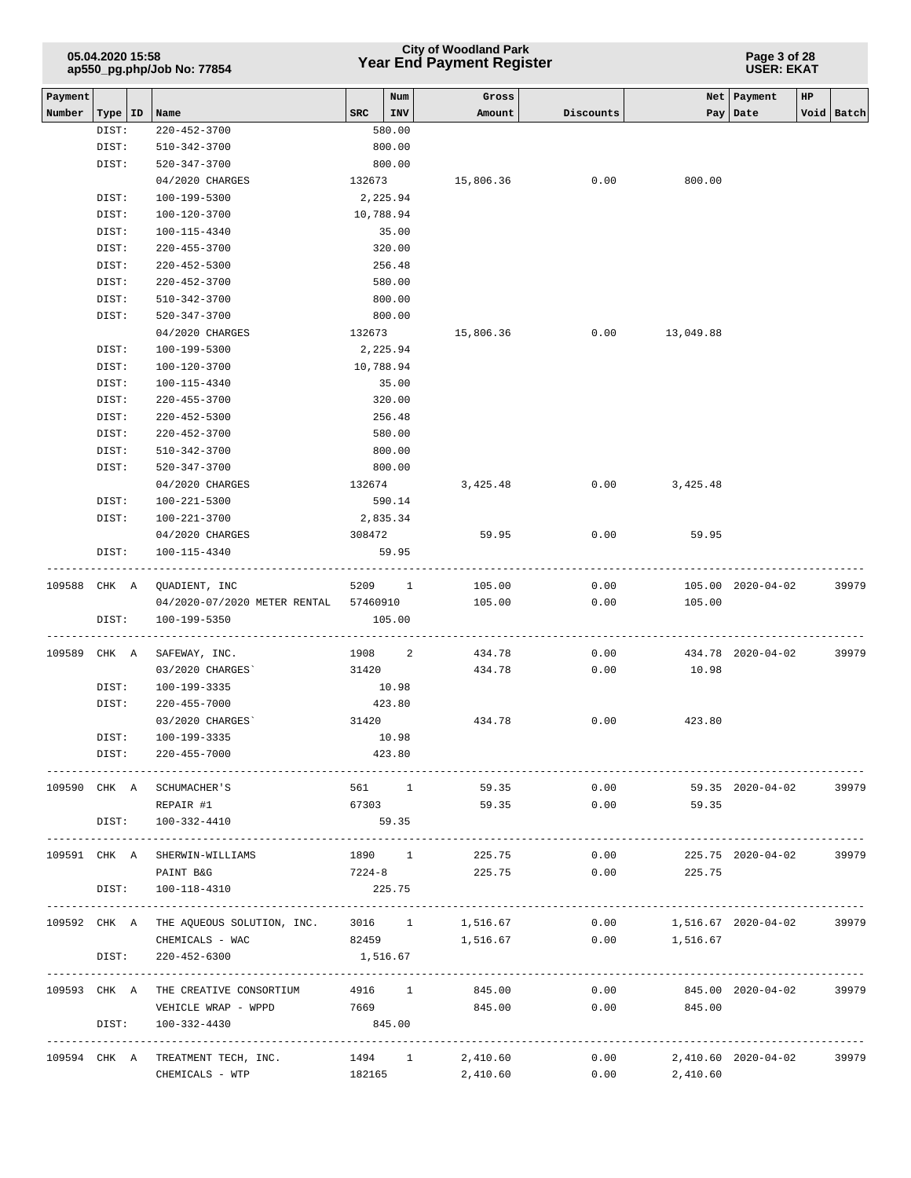| Payment Number | Type | ID | Name | SRC | Num INV | Gross Amount | Discounts | Net Pay | Payment Date | HP | Void | Batch |
|---|---|---|---|---|---|---|---|---|---|---|---|---|
| | DIST: | | 220-452-3700 | 580.00 | | | | | | | | |
| | DIST: | | 510-342-3700 | 800.00 | | | | | | | | |
| | DIST: | | 520-347-3700 | 800.00 | | | | | | | | |
| | | | 04/2020 CHARGES | 132673 | | 15,806.36 | 0.00 | 800.00 | | | | |
| | DIST: | | 100-199-5300 | 2,225.94 | | | | | | | | |
| | DIST: | | 100-120-3700 | 10,788.94 | | | | | | | | |
| | DIST: | | 100-115-4340 | 35.00 | | | | | | | | |
| | DIST: | | 220-455-3700 | 320.00 | | | | | | | | |
| | DIST: | | 220-452-5300 | 256.48 | | | | | | | | |
| | DIST: | | 220-452-3700 | 580.00 | | | | | | | | |
| | DIST: | | 510-342-3700 | 800.00 | | | | | | | | |
| | DIST: | | 520-347-3700 | 800.00 | | | | | | | | |
| | | | 04/2020 CHARGES | 132673 | | 15,806.36 | 0.00 | 13,049.88 | | | | |
| | DIST: | | 100-199-5300 | 2,225.94 | | | | | | | | |
| | DIST: | | 100-120-3700 | 10,788.94 | | | | | | | | |
| | DIST: | | 100-115-4340 | 35.00 | | | | | | | | |
| | DIST: | | 220-455-3700 | 320.00 | | | | | | | | |
| | DIST: | | 220-452-5300 | 256.48 | | | | | | | | |
| | DIST: | | 220-452-3700 | 580.00 | | | | | | | | |
| | DIST: | | 510-342-3700 | 800.00 | | | | | | | | |
| | DIST: | | 520-347-3700 | 800.00 | | | | | | | | |
| | | | 04/2020 CHARGES | 132674 | | 3,425.48 | 0.00 | 3,425.48 | | | | |
| | DIST: | | 100-221-5300 | 590.14 | | | | | | | | |
| | DIST: | | 100-221-3700 | 2,835.34 | | | | | | | | |
| | | | 04/2020 CHARGES | 308472 | | 59.95 | 0.00 | 59.95 | | | | |
| | DIST: | | 100-115-4340 | 59.95 | | | | | | | | |
| 109588 | CHK | A | QUADIENT, INC | 5209 | 1 | 105.00 | 0.00 | 105.00 | 2020-04-02 | | | 39979 |
| | | | 04/2020-07/2020 METER RENTAL | 57460910 | | 105.00 | 0.00 | 105.00 | | | | |
| | DIST: | | 100-199-5350 | 105.00 | | | | | | | | |
| 109589 | CHK | A | SAFEWAY, INC. | 1908 | 2 | 434.78 | 0.00 | 434.78 | 2020-04-02 | | | 39979 |
| | | | 03/2020 CHARGES` | 31420 | | 434.78 | 0.00 | 10.98 | | | | |
| | DIST: | | 100-199-3335 | 10.98 | | | | | | | | |
| | DIST: | | 220-455-7000 | 423.80 | | | | | | | | |
| | | | 03/2020 CHARGES` | 31420 | | 434.78 | 0.00 | 423.80 | | | | |
| | DIST: | | 100-199-3335 | 10.98 | | | | | | | | |
| | DIST: | | 220-455-7000 | 423.80 | | | | | | | | |
| 109590 | CHK | A | SCHUMACHER'S | 561 | 1 | 59.35 | 0.00 | 59.35 | 2020-04-02 | | | 39979 |
| | | | REPAIR #1 | 67303 | | 59.35 | 0.00 | 59.35 | | | | |
| | DIST: | | 100-332-4410 | 59.35 | | | | | | | | |
| 109591 | CHK | A | SHERWIN-WILLIAMS | 1890 | 1 | 225.75 | 0.00 | 225.75 | 2020-04-02 | | | 39979 |
| | | | PAINT B&G | 7224-8 | | 225.75 | 0.00 | 225.75 | | | | |
| | DIST: | | 100-118-4310 | 225.75 | | | | | | | | |
| 109592 | CHK | A | THE AQUEOUS SOLUTION, INC. | 3016 | 1 | 1,516.67 | 0.00 | 1,516.67 | 2020-04-02 | | | 39979 |
| | | | CHEMICALS - WAC | 82459 | | 1,516.67 | 0.00 | 1,516.67 | | | | |
| | DIST: | | 220-452-6300 | 1,516.67 | | | | | | | | |
| 109593 | CHK | A | THE CREATIVE CONSORTIUM | 4916 | 1 | 845.00 | 0.00 | 845.00 | 2020-04-02 | | | 39979 |
| | | | VEHICLE WRAP - WPPD | 7669 | | 845.00 | 0.00 | 845.00 | | | | |
| | DIST: | | 100-332-4430 | 845.00 | | | | | | | | |
| 109594 | CHK | A | TREATMENT TECH, INC. | 1494 | 1 | 2,410.60 | 0.00 | 2,410.60 | 2020-04-02 | | | 39979 |
| | | | CHEMICALS - WTP | 182165 | | 2,410.60 | 0.00 | 2,410.60 | | | | |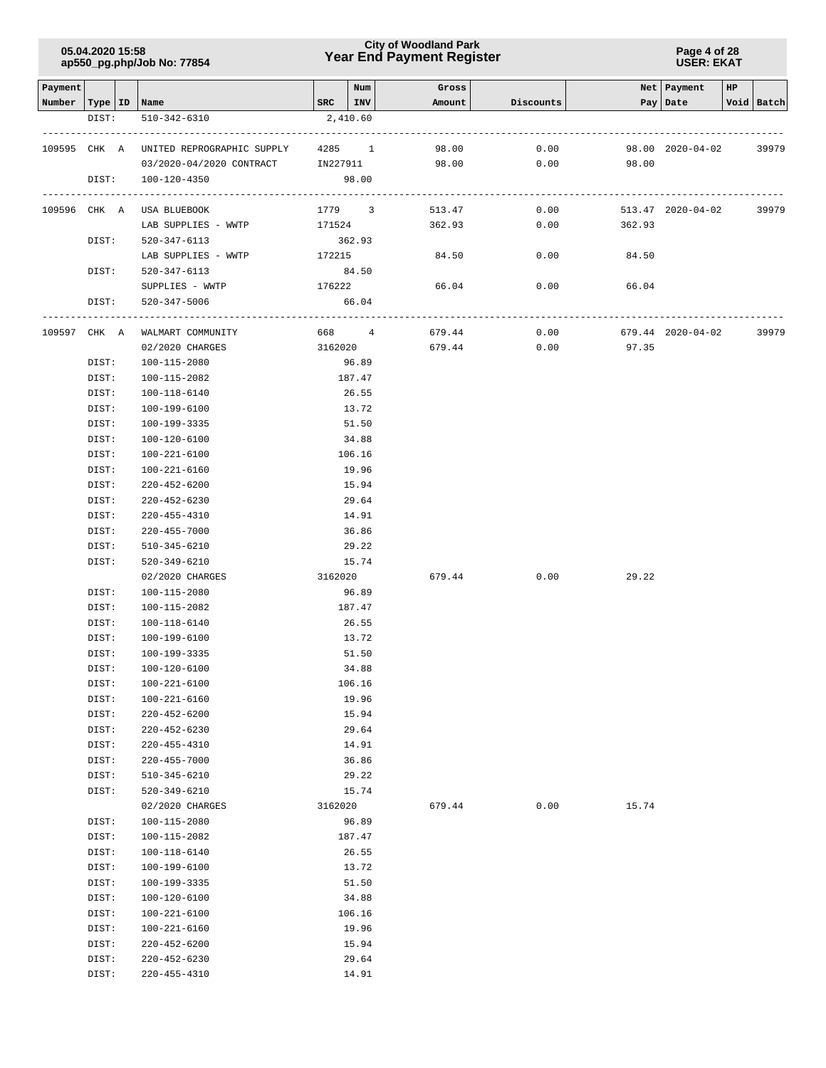| Payment Number | Type | ID | Name | SRC | Num INV | Gross Amount | Discounts | Net Pay | Payment Date | HP Void | Batch |
|---|---|---|---|---|---|---|---|---|---|---|---|
| | DIST: | | 510-342-6310 | 2,410.60 | | | | | | | |
| 109595 | CHK | A | UNITED REPROGRAPHIC SUPPLY | 4285 | 1 | 98.00 | 0.00 | 98.00 | 2020-04-02 | | 39979 |
| | | | 03/2020-04/2020 CONTRACT | IN227911 | | 98.00 | 0.00 | 98.00 | | | |
| | DIST: | | 100-120-4350 | 98.00 | | | | | | | |
| 109596 | CHK | A | USA BLUEBOOK | 1779 | 3 | 513.47 | 0.00 | 513.47 | 2020-04-02 | | 39979 |
| | | | LAB SUPPLIES - WWTP | 171524 | | 362.93 | 0.00 | 362.93 | | | |
| | DIST: | | 520-347-6113 | 362.93 | | | | | | | |
| | | | LAB SUPPLIES - WWTP | 172215 | | 84.50 | 0.00 | 84.50 | | | |
| | DIST: | | 520-347-6113 | 84.50 | | | | | | | |
| | | | SUPPLIES - WWTP | 176222 | | 66.04 | 0.00 | 66.04 | | | |
| | DIST: | | 520-347-5006 | 66.04 | | | | | | | |
| 109597 | CHK | A | WALMART COMMUNITY | 668 | 4 | 679.44 | 0.00 | 679.44 | 2020-04-02 | | 39979 |
| | | | 02/2020 CHARGES | 3162020 | | 679.44 | 0.00 | 97.35 | | | |
| | DIST: | | 100-115-2080 | 96.89 | | | | | | | |
| | DIST: | | 100-115-2082 | 187.47 | | | | | | | |
| | DIST: | | 100-118-6140 | 26.55 | | | | | | | |
| | DIST: | | 100-199-6100 | 13.72 | | | | | | | |
| | DIST: | | 100-199-3335 | 51.50 | | | | | | | |
| | DIST: | | 100-120-6100 | 34.88 | | | | | | | |
| | DIST: | | 100-221-6100 | 106.16 | | | | | | | |
| | DIST: | | 100-221-6160 | 19.96 | | | | | | | |
| | DIST: | | 220-452-6200 | 15.94 | | | | | | | |
| | DIST: | | 220-452-6230 | 29.64 | | | | | | | |
| | DIST: | | 220-455-4310 | 14.91 | | | | | | | |
| | DIST: | | 220-455-7000 | 36.86 | | | | | | | |
| | DIST: | | 510-345-6210 | 29.22 | | | | | | | |
| | DIST: | | 520-349-6210 | 15.74 | | | | | | | |
| | | | 02/2020 CHARGES | 3162020 | | 679.44 | 0.00 | 29.22 | | | |
| | DIST: | | 100-115-2080 | 96.89 | | | | | | | |
| | DIST: | | 100-115-2082 | 187.47 | | | | | | | |
| | DIST: | | 100-118-6140 | 26.55 | | | | | | | |
| | DIST: | | 100-199-6100 | 13.72 | | | | | | | |
| | DIST: | | 100-199-3335 | 51.50 | | | | | | | |
| | DIST: | | 100-120-6100 | 34.88 | | | | | | | |
| | DIST: | | 100-221-6100 | 106.16 | | | | | | | |
| | DIST: | | 100-221-6160 | 19.96 | | | | | | | |
| | DIST: | | 220-452-6200 | 15.94 | | | | | | | |
| | DIST: | | 220-452-6230 | 29.64 | | | | | | | |
| | DIST: | | 220-455-4310 | 14.91 | | | | | | | |
| | DIST: | | 220-455-7000 | 36.86 | | | | | | | |
| | DIST: | | 510-345-6210 | 29.22 | | | | | | | |
| | DIST: | | 520-349-6210 | 15.74 | | | | | | | |
| | | | 02/2020 CHARGES | 3162020 | | 679.44 | 0.00 | 15.74 | | | |
| | DIST: | | 100-115-2080 | 96.89 | | | | | | | |
| | DIST: | | 100-115-2082 | 187.47 | | | | | | | |
| | DIST: | | 100-118-6140 | 26.55 | | | | | | | |
| | DIST: | | 100-199-6100 | 13.72 | | | | | | | |
| | DIST: | | 100-199-3335 | 51.50 | | | | | | | |
| | DIST: | | 100-120-6100 | 34.88 | | | | | | | |
| | DIST: | | 100-221-6100 | 106.16 | | | | | | | |
| | DIST: | | 100-221-6160 | 19.96 | | | | | | | |
| | DIST: | | 220-452-6200 | 15.94 | | | | | | | |
| | DIST: | | 220-452-6230 | 29.64 | | | | | | | |
| | DIST: | | 220-455-4310 | 14.91 | | | | | | | |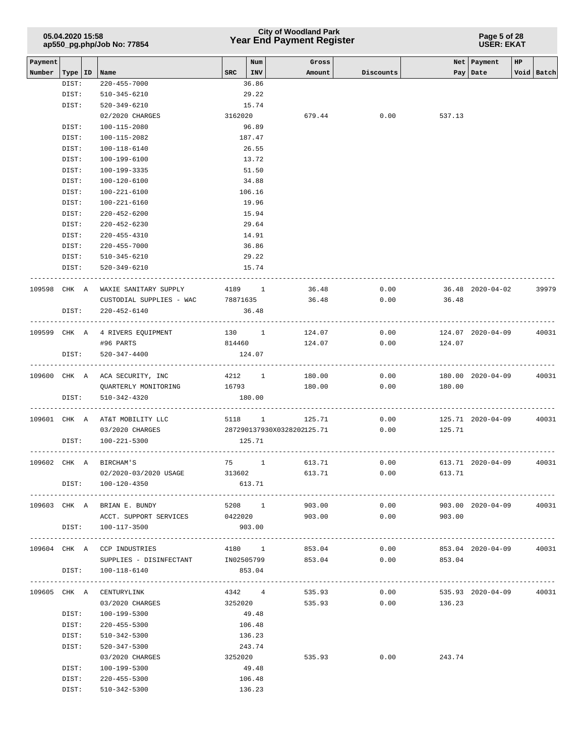| Payment Number | Type | ID | Name | SRC | Num INV | Gross Amount | Discounts | Net Pay | Payment Date | HP | Void | Batch |
|---|---|---|---|---|---|---|---|---|---|---|---|---|
| | DIST: | | 220-455-7000 | | 36.86 | | | | | | | |
| | DIST: | | 510-345-6210 | | 29.22 | | | | | | | |
| | DIST: | | 520-349-6210 | | 15.74 | | | | | | | |
| | | | 02/2020 CHARGES | 3162020 | | 679.44 | 0.00 | 537.13 | | | | |
| | DIST: | | 100-115-2080 | | 96.89 | | | | | | | |
| | DIST: | | 100-115-2082 | | 187.47 | | | | | | | |
| | DIST: | | 100-118-6140 | | 26.55 | | | | | | | |
| | DIST: | | 100-199-6100 | | 13.72 | | | | | | | |
| | DIST: | | 100-199-3335 | | 51.50 | | | | | | | |
| | DIST: | | 100-120-6100 | | 34.88 | | | | | | | |
| | DIST: | | 100-221-6100 | | 106.16 | | | | | | | |
| | DIST: | | 100-221-6160 | | 19.96 | | | | | | | |
| | DIST: | | 220-452-6200 | | 15.94 | | | | | | | |
| | DIST: | | 220-452-6230 | | 29.64 | | | | | | | |
| | DIST: | | 220-455-4310 | | 14.91 | | | | | | | |
| | DIST: | | 220-455-7000 | | 36.86 | | | | | | | |
| | DIST: | | 510-345-6210 | | 29.22 | | | | | | | |
| | DIST: | | 520-349-6210 | | 15.74 | | | | | | | |
| 109598 | CHK | A | WAXIE SANITARY SUPPLY | 4189 | 1 | 36.48 | 0.00 | 36.48 | 2020-04-02 | | | 39979 |
| | | | CUSTODIAL SUPPLIES - WAC | 78871635 | | 36.48 | 0.00 | 36.48 | | | | |
| | DIST: | | 220-452-6140 | | 36.48 | | | | | | | |
| 109599 | CHK | A | 4 RIVERS EQUIPMENT | 130 | 1 | 124.07 | 0.00 | 124.07 | 2020-04-09 | | | 40031 |
| | | | #96 PARTS | 814460 | | 124.07 | 0.00 | 124.07 | | | | |
| | DIST: | | 520-347-4400 | | 124.07 | | | | | | | |
| 109600 | CHK | A | ACA SECURITY, INC | 4212 | 1 | 180.00 | 0.00 | 180.00 | 2020-04-09 | | | 40031 |
| | | | QUARTERLY MONITORING | 16793 | | 180.00 | 0.00 | 180.00 | | | | |
| | DIST: | | 510-342-4320 | | 180.00 | | | | | | | |
| 109601 | CHK | A | AT&T MOBILITY LLC | 5118 | 1 | 125.71 | 0.00 | 125.71 | 2020-04-09 | | | 40031 |
| | | | 03/2020 CHARGES | 287290137930X03282020 | | 125.71 | 0.00 | 125.71 | | | | |
| | DIST: | | 100-221-5300 | | 125.71 | | | | | | | |
| 109602 | CHK | A | BIRCHAM'S | 75 | 1 | 613.71 | 0.00 | 613.71 | 2020-04-09 | | | 40031 |
| | | | 02/2020-03/2020 USAGE | 313602 | | 613.71 | 0.00 | 613.71 | | | | |
| | DIST: | | 100-120-4350 | | 613.71 | | | | | | | |
| 109603 | CHK | A | BRIAN E. BUNDY | 5208 | 1 | 903.00 | 0.00 | 903.00 | 2020-04-09 | | | 40031 |
| | | | ACCT. SUPPORT SERVICES | 0422020 | | 903.00 | 0.00 | 903.00 | | | | |
| | DIST: | | 100-117-3500 | | 903.00 | | | | | | | |
| 109604 | CHK | A | CCP INDUSTRIES | 4180 | 1 | 853.04 | 0.00 | 853.04 | 2020-04-09 | | | 40031 |
| | | | SUPPLIES - DISINFECTANT | IN02505799 | | 853.04 | 0.00 | 853.04 | | | | |
| | DIST: | | 100-118-6140 | | 853.04 | | | | | | | |
| 109605 | CHK | A | CENTURYLINK | 4342 | 4 | 535.93 | 0.00 | 535.93 | 2020-04-09 | | | 40031 |
| | | | 03/2020 CHARGES | 3252020 | | 535.93 | 0.00 | 136.23 | | | | |
| | DIST: | | 100-199-5300 | | 49.48 | | | | | | | |
| | DIST: | | 220-455-5300 | | 106.48 | | | | | | | |
| | DIST: | | 510-342-5300 | | 136.23 | | | | | | | |
| | DIST: | | 520-347-5300 | | 243.74 | | | | | | | |
| | | | 03/2020 CHARGES | 3252020 | | 535.93 | 0.00 | 243.74 | | | | |
| | DIST: | | 100-199-5300 | | 49.48 | | | | | | | |
| | DIST: | | 220-455-5300 | | 106.48 | | | | | | | |
| | DIST: | | 510-342-5300 | | 136.23 | | | | | | | |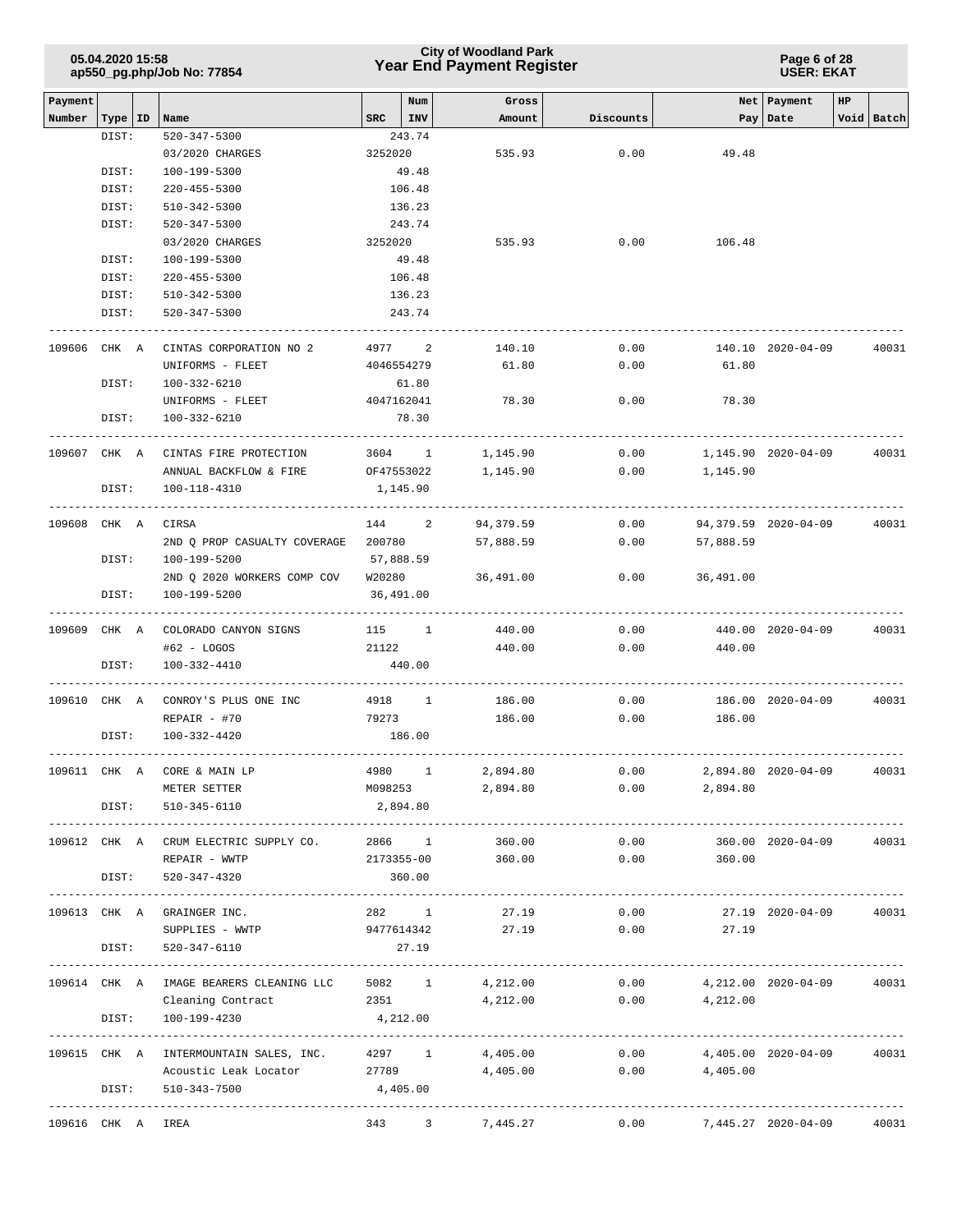| Payment Number | Type | ID | Name | SRC | Num INV | Gross Amount | Discounts | Net Pay | Payment Date | HP Void | Batch |
|---|---|---|---|---|---|---|---|---|---|---|---|
| | DIST: | | 520-347-5300 | | 243.74 | | | | | | |
| | | | 03/2020 CHARGES | 3252020 | | 535.93 | 0.00 | 49.48 | | | |
| | DIST: | | 100-199-5300 | | 49.48 | | | | | | |
| | DIST: | | 220-455-5300 | | 106.48 | | | | | | |
| | DIST: | | 510-342-5300 | | 136.23 | | | | | | |
| | DIST: | | 520-347-5300 | | 243.74 | | | | | | |
| | | | 03/2020 CHARGES | 3252020 | | 535.93 | 0.00 | 106.48 | | | |
| | DIST: | | 100-199-5300 | | 49.48 | | | | | | |
| | DIST: | | 220-455-5300 | | 106.48 | | | | | | |
| | DIST: | | 510-342-5300 | | 136.23 | | | | | | |
| | DIST: | | 520-347-5300 | | 243.74 | | | | | | |
| 109606 | CHK | A | CINTAS CORPORATION NO 2 | 4977 | 2 | 140.10 | 0.00 | 140.10 | 2020-04-09 | | 40031 |
| | | | UNIFORMS - FLEET | 4046554279 | | 61.80 | 0.00 | 61.80 | | | |
| | DIST: | | 100-332-6210 | | 61.80 | | | | | | |
| | | | UNIFORMS - FLEET | 4047162041 | | 78.30 | 0.00 | 78.30 | | | |
| | DIST: | | 100-332-6210 | | 78.30 | | | | | | |
| 109607 | CHK | A | CINTAS FIRE PROTECTION | 3604 | 1 | 1,145.90 | 0.00 | 1,145.90 | 2020-04-09 | | 40031 |
| | | | ANNUAL BACKFLOW & FIRE | OF47553022 | | 1,145.90 | 0.00 | 1,145.90 | | | |
| | DIST: | | 100-118-4310 | | 1,145.90 | | | | | | |
| 109608 | CHK | A | CIRSA | 144 | 2 | 94,379.59 | 0.00 | 94,379.59 | 2020-04-09 | | 40031 |
| | | | 2ND Q PROP CASUALTY COVERAGE | 200780 | | 57,888.59 | 0.00 | 57,888.59 | | | |
| | DIST: | | 100-199-5200 | | 57,888.59 | | | | | | |
| | | | 2ND Q 2020 WORKERS COMP COV | W20280 | | 36,491.00 | 0.00 | 36,491.00 | | | |
| | DIST: | | 100-199-5200 | | 36,491.00 | | | | | | |
| 109609 | CHK | A | COLORADO CANYON SIGNS | 115 | 1 | 440.00 | 0.00 | 440.00 | 2020-04-09 | | 40031 |
| | | | #62 - LOGOS | 21122 | | 440.00 | 0.00 | 440.00 | | | |
| | DIST: | | 100-332-4410 | | 440.00 | | | | | | |
| 109610 | CHK | A | CONROY'S PLUS ONE INC | 4918 | 1 | 186.00 | 0.00 | 186.00 | 2020-04-09 | | 40031 |
| | | | REPAIR - #70 | 79273 | | 186.00 | 0.00 | 186.00 | | | |
| | DIST: | | 100-332-4420 | | 186.00 | | | | | | |
| 109611 | CHK | A | CORE & MAIN LP | 4980 | 1 | 2,894.80 | 0.00 | 2,894.80 | 2020-04-09 | | 40031 |
| | | | METER SETTER | M098253 | | 2,894.80 | 0.00 | 2,894.80 | | | |
| | DIST: | | 510-345-6110 | | 2,894.80 | | | | | | |
| 109612 | CHK | A | CRUM ELECTRIC SUPPLY CO. | 2866 | 1 | 360.00 | 0.00 | 360.00 | 2020-04-09 | | 40031 |
| | | | REPAIR - WWTP | 2173355-00 | | 360.00 | 0.00 | 360.00 | | | |
| | DIST: | | 520-347-4320 | | 360.00 | | | | | | |
| 109613 | CHK | A | GRAINGER INC. | 282 | 1 | 27.19 | 0.00 | 27.19 | 2020-04-09 | | 40031 |
| | | | SUPPLIES - WWTP | 9477614342 | | 27.19 | 0.00 | 27.19 | | | |
| | DIST: | | 520-347-6110 | | 27.19 | | | | | | |
| 109614 | CHK | A | IMAGE BEARERS CLEANING LLC | 5082 | 1 | 4,212.00 | 0.00 | 4,212.00 | 2020-04-09 | | 40031 |
| | | | Cleaning Contract | 2351 | | 4,212.00 | 0.00 | 4,212.00 | | | |
| | DIST: | | 100-199-4230 | | 4,212.00 | | | | | | |
| 109615 | CHK | A | INTERMOUNTAIN SALES, INC. | 4297 | 1 | 4,405.00 | 0.00 | 4,405.00 | 2020-04-09 | | 40031 |
| | | | Acoustic Leak Locator | 27789 | | 4,405.00 | 0.00 | 4,405.00 | | | |
| | DIST: | | 510-343-7500 | | 4,405.00 | | | | | | |
| 109616 | CHK | A | IREA | 343 | 3 | 7,445.27 | 0.00 | 7,445.27 | 2020-04-09 | | 40031 |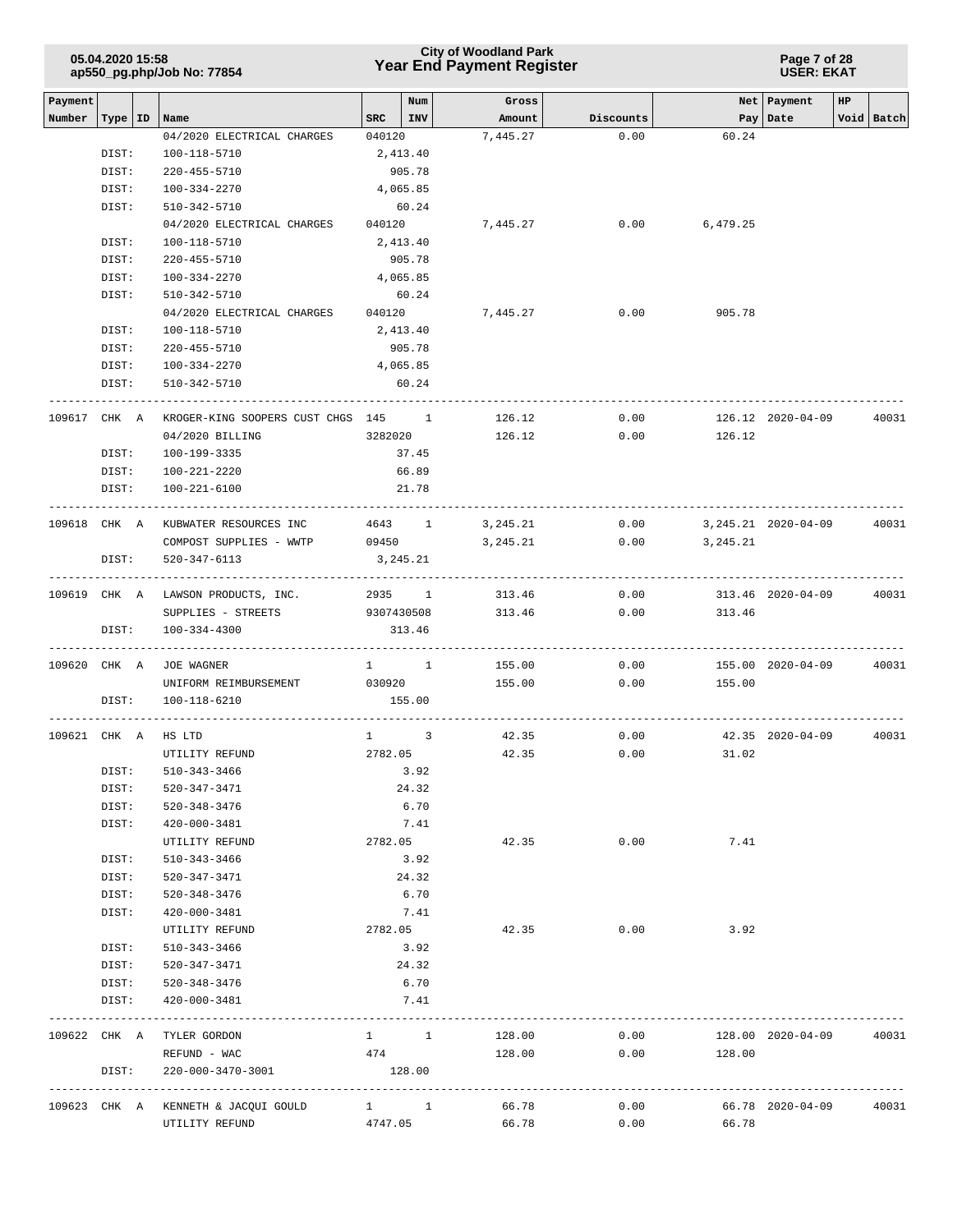| Payment Number | Type | ID | Name | SRC | Num INV | Gross Amount | Discounts | Net Pay | Payment Date | HP Void | Batch |
|---|---|---|---|---|---|---|---|---|---|---|---|
| | | | 04/2020 ELECTRICAL CHARGES | 040120 | | 7,445.27 | 0.00 | 60.24 | | | |
| | DIST: | | 100-118-5710 | 2,413.40 | | | | | | | |
| | DIST: | | 220-455-5710 | 905.78 | | | | | | | |
| | DIST: | | 100-334-2270 | 4,065.85 | | | | | | | |
| | DIST: | | 510-342-5710 | 60.24 | | | | | | | |
| | | | 04/2020 ELECTRICAL CHARGES | 040120 | | 7,445.27 | 0.00 | 6,479.25 | | | |
| | DIST: | | 100-118-5710 | 2,413.40 | | | | | | | |
| | DIST: | | 220-455-5710 | 905.78 | | | | | | | |
| | DIST: | | 100-334-2270 | 4,065.85 | | | | | | | |
| | DIST: | | 510-342-5710 | 60.24 | | | | | | | |
| | | | 04/2020 ELECTRICAL CHARGES | 040120 | | 7,445.27 | 0.00 | 905.78 | | | |
| | DIST: | | 100-118-5710 | 2,413.40 | | | | | | | |
| | DIST: | | 220-455-5710 | 905.78 | | | | | | | |
| | DIST: | | 100-334-2270 | 4,065.85 | | | | | | | |
| | DIST: | | 510-342-5710 | 60.24 | | | | | | | |
| 109617 | CHK | A | KROGER-KING SOOPERS CUST CHGS | 145 | 1 | 126.12 | 0.00 | 126.12 | 2020-04-09 | | 40031 |
| | | | 04/2020 BILLING | 3282020 | | 126.12 | 0.00 | 126.12 | | | |
| | DIST: | | 100-199-3335 | 37.45 | | | | | | | |
| | DIST: | | 100-221-2220 | 66.89 | | | | | | | |
| | DIST: | | 100-221-6100 | 21.78 | | | | | | | |
| 109618 | CHK | A | KUBWATER RESOURCES INC | 4643 | 1 | 3,245.21 | 0.00 | 3,245.21 | 2020-04-09 | | 40031 |
| | | | COMPOST SUPPLIES - WWTP | 09450 | | 3,245.21 | 0.00 | 3,245.21 | | | |
| | DIST: | | 520-347-6113 | 3,245.21 | | | | | | | |
| 109619 | CHK | A | LAWSON PRODUCTS, INC. | 2935 | 1 | 313.46 | 0.00 | 313.46 | 2020-04-09 | | 40031 |
| | | | SUPPLIES - STREETS | 9307430508 | | 313.46 | 0.00 | 313.46 | | | |
| | DIST: | | 100-334-4300 | 313.46 | | | | | | | |
| 109620 | CHK | A | JOE WAGNER | 1 | 1 | 155.00 | 0.00 | 155.00 | 2020-04-09 | | 40031 |
| | | | UNIFORM REIMBURSEMENT | 030920 | | 155.00 | 0.00 | 155.00 | | | |
| | DIST: | | 100-118-6210 | 155.00 | | | | | | | |
| 109621 | CHK | A | HS LTD | 1 | 3 | 42.35 | 0.00 | 42.35 | 2020-04-09 | | 40031 |
| | | | UTILITY REFUND | 2782.05 | | 42.35 | 0.00 | 31.02 | | | |
| | DIST: | | 510-343-3466 | 3.92 | | | | | | | |
| | DIST: | | 520-347-3471 | 24.32 | | | | | | | |
| | DIST: | | 520-348-3476 | 6.70 | | | | | | | |
| | DIST: | | 420-000-3481 | 7.41 | | | | | | | |
| | | | UTILITY REFUND | 2782.05 | | 42.35 | 0.00 | 7.41 | | | |
| | DIST: | | 510-343-3466 | 3.92 | | | | | | | |
| | DIST: | | 520-347-3471 | 24.32 | | | | | | | |
| | DIST: | | 520-348-3476 | 6.70 | | | | | | | |
| | DIST: | | 420-000-3481 | 7.41 | | | | | | | |
| | | | UTILITY REFUND | 2782.05 | | 42.35 | 0.00 | 3.92 | | | |
| | DIST: | | 510-343-3466 | 3.92 | | | | | | | |
| | DIST: | | 520-347-3471 | 24.32 | | | | | | | |
| | DIST: | | 520-348-3476 | 6.70 | | | | | | | |
| | DIST: | | 420-000-3481 | 7.41 | | | | | | | |
| 109622 | CHK | A | TYLER GORDON | 1 | 1 | 128.00 | 0.00 | 128.00 | 2020-04-09 | | 40031 |
| | | | REFUND - WAC | 474 | | 128.00 | 0.00 | 128.00 | | | |
| | DIST: | | 220-000-3470-3001 | 128.00 | | | | | | | |
| 109623 | CHK | A | KENNETH & JACQUI GOULD | 1 | 1 | 66.78 | 0.00 | 66.78 | 2020-04-09 | | 40031 |
| | | | UTILITY REFUND | 4747.05 | | 66.78 | 0.00 | 66.78 | | | |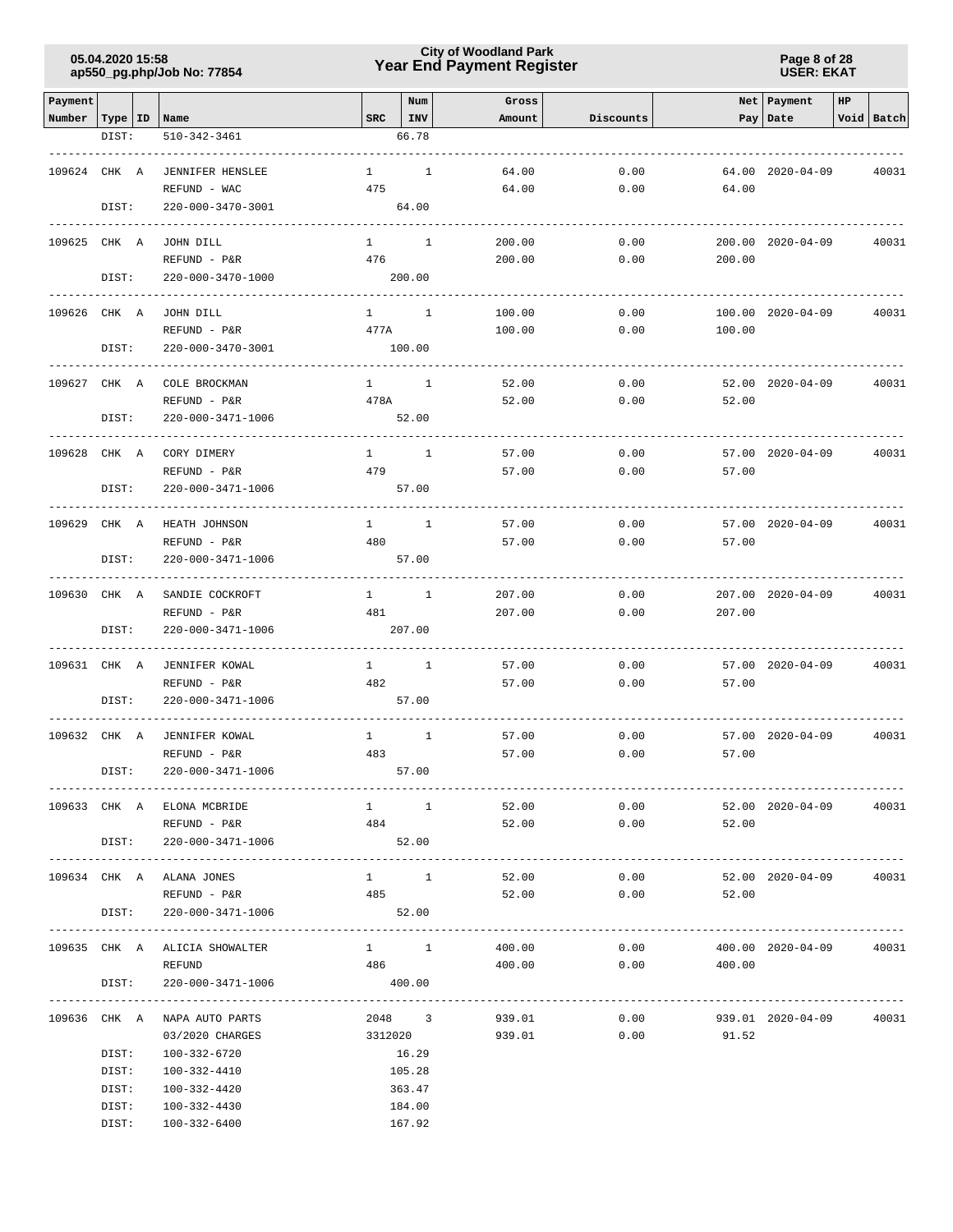| Payment Number | Type | ID | Name | SRC | Num INV | Gross Amount | Discounts | Net Pay | Payment Date | HP | Void | Batch |
|---|---|---|---|---|---|---|---|---|---|---|---|---|
| | DIST: | | 510-342-3461 | | 66.78 | | | | | | | |
| 109624 | CHK | A | JENNIFER HENSLEE | 1 | 1 | 64.00 | 0.00 | 64.00 | 2020-04-09 | | | 40031 |
| | | | REFUND - WAC | 475 | | 64.00 | 0.00 | 64.00 | | | | |
| | DIST: | | 220-000-3470-3001 | | 64.00 | | | | | | | |
| 109625 | CHK | A | JOHN DILL | 1 | 1 | 200.00 | 0.00 | 200.00 | 2020-04-09 | | | 40031 |
| | | | REFUND - P&R | 476 | | 200.00 | 0.00 | 200.00 | | | | |
| | DIST: | | 220-000-3470-1000 | | 200.00 | | | | | | | |
| 109626 | CHK | A | JOHN DILL | 1 | 1 | 100.00 | 0.00 | 100.00 | 2020-04-09 | | | 40031 |
| | | | REFUND - P&R | 477A | | 100.00 | 0.00 | 100.00 | | | | |
| | DIST: | | 220-000-3470-3001 | | 100.00 | | | | | | | |
| 109627 | CHK | A | COLE BROCKMAN | 1 | 1 | 52.00 | 0.00 | 52.00 | 2020-04-09 | | | 40031 |
| | | | REFUND - P&R | 478A | | 52.00 | 0.00 | 52.00 | | | | |
| | DIST: | | 220-000-3471-1006 | | 52.00 | | | | | | | |
| 109628 | CHK | A | CORY DIMERY | 1 | 1 | 57.00 | 0.00 | 57.00 | 2020-04-09 | | | 40031 |
| | | | REFUND - P&R | 479 | | 57.00 | 0.00 | 57.00 | | | | |
| | DIST: | | 220-000-3471-1006 | | 57.00 | | | | | | | |
| 109629 | CHK | A | HEATH JOHNSON | 1 | 1 | 57.00 | 0.00 | 57.00 | 2020-04-09 | | | 40031 |
| | | | REFUND - P&R | 480 | | 57.00 | 0.00 | 57.00 | | | | |
| | DIST: | | 220-000-3471-1006 | | 57.00 | | | | | | | |
| 109630 | CHK | A | SANDIE COCKROFT | 1 | 1 | 207.00 | 0.00 | 207.00 | 2020-04-09 | | | 40031 |
| | | | REFUND - P&R | 481 | | 207.00 | 0.00 | 207.00 | | | | |
| | DIST: | | 220-000-3471-1006 | | 207.00 | | | | | | | |
| 109631 | CHK | A | JENNIFER KOWAL | 1 | 1 | 57.00 | 0.00 | 57.00 | 2020-04-09 | | | 40031 |
| | | | REFUND - P&R | 482 | | 57.00 | 0.00 | 57.00 | | | | |
| | DIST: | | 220-000-3471-1006 | | 57.00 | | | | | | | |
| 109632 | CHK | A | JENNIFER KOWAL | 1 | 1 | 57.00 | 0.00 | 57.00 | 2020-04-09 | | | 40031 |
| | | | REFUND - P&R | 483 | | 57.00 | 0.00 | 57.00 | | | | |
| | DIST: | | 220-000-3471-1006 | | 57.00 | | | | | | | |
| 109633 | CHK | A | ELONA MCBRIDE | 1 | 1 | 52.00 | 0.00 | 52.00 | 2020-04-09 | | | 40031 |
| | | | REFUND - P&R | 484 | | 52.00 | 0.00 | 52.00 | | | | |
| | DIST: | | 220-000-3471-1006 | | 52.00 | | | | | | | |
| 109634 | CHK | A | ALANA JONES | 1 | 1 | 52.00 | 0.00 | 52.00 | 2020-04-09 | | | 40031 |
| | | | REFUND - P&R | 485 | | 52.00 | 0.00 | 52.00 | | | | |
| | DIST: | | 220-000-3471-1006 | | 52.00 | | | | | | | |
| 109635 | CHK | A | ALICIA SHOWALTER | 1 | 1 | 400.00 | 0.00 | 400.00 | 2020-04-09 | | | 40031 |
| | | | REFUND | 486 | | 400.00 | 0.00 | 400.00 | | | | |
| | DIST: | | 220-000-3471-1006 | | 400.00 | | | | | | | |
| 109636 | CHK | A | NAPA AUTO PARTS | 2048 | 3 | 939.01 | 0.00 | 939.01 | 2020-04-09 | | | 40031 |
| | | | 03/2020 CHARGES | 3312020 | | 939.01 | 0.00 | 91.52 | | | | |
| | DIST: | | 100-332-6720 | | 16.29 | | | | | | | |
| | DIST: | | 100-332-4410 | | 105.28 | | | | | | | |
| | DIST: | | 100-332-4420 | | 363.47 | | | | | | | |
| | DIST: | | 100-332-4430 | | 184.00 | | | | | | | |
| | DIST: | | 100-332-6400 | | 167.92 | | | | | | | |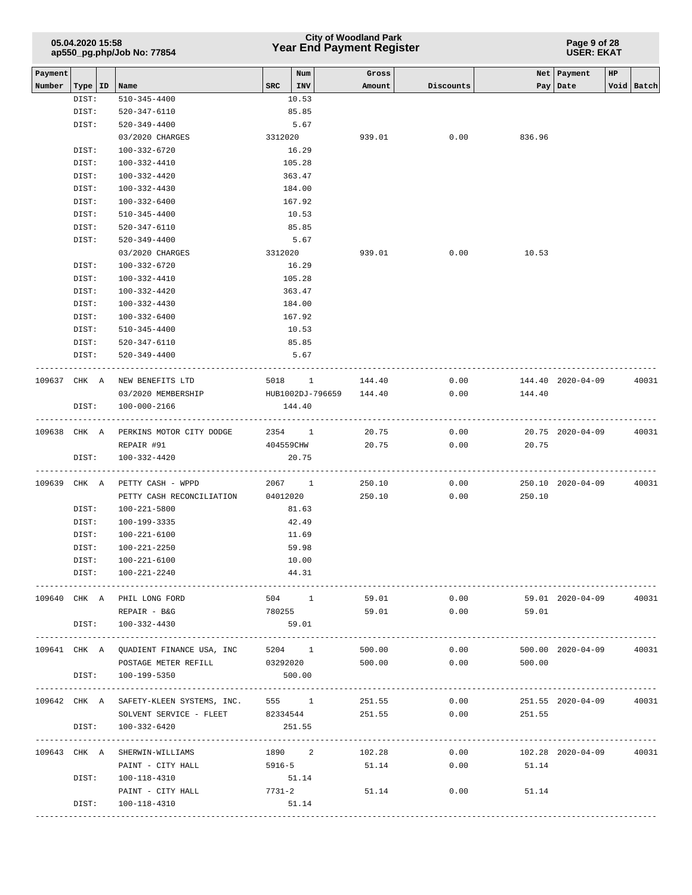| Payment Number | Type | ID | Name | SRC | Num INV | Gross Amount | Discounts | Net Pay | Payment Date | HP Void | Batch |
|---|---|---|---|---|---|---|---|---|---|---|---|
| | DIST: | | 510-345-4400 | | 10.53 | | | | | | |
| | DIST: | | 520-347-6110 | | 85.85 | | | | | | |
| | DIST: | | 520-349-4400 | | 5.67 | | | | | | |
| | | | 03/2020 CHARGES | 3312020 | | 939.01 | 0.00 | 836.96 | | | |
| | DIST: | | 100-332-6720 | | 16.29 | | | | | | |
| | DIST: | | 100-332-4410 | | 105.28 | | | | | | |
| | DIST: | | 100-332-4420 | | 363.47 | | | | | | |
| | DIST: | | 100-332-4430 | | 184.00 | | | | | | |
| | DIST: | | 100-332-6400 | | 167.92 | | | | | | |
| | DIST: | | 510-345-4400 | | 10.53 | | | | | | |
| | DIST: | | 520-347-6110 | | 85.85 | | | | | | |
| | DIST: | | 520-349-4400 | | 5.67 | | | | | | |
| | | | 03/2020 CHARGES | 3312020 | | 939.01 | 0.00 | 10.53 | | | |
| | DIST: | | 100-332-6720 | | 16.29 | | | | | | |
| | DIST: | | 100-332-4410 | | 105.28 | | | | | | |
| | DIST: | | 100-332-4420 | | 363.47 | | | | | | |
| | DIST: | | 100-332-4430 | | 184.00 | | | | | | |
| | DIST: | | 100-332-6400 | | 167.92 | | | | | | |
| | DIST: | | 510-345-4400 | | 10.53 | | | | | | |
| | DIST: | | 520-347-6110 | | 85.85 | | | | | | |
| | DIST: | | 520-349-4400 | | 5.67 | | | | | | |
| 109637 | CHK | A | NEW BENEFITS LTD | 5018 | 1 | 144.40 | 0.00 | 144.40 | 2020-04-09 | | 40031 |
| | | | 03/2020 MEMBERSHIP | HUB1002DJ-796659 | | 144.40 | 0.00 | 144.40 | | | |
| | DIST: | | 100-000-2166 | | 144.40 | | | | | | |
| 109638 | CHK | A | PERKINS MOTOR CITY DODGE | 2354 | 1 | 20.75 | 0.00 | 20.75 | 2020-04-09 | | 40031 |
| | | | REPAIR #91 | 404559CHW | | 20.75 | 0.00 | 20.75 | | | |
| | DIST: | | 100-332-4420 | | 20.75 | | | | | | |
| 109639 | CHK | A | PETTY CASH - WPPD | 2067 | 1 | 250.10 | 0.00 | 250.10 | 2020-04-09 | | 40031 |
| | | | PETTY CASH RECONCILIATION | 04012020 | | 250.10 | 0.00 | 250.10 | | | |
| | DIST: | | 100-221-5800 | | 81.63 | | | | | | |
| | DIST: | | 100-199-3335 | | 42.49 | | | | | | |
| | DIST: | | 100-221-6100 | | 11.69 | | | | | | |
| | DIST: | | 100-221-2250 | | 59.98 | | | | | | |
| | DIST: | | 100-221-6100 | | 10.00 | | | | | | |
| | DIST: | | 100-221-2240 | | 44.31 | | | | | | |
| 109640 | CHK | A | PHIL LONG FORD | 504 | 1 | 59.01 | 0.00 | 59.01 | 2020-04-09 | | 40031 |
| | | | REPAIR - B&G | 780255 | | 59.01 | 0.00 | 59.01 | | | |
| | DIST: | | 100-332-4430 | | 59.01 | | | | | | |
| 109641 | CHK | A | QUADIENT FINANCE USA, INC | 5204 | 1 | 500.00 | 0.00 | 500.00 | 2020-04-09 | | 40031 |
| | | | POSTAGE METER REFILL | 03292020 | | 500.00 | 0.00 | 500.00 | | | |
| | DIST: | | 100-199-5350 | | 500.00 | | | | | | |
| 109642 | CHK | A | SAFETY-KLEEN SYSTEMS, INC. | 555 | 1 | 251.55 | 0.00 | 251.55 | 2020-04-09 | | 40031 |
| | | | SOLVENT SERVICE - FLEET | 82334544 | | 251.55 | 0.00 | 251.55 | | | |
| | DIST: | | 100-332-6420 | | 251.55 | | | | | | |
| 109643 | CHK | A | SHERWIN-WILLIAMS | 1890 | 2 | 102.28 | 0.00 | 102.28 | 2020-04-09 | | 40031 |
| | | | PAINT - CITY HALL | 5916-5 | | 51.14 | 0.00 | 51.14 | | | |
| | DIST: | | 100-118-4310 | | 51.14 | | | | | | |
| | | | PAINT - CITY HALL | 7731-2 | | 51.14 | 0.00 | 51.14 | | | |
| | DIST: | | 100-118-4310 | | 51.14 | | | | | | |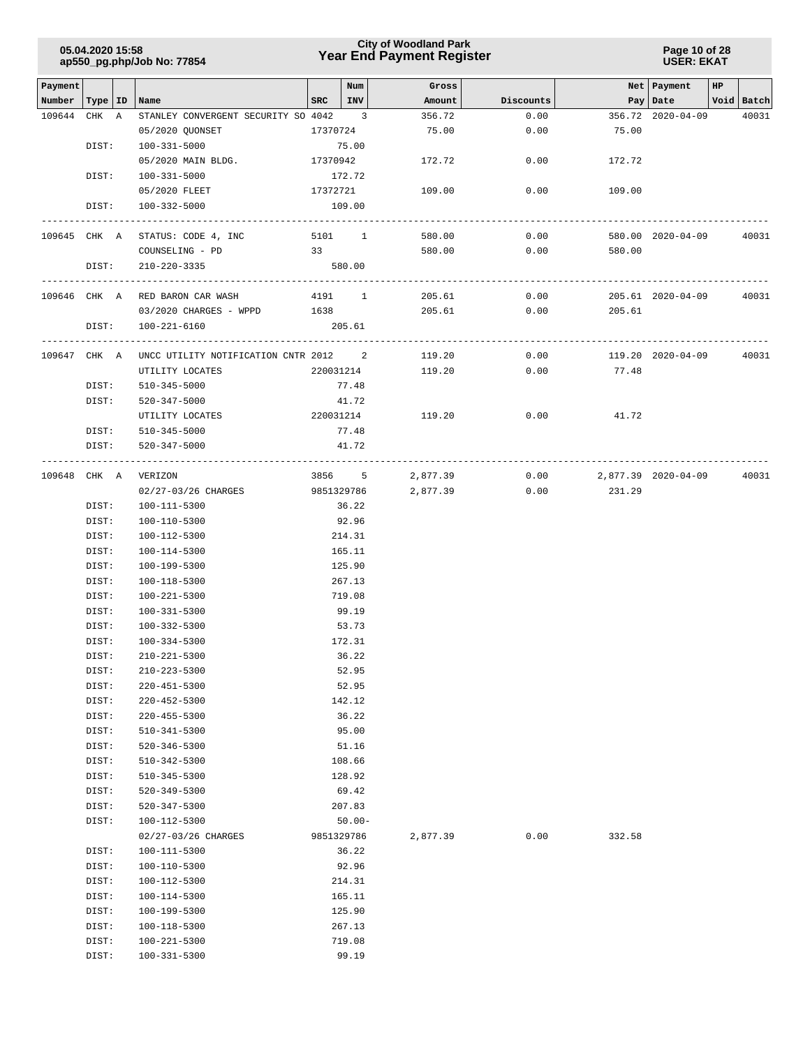# City of Woodland Park
## Year End Payment Register

05.04.2020 15:58
ap550_pg.php/Job No: 77854

USER: EKAT

| Payment Number | Type | ID | Name | SRC | Num INV | Gross Amount | Discounts | Net Pay | Payment Date | HP Void | Batch |
|---|---|---|---|---|---|---|---|---|---|---|---|
| 109644 | CHK | A | STANLEY CONVERGENT SECURITY SO | 4042 | 3 | 356.72 | 0.00 | 356.72 | 2020-04-09 | | 40031 |
| | | | 05/2020 QUONSET | 17370724 | | 75.00 | 0.00 | 75.00 | | | |
| | DIST: | | 100-331-5000 | | 75.00 | | | | | | |
| | | | 05/2020 MAIN BLDG. | 17370942 | | 172.72 | 0.00 | 172.72 | | | |
| | DIST: | | 100-331-5000 | | 172.72 | | | | | | |
| | | | 05/2020 FLEET | 17372721 | | 109.00 | 0.00 | 109.00 | | | |
| | DIST: | | 100-332-5000 | | 109.00 | | | | | | |
| 109645 | CHK | A | STATUS: CODE 4, INC | 5101 | 1 | 580.00 | 0.00 | 580.00 | 2020-04-09 | | 40031 |
| | | | COUNSELING - PD | 33 | | 580.00 | 0.00 | 580.00 | | | |
| | DIST: | | 210-220-3335 | | 580.00 | | | | | | |
| 109646 | CHK | A | RED BARON CAR WASH | 4191 | 1 | 205.61 | 0.00 | 205.61 | 2020-04-09 | | 40031 |
| | | | 03/2020 CHARGES - WPPD | 1638 | | 205.61 | 0.00 | 205.61 | | | |
| | DIST: | | 100-221-6160 | | 205.61 | | | | | | |
| 109647 | CHK | A | UNCC UTILITY NOTIFICATION CNTR | 2012 | 2 | 119.20 | 0.00 | 119.20 | 2020-04-09 | | 40031 |
| | | | UTILITY LOCATES | 220031214 | | 119.20 | 0.00 | 77.48 | | | |
| | DIST: | | 510-345-5000 | | 77.48 | | | | | | |
| | DIST: | | 520-347-5000 | | 41.72 | | | | | | |
| | | | UTILITY LOCATES | 220031214 | | 119.20 | 0.00 | 41.72 | | | |
| | DIST: | | 510-345-5000 | | 77.48 | | | | | | |
| | DIST: | | 520-347-5000 | | 41.72 | | | | | | |
| 109648 | CHK | A | VERIZON | 3856 | 5 | 2,877.39 | 0.00 | 2,877.39 | 2020-04-09 | | 40031 |
| | | | 02/27-03/26 CHARGES | 9851329786 | | 2,877.39 | 0.00 | 231.29 | | | |
| | DIST: | | 100-111-5300 | | 36.22 | | | | | | |
| | DIST: | | 100-110-5300 | | 92.96 | | | | | | |
| | DIST: | | 100-112-5300 | | 214.31 | | | | | | |
| | DIST: | | 100-114-5300 | | 165.11 | | | | | | |
| | DIST: | | 100-199-5300 | | 125.90 | | | | | | |
| | DIST: | | 100-118-5300 | | 267.13 | | | | | | |
| | DIST: | | 100-221-5300 | | 719.08 | | | | | | |
| | DIST: | | 100-331-5300 | | 99.19 | | | | | | |
| | DIST: | | 100-332-5300 | | 53.73 | | | | | | |
| | DIST: | | 100-334-5300 | | 172.31 | | | | | | |
| | DIST: | | 210-221-5300 | | 36.22 | | | | | | |
| | DIST: | | 210-223-5300 | | 52.95 | | | | | | |
| | DIST: | | 220-451-5300 | | 52.95 | | | | | | |
| | DIST: | | 220-452-5300 | | 142.12 | | | | | | |
| | DIST: | | 220-455-5300 | | 36.22 | | | | | | |
| | DIST: | | 510-341-5300 | | 95.00 | | | | | | |
| | DIST: | | 520-346-5300 | | 51.16 | | | | | | |
| | DIST: | | 510-342-5300 | | 108.66 | | | | | | |
| | DIST: | | 510-345-5300 | | 128.92 | | | | | | |
| | DIST: | | 520-349-5300 | | 69.42 | | | | | | |
| | DIST: | | 520-347-5300 | | 207.83 | | | | | | |
| | DIST: | | 100-112-5300 | | 50.00- | | | | | | |
| | | | 02/27-03/26 CHARGES | 9851329786 | | 2,877.39 | 0.00 | 332.58 | | | |
| | DIST: | | 100-111-5300 | | 36.22 | | | | | | |
| | DIST: | | 100-110-5300 | | 92.96 | | | | | | |
| | DIST: | | 100-112-5300 | | 214.31 | | | | | | |
| | DIST: | | 100-114-5300 | | 165.11 | | | | | | |
| | DIST: | | 100-199-5300 | | 125.90 | | | | | | |
| | DIST: | | 100-118-5300 | | 267.13 | | | | | | |
| | DIST: | | 100-221-5300 | | 719.08 | | | | | | |
| | DIST: | | 100-331-5300 | | 99.19 | | | | | | |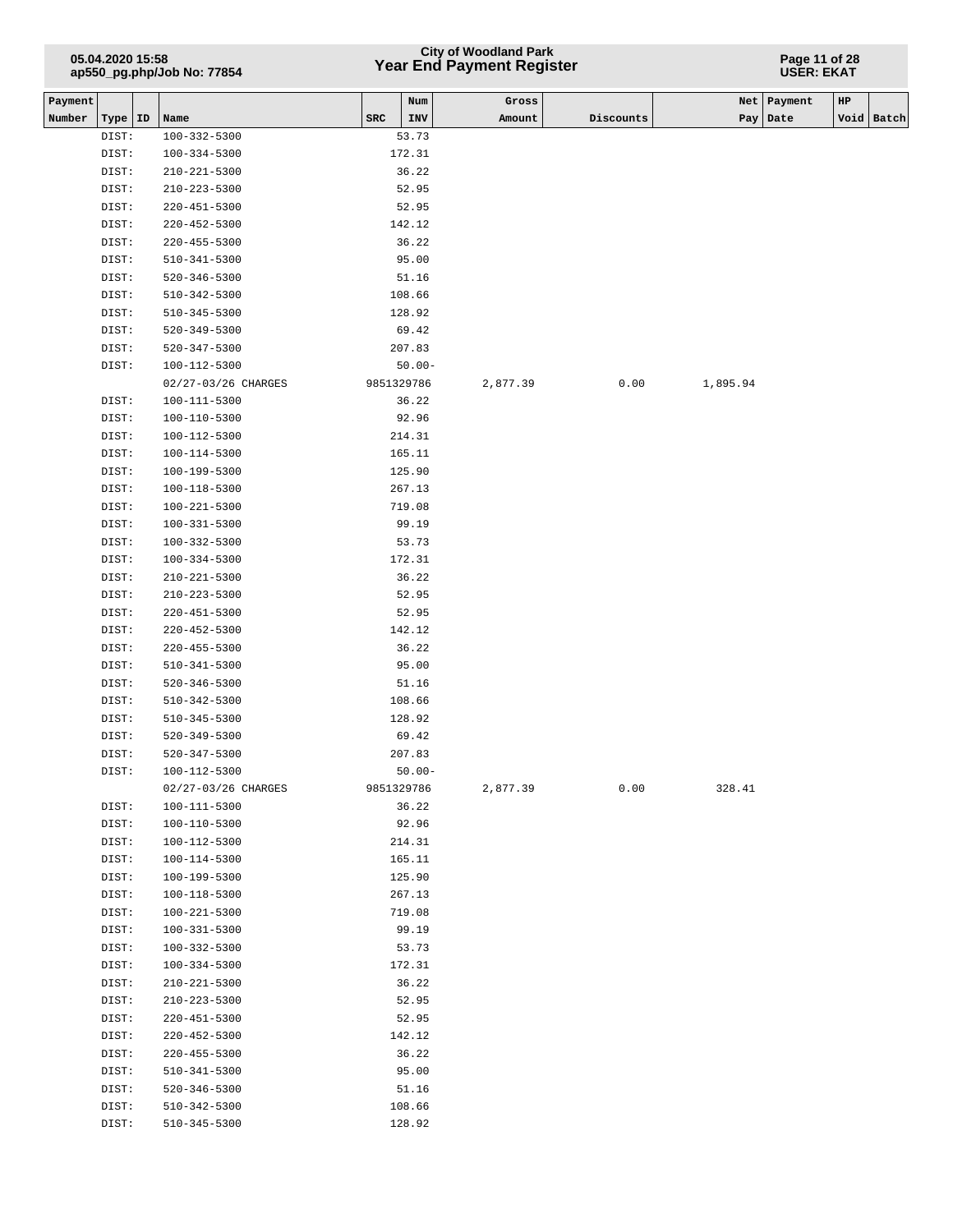| Payment Number | Type | ID | Name | SRC | Num INV | Gross Amount | Discounts | Net Pay | Payment Date | HP Void | Batch |
|---|---|---|---|---|---|---|---|---|---|---|---|
| | DIST: | | 100-332-5300 | | 53.73 | | | | | | |
| | DIST: | | 100-334-5300 | | 172.31 | | | | | | |
| | DIST: | | 210-221-5300 | | 36.22 | | | | | | |
| | DIST: | | 210-223-5300 | | 52.95 | | | | | | |
| | DIST: | | 220-451-5300 | | 52.95 | | | | | | |
| | DIST: | | 220-452-5300 | | 142.12 | | | | | | |
| | DIST: | | 220-455-5300 | | 36.22 | | | | | | |
| | DIST: | | 510-341-5300 | | 95.00 | | | | | | |
| | DIST: | | 520-346-5300 | | 51.16 | | | | | | |
| | DIST: | | 510-342-5300 | | 108.66 | | | | | | |
| | DIST: | | 510-345-5300 | | 128.92 | | | | | | |
| | DIST: | | 520-349-5300 | | 69.42 | | | | | | |
| | DIST: | | 520-347-5300 | | 207.83 | | | | | | |
| | DIST: | | 100-112-5300 | | 50.00- | | | | | | |
| | | | 02/27-03/26 CHARGES | 9851329786 | | 2,877.39 | 0.00 | 1,895.94 | | | |
| | DIST: | | 100-111-5300 | | 36.22 | | | | | | |
| | DIST: | | 100-110-5300 | | 92.96 | | | | | | |
| | DIST: | | 100-112-5300 | | 214.31 | | | | | | |
| | DIST: | | 100-114-5300 | | 165.11 | | | | | | |
| | DIST: | | 100-199-5300 | | 125.90 | | | | | | |
| | DIST: | | 100-118-5300 | | 267.13 | | | | | | |
| | DIST: | | 100-221-5300 | | 719.08 | | | | | | |
| | DIST: | | 100-331-5300 | | 99.19 | | | | | | |
| | DIST: | | 100-332-5300 | | 53.73 | | | | | | |
| | DIST: | | 100-334-5300 | | 172.31 | | | | | | |
| | DIST: | | 210-221-5300 | | 36.22 | | | | | | |
| | DIST: | | 210-223-5300 | | 52.95 | | | | | | |
| | DIST: | | 220-451-5300 | | 52.95 | | | | | | |
| | DIST: | | 220-452-5300 | | 142.12 | | | | | | |
| | DIST: | | 220-455-5300 | | 36.22 | | | | | | |
| | DIST: | | 510-341-5300 | | 95.00 | | | | | | |
| | DIST: | | 520-346-5300 | | 51.16 | | | | | | |
| | DIST: | | 510-342-5300 | | 108.66 | | | | | | |
| | DIST: | | 510-345-5300 | | 128.92 | | | | | | |
| | DIST: | | 520-349-5300 | | 69.42 | | | | | | |
| | DIST: | | 520-347-5300 | | 207.83 | | | | | | |
| | DIST: | | 100-112-5300 | | 50.00- | | | | | | |
| | | | 02/27-03/26 CHARGES | 9851329786 | | 2,877.39 | 0.00 | 328.41 | | | |
| | DIST: | | 100-111-5300 | | 36.22 | | | | | | |
| | DIST: | | 100-110-5300 | | 92.96 | | | | | | |
| | DIST: | | 100-112-5300 | | 214.31 | | | | | | |
| | DIST: | | 100-114-5300 | | 165.11 | | | | | | |
| | DIST: | | 100-199-5300 | | 125.90 | | | | | | |
| | DIST: | | 100-118-5300 | | 267.13 | | | | | | |
| | DIST: | | 100-221-5300 | | 719.08 | | | | | | |
| | DIST: | | 100-331-5300 | | 99.19 | | | | | | |
| | DIST: | | 100-332-5300 | | 53.73 | | | | | | |
| | DIST: | | 100-334-5300 | | 172.31 | | | | | | |
| | DIST: | | 210-221-5300 | | 36.22 | | | | | | |
| | DIST: | | 210-223-5300 | | 52.95 | | | | | | |
| | DIST: | | 220-451-5300 | | 52.95 | | | | | | |
| | DIST: | | 220-452-5300 | | 142.12 | | | | | | |
| | DIST: | | 220-455-5300 | | 36.22 | | | | | | |
| | DIST: | | 510-341-5300 | | 95.00 | | | | | | |
| | DIST: | | 520-346-5300 | | 51.16 | | | | | | |
| | DIST: | | 510-342-5300 | | 108.66 | | | | | | |
| | DIST: | | 510-345-5300 | | 128.92 | | | | | | |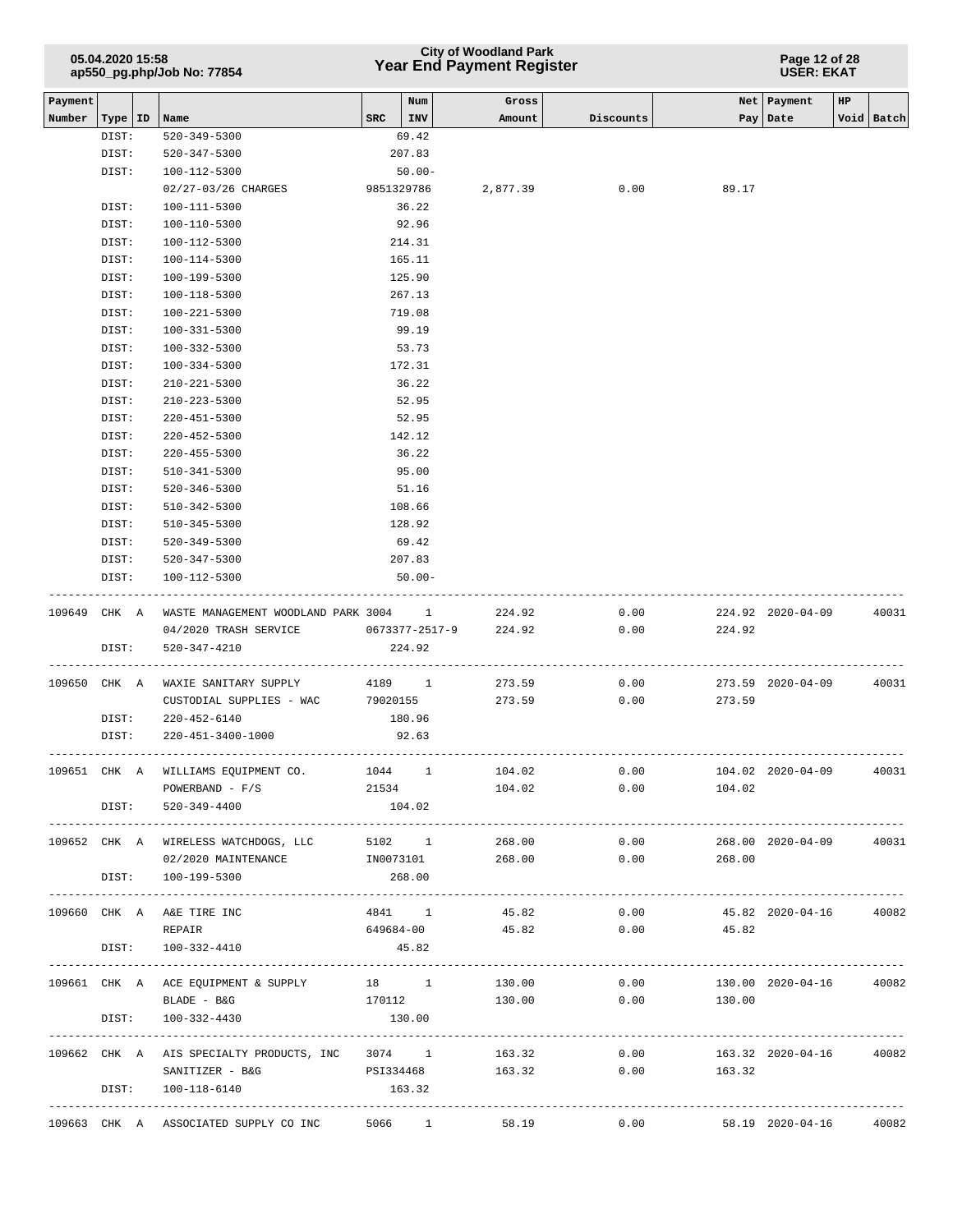| Payment Number | Type | ID | Name | SRC | Num INV | Gross Amount | Discounts | Net Pay | Payment Date | HP | Void | Batch |
|---|---|---|---|---|---|---|---|---|---|---|---|---|
| | DIST: | | 520-349-5300 | | 69.42 | | | | | | | |
| | DIST: | | 520-347-5300 | | 207.83 | | | | | | | |
| | DIST: | | 100-112-5300 | | 50.00- | | | | | | | |
| | | | 02/27-03/26 CHARGES | 9851329786 | | 2,877.39 | 0.00 | 89.17 | | | | |
| | DIST: | | 100-111-5300 | | 36.22 | | | | | | | |
| | DIST: | | 100-110-5300 | | 92.96 | | | | | | | |
| | DIST: | | 100-112-5300 | | 214.31 | | | | | | | |
| | DIST: | | 100-114-5300 | | 165.11 | | | | | | | |
| | DIST: | | 100-199-5300 | | 125.90 | | | | | | | |
| | DIST: | | 100-118-5300 | | 267.13 | | | | | | | |
| | DIST: | | 100-221-5300 | | 719.08 | | | | | | | |
| | DIST: | | 100-331-5300 | | 99.19 | | | | | | | |
| | DIST: | | 100-332-5300 | | 53.73 | | | | | | | |
| | DIST: | | 100-334-5300 | | 172.31 | | | | | | | |
| | DIST: | | 210-221-5300 | | 36.22 | | | | | | | |
| | DIST: | | 210-223-5300 | | 52.95 | | | | | | | |
| | DIST: | | 220-451-5300 | | 52.95 | | | | | | | |
| | DIST: | | 220-452-5300 | | 142.12 | | | | | | | |
| | DIST: | | 220-455-5300 | | 36.22 | | | | | | | |
| | DIST: | | 510-341-5300 | | 95.00 | | | | | | | |
| | DIST: | | 520-346-5300 | | 51.16 | | | | | | | |
| | DIST: | | 510-342-5300 | | 108.66 | | | | | | | |
| | DIST: | | 510-345-5300 | | 128.92 | | | | | | | |
| | DIST: | | 520-349-5300 | | 69.42 | | | | | | | |
| | DIST: | | 520-347-5300 | | 207.83 | | | | | | | |
| | DIST: | | 100-112-5300 | | 50.00- | | | | | | | |
| 109649 | CHK | A | WASTE MANAGEMENT WOODLAND PARK | 3004 | 1 | 224.92 | 0.00 | 224.92 | 2020-04-09 | | | 40031 |
| | | | 04/2020 TRASH SERVICE | 0673377-2517-9 | | 224.92 | 0.00 | 224.92 | | | | |
| | DIST: | | 520-347-4210 | | 224.92 | | | | | | | |
| 109650 | CHK | A | WAXIE SANITARY SUPPLY | 4189 | 1 | 273.59 | 0.00 | 273.59 | 2020-04-09 | | | 40031 |
| | | | CUSTODIAL SUPPLIES - WAC | 79020155 | | 273.59 | 0.00 | 273.59 | | | | |
| | DIST: | | 220-452-6140 | | 180.96 | | | | | | | |
| | DIST: | | 220-451-3400-1000 | | 92.63 | | | | | | | |
| 109651 | CHK | A | WILLIAMS EQUIPMENT CO. | 1044 | 1 | 104.02 | 0.00 | 104.02 | 2020-04-09 | | | 40031 |
| | | | POWERBAND - F/S | 21534 | | 104.02 | 0.00 | 104.02 | | | | |
| | DIST: | | 520-349-4400 | | 104.02 | | | | | | | |
| 109652 | CHK | A | WIRELESS WATCHDOGS, LLC | 5102 | 1 | 268.00 | 0.00 | 268.00 | 2020-04-09 | | | 40031 |
| | | | 02/2020 MAINTENANCE | IN0073101 | | 268.00 | 0.00 | 268.00 | | | | |
| | DIST: | | 100-199-5300 | | 268.00 | | | | | | | |
| 109660 | CHK | A | A&E TIRE INC | 4841 | 1 | 45.82 | 0.00 | 45.82 | 2020-04-16 | | | 40082 |
| | | | REPAIR | 649684-00 | | 45.82 | 0.00 | 45.82 | | | | |
| | DIST: | | 100-332-4410 | | 45.82 | | | | | | | |
| 109661 | CHK | A | ACE EQUIPMENT & SUPPLY | 18 | 1 | 130.00 | 0.00 | 130.00 | 2020-04-16 | | | 40082 |
| | | | BLADE - B&G | 170112 | | 130.00 | 0.00 | 130.00 | | | | |
| | DIST: | | 100-332-4430 | | 130.00 | | | | | | | |
| 109662 | CHK | A | AIS SPECIALTY PRODUCTS, INC | 3074 | 1 | 163.32 | 0.00 | 163.32 | 2020-04-16 | | | 40082 |
| | | | SANITIZER - B&G | PSI334468 | | 163.32 | 0.00 | 163.32 | | | | |
| | DIST: | | 100-118-6140 | | 163.32 | | | | | | | |
| 109663 | CHK | A | ASSOCIATED SUPPLY CO INC | 5066 | 1 | 58.19 | 0.00 | 58.19 | 2020-04-16 | | | 40082 |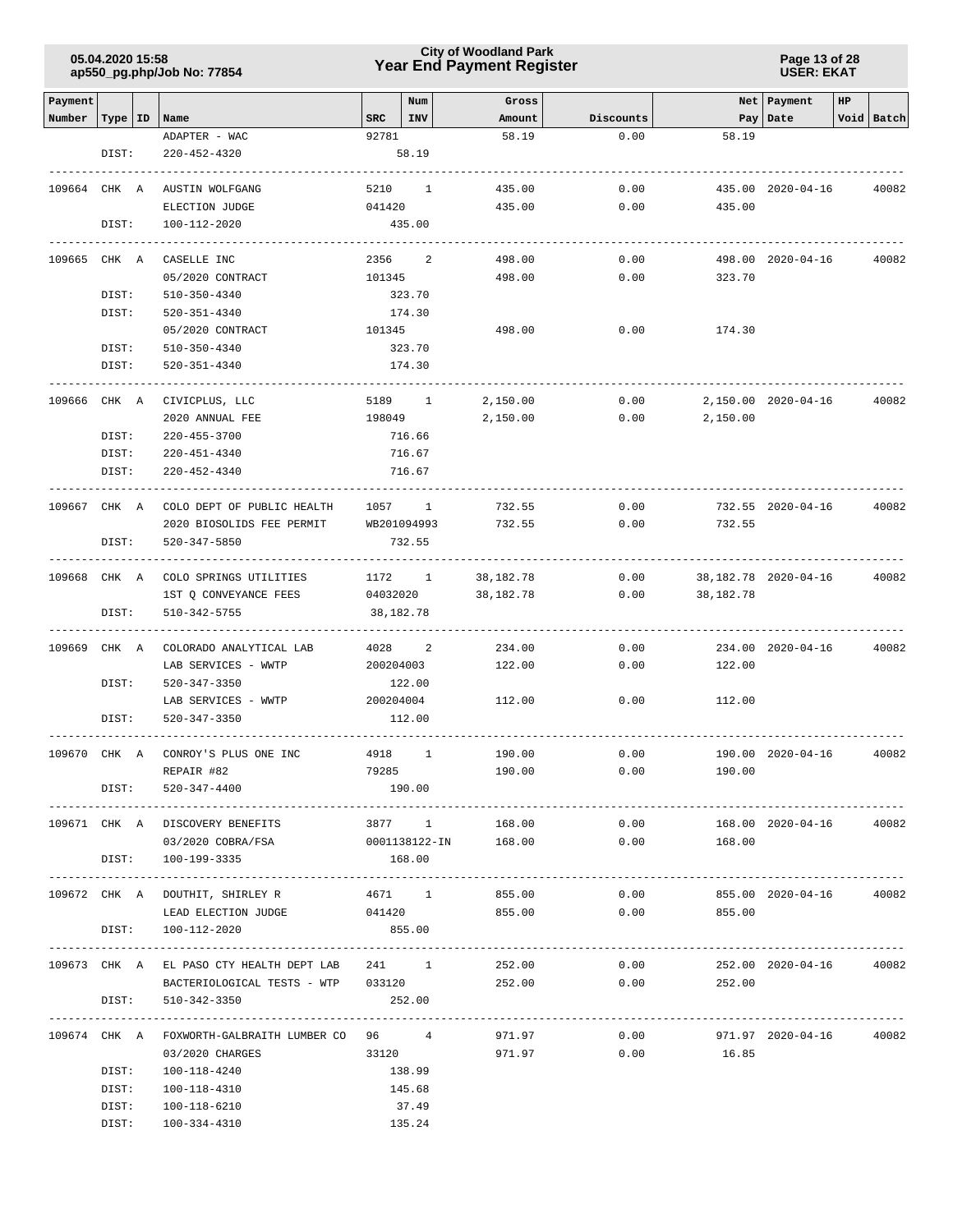| Payment Number | Type | ID | Name | SRC | Num INV | Gross Amount | Discounts | Net Pay | Payment Date | HP | Void | Batch |
|---|---|---|---|---|---|---|---|---|---|---|---|---|
| | | | ADAPTER - WAC | 92781 | | 58.19 | 0.00 | 58.19 | | | | |
| | DIST: | | 220-452-4320 | | 58.19 | | | | | | | |
| 109664 | CHK | A | AUSTIN WOLFGANG | 5210 | 1 | 435.00 | 0.00 | 435.00 | 2020-04-16 | | | 40082 |
| | | | ELECTION JUDGE | 041420 | | 435.00 | 0.00 | 435.00 | | | | |
| | DIST: | | 100-112-2020 | | 435.00 | | | | | | | |
| 109665 | CHK | A | CASELLE INC | 2356 | 2 | 498.00 | 0.00 | 498.00 | 2020-04-16 | | | 40082 |
| | | | 05/2020 CONTRACT | 101345 | | 498.00 | 0.00 | 323.70 | | | | |
| | DIST: | | 510-350-4340 | | 323.70 | | | | | | | |
| | DIST: | | 520-351-4340 | | 174.30 | | | | | | | |
| | | | 05/2020 CONTRACT | 101345 | | 498.00 | 0.00 | 174.30 | | | | |
| | DIST: | | 510-350-4340 | | 323.70 | | | | | | | |
| | DIST: | | 520-351-4340 | | 174.30 | | | | | | | |
| 109666 | CHK | A | CIVICPLUS, LLC | 5189 | 1 | 2,150.00 | 0.00 | 2,150.00 | 2020-04-16 | | | 40082 |
| | | | 2020 ANNUAL FEE | 198049 | | 2,150.00 | 0.00 | 2,150.00 | | | | |
| | DIST: | | 220-455-3700 | | 716.66 | | | | | | | |
| | DIST: | | 220-451-4340 | | 716.67 | | | | | | | |
| | DIST: | | 220-452-4340 | | 716.67 | | | | | | | |
| 109667 | CHK | A | COLO DEPT OF PUBLIC HEALTH | 1057 | 1 | 732.55 | 0.00 | 732.55 | 2020-04-16 | | | 40082 |
| | | | 2020 BIOSOLIDS FEE PERMIT | WB201094993 | | 732.55 | 0.00 | 732.55 | | | | |
| | DIST: | | 520-347-5850 | | 732.55 | | | | | | | |
| 109668 | CHK | A | COLO SPRINGS UTILITIES | 1172 | 1 | 38,182.78 | 0.00 | 38,182.78 | 2020-04-16 | | | 40082 |
| | | | 1ST Q CONVEYANCE FEES | 04032020 | | 38,182.78 | 0.00 | 38,182.78 | | | | |
| | DIST: | | 510-342-5755 | | 38,182.78 | | | | | | | |
| 109669 | CHK | A | COLORADO ANALYTICAL LAB | 4028 | 2 | 234.00 | 0.00 | 234.00 | 2020-04-16 | | | 40082 |
| | | | LAB SERVICES - WWTP | 200204003 | | 122.00 | 0.00 | 122.00 | | | | |
| | DIST: | | 520-347-3350 | | 122.00 | | | | | | | |
| | | | LAB SERVICES - WWTP | 200204004 | | 112.00 | 0.00 | 112.00 | | | | |
| | DIST: | | 520-347-3350 | | 112.00 | | | | | | | |
| 109670 | CHK | A | CONROY'S PLUS ONE INC | 4918 | 1 | 190.00 | 0.00 | 190.00 | 2020-04-16 | | | 40082 |
| | | | REPAIR #82 | 79285 | | 190.00 | 0.00 | 190.00 | | | | |
| | DIST: | | 520-347-4400 | | 190.00 | | | | | | | |
| 109671 | CHK | A | DISCOVERY BENEFITS | 3877 | 1 | 168.00 | 0.00 | 168.00 | 2020-04-16 | | | 40082 |
| | | | 03/2020 COBRA/FSA | 0001138122-IN | | 168.00 | 0.00 | 168.00 | | | | |
| | DIST: | | 100-199-3335 | | 168.00 | | | | | | | |
| 109672 | CHK | A | DOUTHIT, SHIRLEY R | 4671 | 1 | 855.00 | 0.00 | 855.00 | 2020-04-16 | | | 40082 |
| | | | LEAD ELECTION JUDGE | 041420 | | 855.00 | 0.00 | 855.00 | | | | |
| | DIST: | | 100-112-2020 | | 855.00 | | | | | | | |
| 109673 | CHK | A | EL PASO CTY HEALTH DEPT LAB | 241 | 1 | 252.00 | 0.00 | 252.00 | 2020-04-16 | | | 40082 |
| | | | BACTERIOLOGICAL TESTS - WTP | 033120 | | 252.00 | 0.00 | 252.00 | | | | |
| | DIST: | | 510-342-3350 | | 252.00 | | | | | | | |
| 109674 | CHK | A | FOXWORTH-GALBRAITH LUMBER CO | 96 | 4 | 971.97 | 0.00 | 971.97 | 2020-04-16 | | | 40082 |
| | | | 03/2020 CHARGES | 33120 | | 971.97 | 0.00 | 16.85 | | | | |
| | DIST: | | 100-118-4240 | | 138.99 | | | | | | | |
| | DIST: | | 100-118-4310 | | 145.68 | | | | | | | |
| | DIST: | | 100-118-6210 | | 37.49 | | | | | | | |
| | DIST: | | 100-334-4310 | | 135.24 | | | | | | | |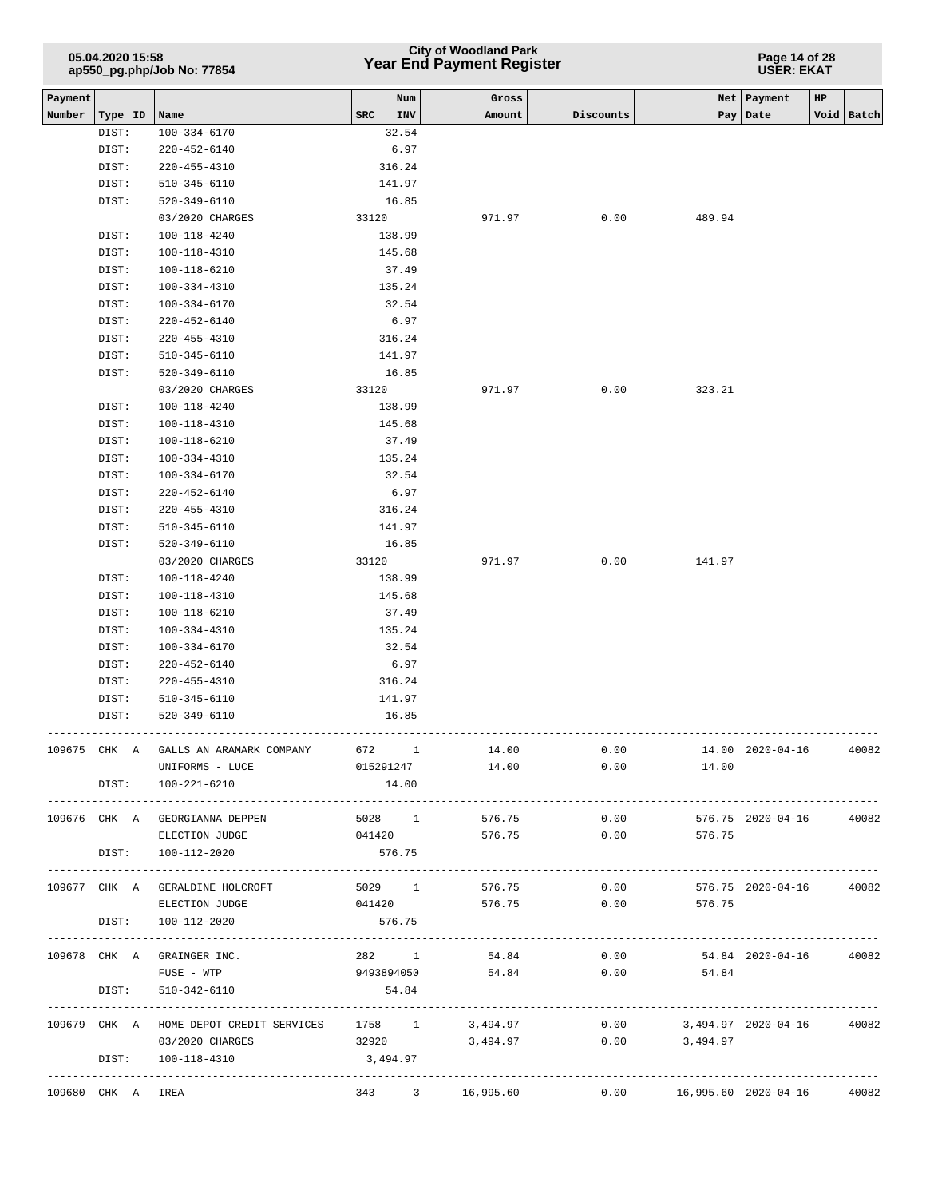| Payment Number | Type | ID | Name | SRC | Num INV | Gross Amount | Discounts | Net Pay | Payment Date | HP Void | Batch |
|---|---|---|---|---|---|---|---|---|---|---|---|
| | DIST: | | 100-334-6170 | | 32.54 | | | | | | |
| | DIST: | | 220-452-6140 | | 6.97 | | | | | | |
| | DIST: | | 220-455-4310 | | 316.24 | | | | | | |
| | DIST: | | 510-345-6110 | | 141.97 | | | | | | |
| | DIST: | | 520-349-6110 | | 16.85 | | | | | | |
| | | | 03/2020 CHARGES | 33120 | | 971.97 | 0.00 | 489.94 | | | |
| | DIST: | | 100-118-4240 | | 138.99 | | | | | | |
| | DIST: | | 100-118-4310 | | 145.68 | | | | | | |
| | DIST: | | 100-118-6210 | | 37.49 | | | | | | |
| | DIST: | | 100-334-4310 | | 135.24 | | | | | | |
| | DIST: | | 100-334-6170 | | 32.54 | | | | | | |
| | DIST: | | 220-452-6140 | | 6.97 | | | | | | |
| | DIST: | | 220-455-4310 | | 316.24 | | | | | | |
| | DIST: | | 510-345-6110 | | 141.97 | | | | | | |
| | DIST: | | 520-349-6110 | | 16.85 | | | | | | |
| | | | 03/2020 CHARGES | 33120 | | 971.97 | 0.00 | 323.21 | | | |
| | DIST: | | 100-118-4240 | | 138.99 | | | | | | |
| | DIST: | | 100-118-4310 | | 145.68 | | | | | | |
| | DIST: | | 100-118-6210 | | 37.49 | | | | | | |
| | DIST: | | 100-334-4310 | | 135.24 | | | | | | |
| | DIST: | | 100-334-6170 | | 32.54 | | | | | | |
| | DIST: | | 220-452-6140 | | 6.97 | | | | | | |
| | DIST: | | 220-455-4310 | | 316.24 | | | | | | |
| | DIST: | | 510-345-6110 | | 141.97 | | | | | | |
| | DIST: | | 520-349-6110 | | 16.85 | | | | | | |
| | | | 03/2020 CHARGES | 33120 | | 971.97 | 0.00 | 141.97 | | | |
| | DIST: | | 100-118-4240 | | 138.99 | | | | | | |
| | DIST: | | 100-118-4310 | | 145.68 | | | | | | |
| | DIST: | | 100-118-6210 | | 37.49 | | | | | | |
| | DIST: | | 100-334-4310 | | 135.24 | | | | | | |
| | DIST: | | 100-334-6170 | | 32.54 | | | | | | |
| | DIST: | | 220-452-6140 | | 6.97 | | | | | | |
| | DIST: | | 220-455-4310 | | 316.24 | | | | | | |
| | DIST: | | 510-345-6110 | | 141.97 | | | | | | |
| | DIST: | | 520-349-6110 | | 16.85 | | | | | | |
| 109675 | CHK | A | GALLS AN ARAMARK COMPANY | 672 | 1 | 14.00 | 0.00 | 14.00 | 2020-04-16 | | 40082 |
| | | | UNIFORMS - LUCE | 015291247 | | 14.00 | 0.00 | 14.00 | | | |
| | DIST: | | 100-221-6210 | | 14.00 | | | | | | |
| 109676 | CHK | A | GEORGIANNA DEPPEN | 5028 | 1 | 576.75 | 0.00 | 576.75 | 2020-04-16 | | 40082 |
| | | | ELECTION JUDGE | 041420 | | 576.75 | 0.00 | 576.75 | | | |
| | DIST: | | 100-112-2020 | | 576.75 | | | | | | |
| 109677 | CHK | A | GERALDINE HOLCROFT | 5029 | 1 | 576.75 | 0.00 | 576.75 | 2020-04-16 | | 40082 |
| | | | ELECTION JUDGE | 041420 | | 576.75 | 0.00 | 576.75 | | | |
| | DIST: | | 100-112-2020 | | 576.75 | | | | | | |
| 109678 | CHK | A | GRAINGER INC. | 282 | 1 | 54.84 | 0.00 | 54.84 | 2020-04-16 | | 40082 |
| | | | FUSE - WTP | 9493894050 | | 54.84 | 0.00 | 54.84 | | | |
| | DIST: | | 510-342-6110 | | 54.84 | | | | | | |
| 109679 | CHK | A | HOME DEPOT CREDIT SERVICES | 1758 | 1 | 3,494.97 | 0.00 | 3,494.97 | 2020-04-16 | | 40082 |
| | | | 03/2020 CHARGES | 32920 | | 3,494.97 | 0.00 | 3,494.97 | | | |
| | DIST: | | 100-118-4310 | | 3,494.97 | | | | | | |
| 109680 | CHK | A | IREA | 343 | 3 | 16,995.60 | 0.00 | 16,995.60 | 2020-04-16 | | 40082 |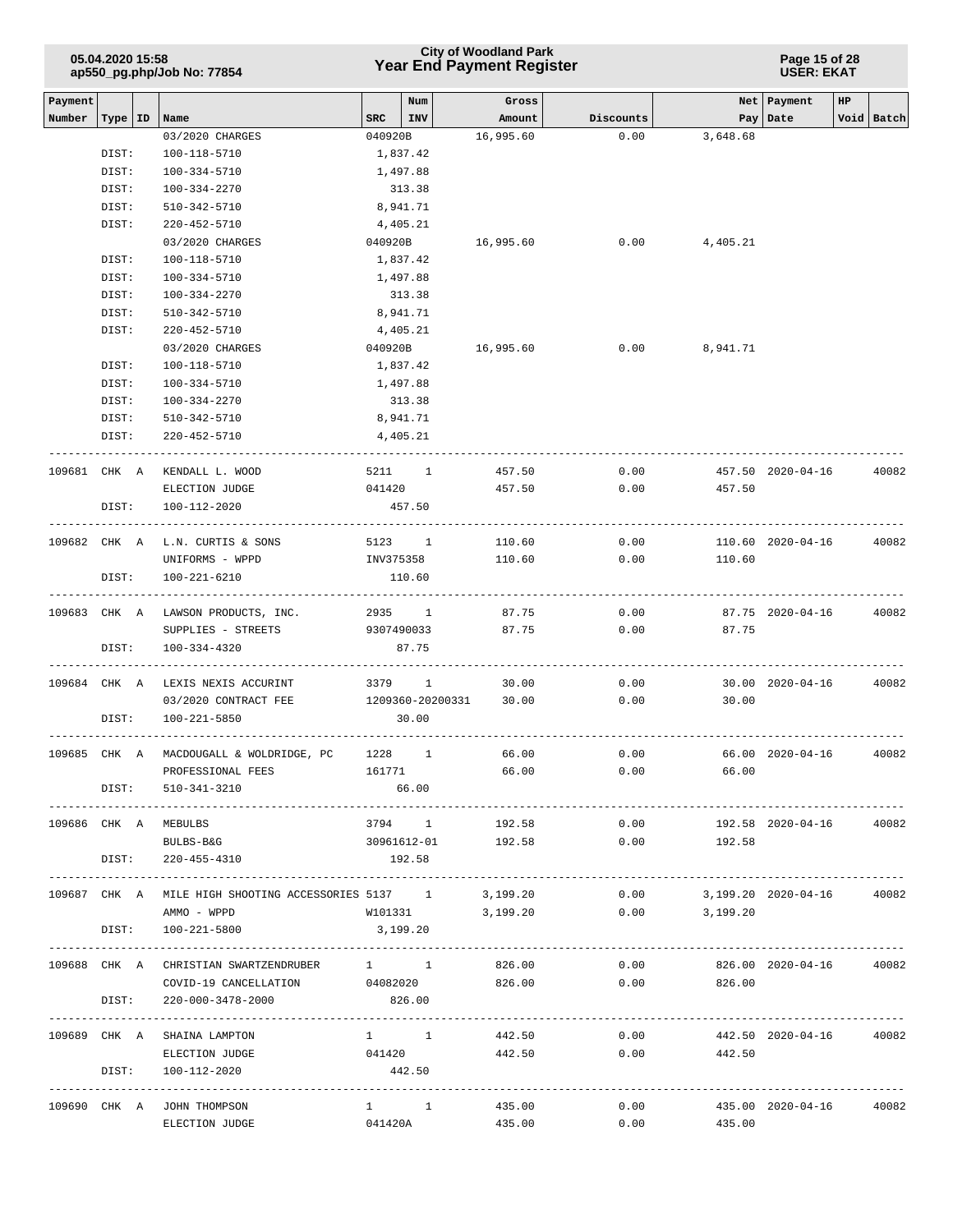# City of Woodland Park
## Year End Payment Register

| Payment Number | Type | ID | Name | SRC | Num INV | Gross Amount | Discounts | Net Pay | Payment Date | HP Void | Batch |
|---|---|---|---|---|---|---|---|---|---|---|---|
| | | | 03/2020 CHARGES | 040920B | | 16,995.60 | 0.00 | 3,648.68 | | | |
| | DIST: | | 100-118-5710 | 1,837.42 | | | | | | | |
| | DIST: | | 100-334-5710 | 1,497.88 | | | | | | | |
| | DIST: | | 100-334-2270 | 313.38 | | | | | | | |
| | DIST: | | 510-342-5710 | 8,941.71 | | | | | | | |
| | DIST: | | 220-452-5710 | 4,405.21 | | | | | | | |
| | | | 03/2020 CHARGES | 040920B | | 16,995.60 | 0.00 | 4,405.21 | | | |
| | DIST: | | 100-118-5710 | 1,837.42 | | | | | | | |
| | DIST: | | 100-334-5710 | 1,497.88 | | | | | | | |
| | DIST: | | 100-334-2270 | 313.38 | | | | | | | |
| | DIST: | | 510-342-5710 | 8,941.71 | | | | | | | |
| | DIST: | | 220-452-5710 | 4,405.21 | | | | | | | |
| | | | 03/2020 CHARGES | 040920B | | 16,995.60 | 0.00 | 8,941.71 | | | |
| | DIST: | | 100-118-5710 | 1,837.42 | | | | | | | |
| | DIST: | | 100-334-5710 | 1,497.88 | | | | | | | |
| | DIST: | | 100-334-2270 | 313.38 | | | | | | | |
| | DIST: | | 510-342-5710 | 8,941.71 | | | | | | | |
| | DIST: | | 220-452-5710 | 4,405.21 | | | | | | | |
| 109681 | CHK | A | KENDALL L. WOOD | 5211 | 1 | 457.50 | 0.00 | 457.50 | 2020-04-16 | | 40082 |
| | | | ELECTION JUDGE | 041420 | | 457.50 | 0.00 | 457.50 | | | |
| | DIST: | | 100-112-2020 | 457.50 | | | | | | | |
| 109682 | CHK | A | L.N. CURTIS & SONS | 5123 | 1 | 110.60 | 0.00 | 110.60 | 2020-04-16 | | 40082 |
| | | | UNIFORMS - WPPD | INV375358 | | 110.60 | 0.00 | 110.60 | | | |
| | DIST: | | 100-221-6210 | 110.60 | | | | | | | |
| 109683 | CHK | A | LAWSON PRODUCTS, INC. | 2935 | 1 | 87.75 | 0.00 | 87.75 | 2020-04-16 | | 40082 |
| | | | SUPPLIES - STREETS | 9307490033 | | 87.75 | 0.00 | 87.75 | | | |
| | DIST: | | 100-334-4320 | 87.75 | | | | | | | |
| 109684 | CHK | A | LEXIS NEXIS ACCURINT | 3379 | 1 | 30.00 | 0.00 | 30.00 | 2020-04-16 | | 40082 |
| | | | 03/2020 CONTRACT FEE | 1209360-20200331 | | 30.00 | 0.00 | 30.00 | | | |
| | DIST: | | 100-221-5850 | 30.00 | | | | | | | |
| 109685 | CHK | A | MACDOUGALL & WOLDRIDGE, PC | 1228 | 1 | 66.00 | 0.00 | 66.00 | 2020-04-16 | | 40082 |
| | | | PROFESSIONAL FEES | 161771 | | 66.00 | 0.00 | 66.00 | | | |
| | DIST: | | 510-341-3210 | 66.00 | | | | | | | |
| 109686 | CHK | A | MEBULBS | 3794 | 1 | 192.58 | 0.00 | 192.58 | 2020-04-16 | | 40082 |
| | | | BULBS-B&G | 30961612-01 | | 192.58 | 0.00 | 192.58 | | | |
| | DIST: | | 220-455-4310 | 192.58 | | | | | | | |
| 109687 | CHK | A | MILE HIGH SHOOTING ACCESSORIES | 5137 | 1 | 3,199.20 | 0.00 | 3,199.20 | 2020-04-16 | | 40082 |
| | | | AMMO - WPPD | W101331 | | 3,199.20 | 0.00 | 3,199.20 | | | |
| | DIST: | | 100-221-5800 | 3,199.20 | | | | | | | |
| 109688 | CHK | A | CHRISTIAN SWARTZENDRUBER | 1 | 1 | 826.00 | 0.00 | 826.00 | 2020-04-16 | | 40082 |
| | | | COVID-19 CANCELLATION | 04082020 | | 826.00 | 0.00 | 826.00 | | | |
| | DIST: | | 220-000-3478-2000 | 826.00 | | | | | | | |
| 109689 | CHK | A | SHAINA LAMPTON | 1 | 1 | 442.50 | 0.00 | 442.50 | 2020-04-16 | | 40082 |
| | | | ELECTION JUDGE | 041420 | | 442.50 | 0.00 | 442.50 | | | |
| | DIST: | | 100-112-2020 | 442.50 | | | | | | | |
| 109690 | CHK | A | JOHN THOMPSON | 1 | 1 | 435.00 | 0.00 | 435.00 | 2020-04-16 | | 40082 |
| | | | ELECTION JUDGE | 041420A | | 435.00 | 0.00 | 435.00 | | | |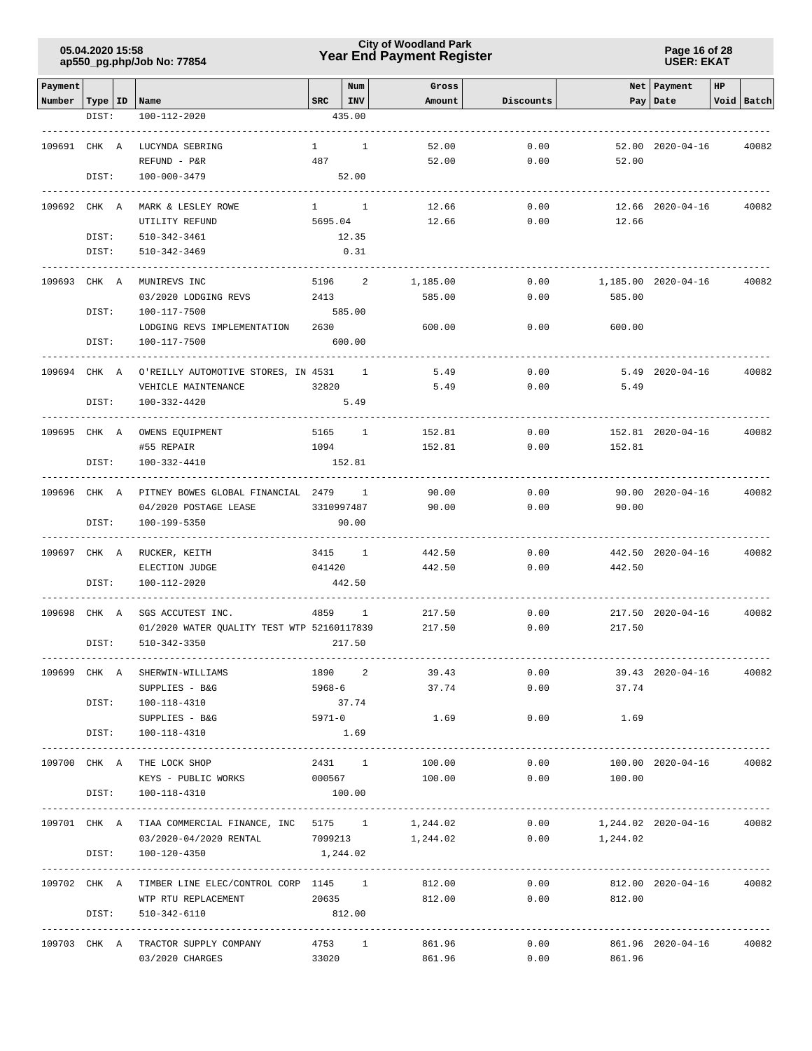| Payment Number | Type | ID | Name | SRC | Num INV | Gross Amount | Discounts | Net Pay | Payment Date | HP Void | Batch |
|---|---|---|---|---|---|---|---|---|---|---|---|
| | DIST: | | 100-112-2020 | | 435.00 | | | | | | |
| 109691 | CHK | A | LUCYNDA SEBRING | 1 | 1 | 52.00 | 0.00 | 52.00 | 2020-04-16 | | 40082 |
| | | | REFUND - P&R | 487 | | 52.00 | 0.00 | 52.00 | | | |
| | DIST: | | 100-000-3479 | | 52.00 | | | | | | |
| 109692 | CHK | A | MARK & LESLEY ROWE | 1 | 1 | 12.66 | 0.00 | 12.66 | 2020-04-16 | | 40082 |
| | | | UTILITY REFUND | 5695.04 | | 12.66 | 0.00 | 12.66 | | | |
| | DIST: | | 510-342-3461 | | 12.35 | | | | | | |
| | DIST: | | 510-342-3469 | | 0.31 | | | | | | |
| 109693 | CHK | A | MUNIREVS INC | 5196 | 2 | 1,185.00 | 0.00 | 1,185.00 | 2020-04-16 | | 40082 |
| | | | 03/2020 LODGING REVS | 2413 | | 585.00 | 0.00 | 585.00 | | | |
| | DIST: | | 100-117-7500 | | 585.00 | | | | | | |
| | | | LODGING REVS IMPLEMENTATION | 2630 | | 600.00 | 0.00 | 600.00 | | | |
| | DIST: | | 100-117-7500 | | 600.00 | | | | | | |
| 109694 | CHK | A | O'REILLY AUTOMOTIVE STORES, IN | 4531 | 1 | 5.49 | 0.00 | 5.49 | 2020-04-16 | | 40082 |
| | | | VEHICLE MAINTENANCE | 32820 | | 5.49 | 0.00 | 5.49 | | | |
| | DIST: | | 100-332-4420 | | 5.49 | | | | | | |
| 109695 | CHK | A | OWENS EQUIPMENT | 5165 | 1 | 152.81 | 0.00 | 152.81 | 2020-04-16 | | 40082 |
| | | | #55 REPAIR | 1094 | | 152.81 | 0.00 | 152.81 | | | |
| | DIST: | | 100-332-4410 | | 152.81 | | | | | | |
| 109696 | CHK | A | PITNEY BOWES GLOBAL FINANCIAL | 2479 | 1 | 90.00 | 0.00 | 90.00 | 2020-04-16 | | 40082 |
| | | | 04/2020 POSTAGE LEASE | 3310997487 | | 90.00 | 0.00 | 90.00 | | | |
| | DIST: | | 100-199-5350 | | 90.00 | | | | | | |
| 109697 | CHK | A | RUCKER, KEITH | 3415 | 1 | 442.50 | 0.00 | 442.50 | 2020-04-16 | | 40082 |
| | | | ELECTION JUDGE | 041420 | | 442.50 | 0.00 | 442.50 | | | |
| | DIST: | | 100-112-2020 | | 442.50 | | | | | | |
| 109698 | CHK | A | SGS ACCUTEST INC. | 4859 | 1 | 217.50 | 0.00 | 217.50 | 2020-04-16 | | 40082 |
| | | | 01/2020 WATER QUALITY TEST WTP | 52160117839 | | 217.50 | 0.00 | 217.50 | | | |
| | DIST: | | 510-342-3350 | | 217.50 | | | | | | |
| 109699 | CHK | A | SHERWIN-WILLIAMS | 1890 | 2 | 39.43 | 0.00 | 39.43 | 2020-04-16 | | 40082 |
| | | | SUPPLIES - B&G | 5968-6 | | 37.74 | 0.00 | 37.74 | | | |
| | DIST: | | 100-118-4310 | | 37.74 | | | | | | |
| | | | SUPPLIES - B&G | 5971-0 | | 1.69 | 0.00 | 1.69 | | | |
| | DIST: | | 100-118-4310 | | 1.69 | | | | | | |
| 109700 | CHK | A | THE LOCK SHOP | 2431 | 1 | 100.00 | 0.00 | 100.00 | 2020-04-16 | | 40082 |
| | | | KEYS - PUBLIC WORKS | 000567 | | 100.00 | 0.00 | 100.00 | | | |
| | DIST: | | 100-118-4310 | | 100.00 | | | | | | |
| 109701 | CHK | A | TIAA COMMERCIAL FINANCE, INC | 5175 | 1 | 1,244.02 | 0.00 | 1,244.02 | 2020-04-16 | | 40082 |
| | | | 03/2020-04/2020 RENTAL | 7099213 | | 1,244.02 | 0.00 | 1,244.02 | | | |
| | DIST: | | 100-120-4350 | | 1,244.02 | | | | | | |
| 109702 | CHK | A | TIMBER LINE ELEC/CONTROL CORP | 1145 | 1 | 812.00 | 0.00 | 812.00 | 2020-04-16 | | 40082 |
| | | | WTP RTU REPLACEMENT | 20635 | | 812.00 | 0.00 | 812.00 | | | |
| | DIST: | | 510-342-6110 | | 812.00 | | | | | | |
| 109703 | CHK | A | TRACTOR SUPPLY COMPANY | 4753 | 1 | 861.96 | 0.00 | 861.96 | 2020-04-16 | | 40082 |
| | | | 03/2020 CHARGES | 33020 | | 861.96 | 0.00 | 861.96 | | | |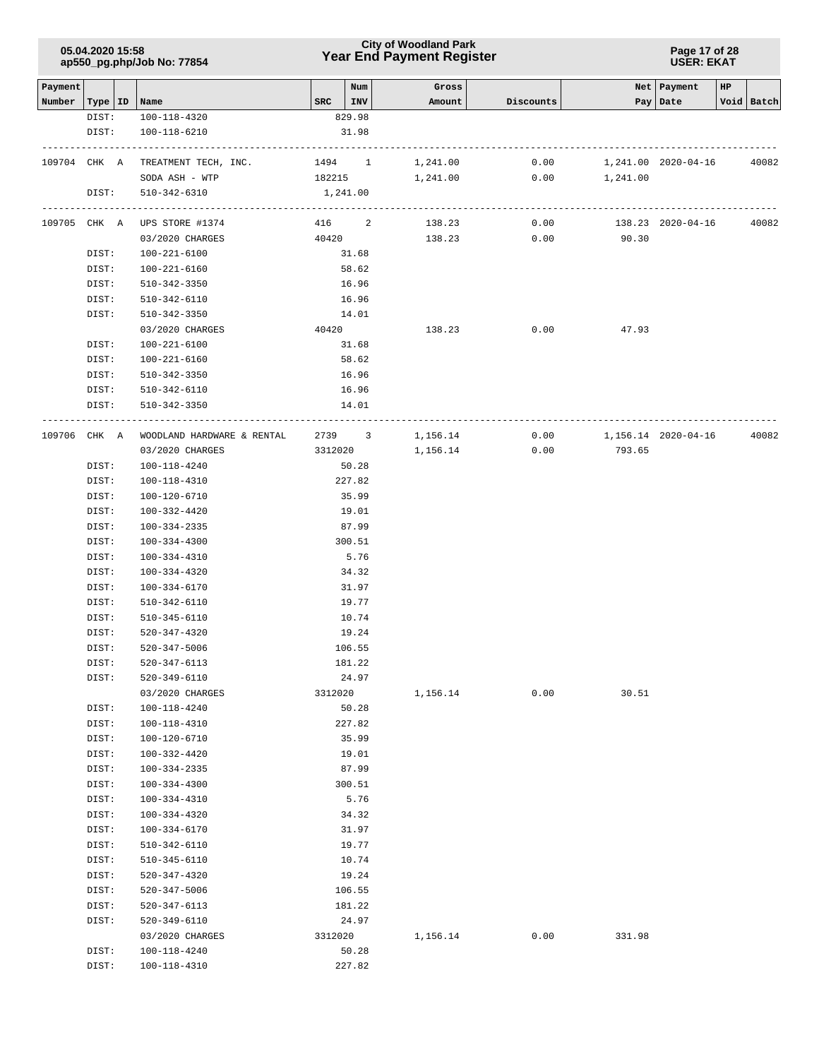| Payment Number | Type | ID | Name | SRC | Num INV | Gross Amount | Discounts | Net Pay | Payment Date | HP Void | Batch |
|---|---|---|---|---|---|---|---|---|---|---|---|
| | DIST: | | 100-118-4320 | | 829.98 | | | | | | |
| | DIST: | | 100-118-6210 | | 31.98 | | | | | | |
| 109704 | CHK | A | TREATMENT TECH, INC. | 1494 | 1 | 1,241.00 | 0.00 | 1,241.00 | 2020-04-16 | | 40082 |
| | | | SODA ASH - WTP | 182215 | | 1,241.00 | 0.00 | 1,241.00 | | | |
| | DIST: | | 510-342-6310 | | 1,241.00 | | | | | | |
| 109705 | CHK | A | UPS STORE #1374 | 416 | 2 | 138.23 | 0.00 | 138.23 | 2020-04-16 | | 40082 |
| | | | 03/2020 CHARGES | 40420 | | 138.23 | 0.00 | 90.30 | | | |
| | DIST: | | 100-221-6100 | | 31.68 | | | | | | |
| | DIST: | | 100-221-6160 | | 58.62 | | | | | | |
| | DIST: | | 510-342-3350 | | 16.96 | | | | | | |
| | DIST: | | 510-342-6110 | | 16.96 | | | | | | |
| | DIST: | | 510-342-3350 | | 14.01 | | | | | | |
| | | | 03/2020 CHARGES | 40420 | | 138.23 | 0.00 | 47.93 | | | |
| | DIST: | | 100-221-6100 | | 31.68 | | | | | | |
| | DIST: | | 100-221-6160 | | 58.62 | | | | | | |
| | DIST: | | 510-342-3350 | | 16.96 | | | | | | |
| | DIST: | | 510-342-6110 | | 16.96 | | | | | | |
| | DIST: | | 510-342-3350 | | 14.01 | | | | | | |
| 109706 | CHK | A | WOODLAND HARDWARE & RENTAL | 2739 | 3 | 1,156.14 | 0.00 | 1,156.14 | 2020-04-16 | | 40082 |
| | | | 03/2020 CHARGES | 3312020 | | 1,156.14 | 0.00 | 793.65 | | | |
| | DIST: | | 100-118-4240 | | 50.28 | | | | | | |
| | DIST: | | 100-118-4310 | | 227.82 | | | | | | |
| | DIST: | | 100-120-6710 | | 35.99 | | | | | | |
| | DIST: | | 100-332-4420 | | 19.01 | | | | | | |
| | DIST: | | 100-334-2335 | | 87.99 | | | | | | |
| | DIST: | | 100-334-4300 | | 300.51 | | | | | | |
| | DIST: | | 100-334-4310 | | 5.76 | | | | | | |
| | DIST: | | 100-334-4320 | | 34.32 | | | | | | |
| | DIST: | | 100-334-6170 | | 31.97 | | | | | | |
| | DIST: | | 510-342-6110 | | 19.77 | | | | | | |
| | DIST: | | 510-345-6110 | | 10.74 | | | | | | |
| | DIST: | | 520-347-4320 | | 19.24 | | | | | | |
| | DIST: | | 520-347-5006 | | 106.55 | | | | | | |
| | DIST: | | 520-347-6113 | | 181.22 | | | | | | |
| | DIST: | | 520-349-6110 | | 24.97 | | | | | | |
| | | | 03/2020 CHARGES | 3312020 | | 1,156.14 | 0.00 | 30.51 | | | |
| | DIST: | | 100-118-4240 | | 50.28 | | | | | | |
| | DIST: | | 100-118-4310 | | 227.82 | | | | | | |
| | DIST: | | 100-120-6710 | | 35.99 | | | | | | |
| | DIST: | | 100-332-4420 | | 19.01 | | | | | | |
| | DIST: | | 100-334-2335 | | 87.99 | | | | | | |
| | DIST: | | 100-334-4300 | | 300.51 | | | | | | |
| | DIST: | | 100-334-4310 | | 5.76 | | | | | | |
| | DIST: | | 100-334-4320 | | 34.32 | | | | | | |
| | DIST: | | 100-334-6170 | | 31.97 | | | | | | |
| | DIST: | | 510-342-6110 | | 19.77 | | | | | | |
| | DIST: | | 510-345-6110 | | 10.74 | | | | | | |
| | DIST: | | 520-347-4320 | | 19.24 | | | | | | |
| | DIST: | | 520-347-5006 | | 106.55 | | | | | | |
| | DIST: | | 520-347-6113 | | 181.22 | | | | | | |
| | DIST: | | 520-349-6110 | | 24.97 | | | | | | |
| | | | 03/2020 CHARGES | 3312020 | | 1,156.14 | 0.00 | 331.98 | | | |
| | DIST: | | 100-118-4240 | | 50.28 | | | | | | |
| | DIST: | | 100-118-4310 | | 227.82 | | | | | | |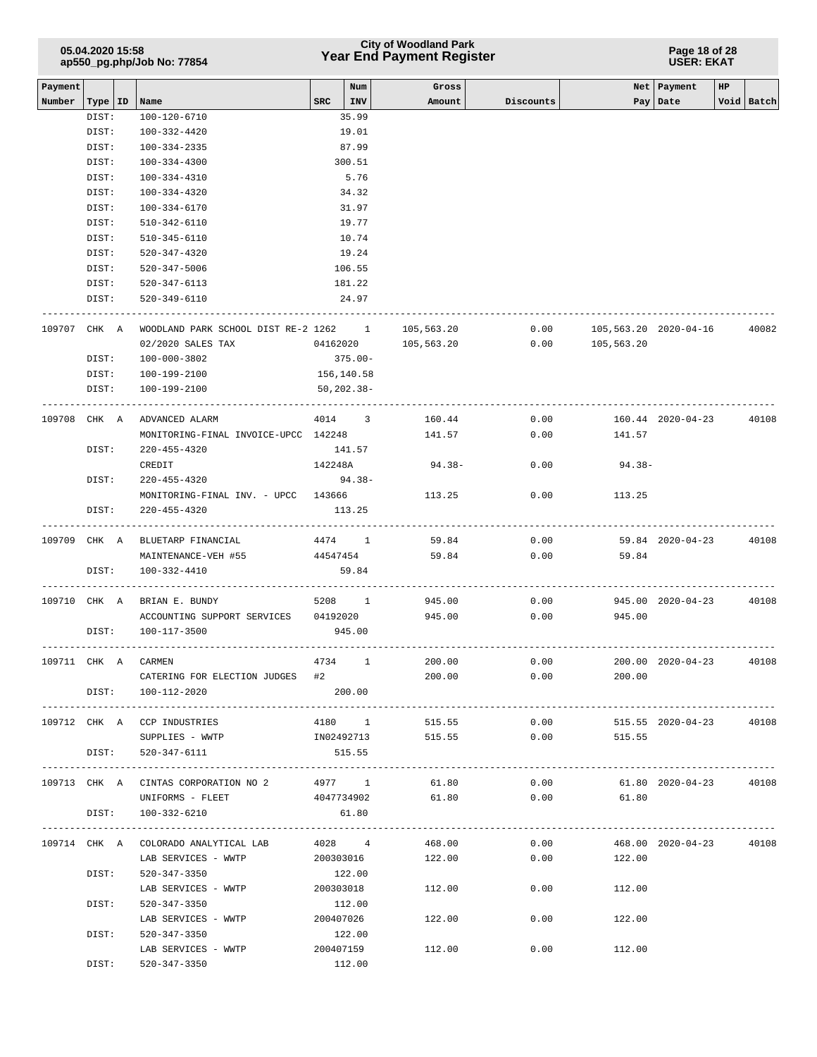| Payment Number | Type | ID | Name | SRC | Num INV | Gross Amount | Discounts | Net Pay | Payment Date | HP Void | Batch |
|---|---|---|---|---|---|---|---|---|---|---|---|
| | DIST: | | 100-120-6710 | | 35.99 | | | | | | |
| | DIST: | | 100-332-4420 | | 19.01 | | | | | | |
| | DIST: | | 100-334-2335 | | 87.99 | | | | | | |
| | DIST: | | 100-334-4300 | | 300.51 | | | | | | |
| | DIST: | | 100-334-4310 | | 5.76 | | | | | | |
| | DIST: | | 100-334-4320 | | 34.32 | | | | | | |
| | DIST: | | 100-334-6170 | | 31.97 | | | | | | |
| | DIST: | | 510-342-6110 | | 19.77 | | | | | | |
| | DIST: | | 510-345-6110 | | 10.74 | | | | | | |
| | DIST: | | 520-347-4320 | | 19.24 | | | | | | |
| | DIST: | | 520-347-5006 | | 106.55 | | | | | | |
| | DIST: | | 520-347-6113 | | 181.22 | | | | | | |
| | DIST: | | 520-349-6110 | | 24.97 | | | | | | |
| 109707 | CHK | A | WOODLAND PARK SCHOOL DIST RE-2 | 1262 | 1 | 105,563.20 | 0.00 | 105,563.20 | 2020-04-16 | | 40082 |
| | | | 02/2020 SALES TAX | 04162020 | | 105,563.20 | 0.00 | 105,563.20 | | | |
| | DIST: | | 100-000-3802 | | 375.00- | | | | | | |
| | DIST: | | 100-199-2100 | | 156,140.58 | | | | | | |
| | DIST: | | 100-199-2100 | | 50,202.38- | | | | | | |
| 109708 | CHK | A | ADVANCED ALARM | 4014 | 3 | 160.44 | 0.00 | 160.44 | 2020-04-23 | | 40108 |
| | | | MONITORING-FINAL INVOICE-UPCC | 142248 | | 141.57 | 0.00 | 141.57 | | | |
| | DIST: | | 220-455-4320 | | 141.57 | | | | | | |
| | | | CREDIT | 142248A | | 94.38- | 0.00 | 94.38- | | | |
| | DIST: | | 220-455-4320 | | 94.38- | | | | | | |
| | | | MONITORING-FINAL INV. - UPCC | 143666 | | 113.25 | 0.00 | 113.25 | | | |
| | DIST: | | 220-455-4320 | | 113.25 | | | | | | |
| 109709 | CHK | A | BLUETARP FINANCIAL | 4474 | 1 | 59.84 | 0.00 | 59.84 | 2020-04-23 | | 40108 |
| | | | MAINTENANCE-VEH #55 | 44547454 | | 59.84 | 0.00 | 59.84 | | | |
| | DIST: | | 100-332-4410 | | 59.84 | | | | | | |
| 109710 | CHK | A | BRIAN E. BUNDY | 5208 | 1 | 945.00 | 0.00 | 945.00 | 2020-04-23 | | 40108 |
| | | | ACCOUNTING SUPPORT SERVICES | 04192020 | | 945.00 | 0.00 | 945.00 | | | |
| | DIST: | | 100-117-3500 | | 945.00 | | | | | | |
| 109711 | CHK | A | CARMEN | 4734 | 1 | 200.00 | 0.00 | 200.00 | 2020-04-23 | | 40108 |
| | | | CATERING FOR ELECTION JUDGES | #2 | | 200.00 | 0.00 | 200.00 | | | |
| | DIST: | | 100-112-2020 | | 200.00 | | | | | | |
| 109712 | CHK | A | CCP INDUSTRIES | 4180 | 1 | 515.55 | 0.00 | 515.55 | 2020-04-23 | | 40108 |
| | | | SUPPLIES - WWTP | IN02492713 | | 515.55 | 0.00 | 515.55 | | | |
| | DIST: | | 520-347-6111 | | 515.55 | | | | | | |
| 109713 | CHK | A | CINTAS CORPORATION NO 2 | 4977 | 1 | 61.80 | 0.00 | 61.80 | 2020-04-23 | | 40108 |
| | | | UNIFORMS - FLEET | 4047734902 | | 61.80 | 0.00 | 61.80 | | | |
| | DIST: | | 100-332-6210 | | 61.80 | | | | | | |
| 109714 | CHK | A | COLORADO ANALYTICAL LAB | 4028 | 4 | 468.00 | 0.00 | 468.00 | 2020-04-23 | | 40108 |
| | | | LAB SERVICES - WWTP | 200303016 | | 122.00 | 0.00 | 122.00 | | | |
| | DIST: | | 520-347-3350 | | 122.00 | | | | | | |
| | | | LAB SERVICES - WWTP | 200303018 | | 112.00 | 0.00 | 112.00 | | | |
| | DIST: | | 520-347-3350 | | 112.00 | | | | | | |
| | | | LAB SERVICES - WWTP | 200407026 | | 122.00 | 0.00 | 122.00 | | | |
| | DIST: | | 520-347-3350 | | 122.00 | | | | | | |
| | | | LAB SERVICES - WWTP | 200407159 | | 112.00 | 0.00 | 112.00 | | | |
| | DIST: | | 520-347-3350 | | 112.00 | | | | | | |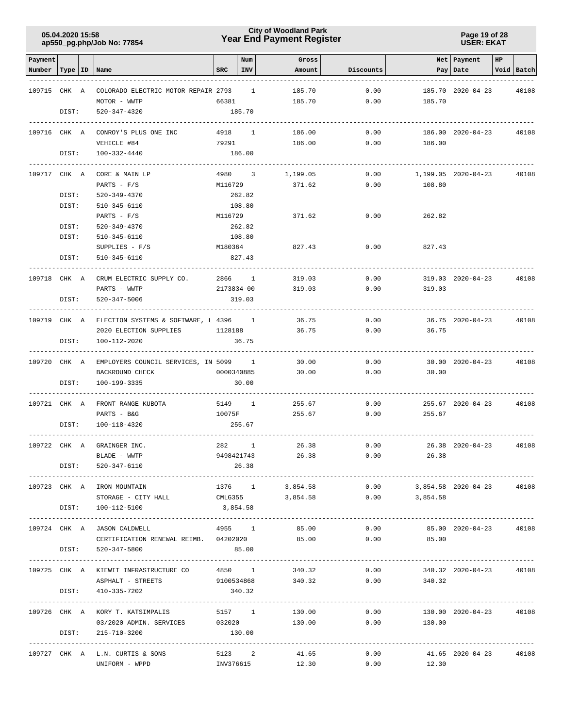**City of Woodland Park**
**Year End Payment Register**

05.04.2020 15:58
ap550_pg.php/Job No: 77854

USER: EKAT

| Payment Number | Type | ID | Name | SRC | Num INV | Gross Amount | Discounts | Net Pay | Payment Date | HP Void | Batch |
|---|---|---|---|---|---|---|---|---|---|---|---|
| 109715 | CHK | A | COLORADO ELECTRIC MOTOR REPAIR | 2793 | 1 | 185.70 | 0.00 | 185.70 | 2020-04-23 | | 40108 |
| | | | MOTOR - WWTP | 66381 | | 185.70 | 0.00 | 185.70 | | | |
| | DIST: | | 520-347-4320 | | 185.70 | | | | | | |
| 109716 | CHK | A | CONROY'S PLUS ONE INC | 4918 | 1 | 186.00 | 0.00 | 186.00 | 2020-04-23 | | 40108 |
| | | | VEHICLE #84 | 79291 | | 186.00 | 0.00 | 186.00 | | | |
| | DIST: | | 100-332-4440 | | 186.00 | | | | | | |
| 109717 | CHK | A | CORE & MAIN LP | 4980 | 3 | 1,199.05 | 0.00 | 1,199.05 | 2020-04-23 | | 40108 |
| | | | PARTS - F/S | M116729 | | 371.62 | 0.00 | 108.80 | | | |
| | DIST: | | 520-349-4370 | | 262.82 | | | | | | |
| | DIST: | | 510-345-6110 | | 108.80 | | | | | | |
| | | | PARTS - F/S | M116729 | | 371.62 | 0.00 | 262.82 | | | |
| | DIST: | | 520-349-4370 | | 262.82 | | | | | | |
| | DIST: | | 510-345-6110 | | 108.80 | | | | | | |
| | | | SUPPLIES - F/S | M180364 | | 827.43 | 0.00 | 827.43 | | | |
| | DIST: | | 510-345-6110 | | 827.43 | | | | | | |
| 109718 | CHK | A | CRUM ELECTRIC SUPPLY CO. | 2866 | 1 | 319.03 | 0.00 | 319.03 | 2020-04-23 | | 40108 |
| | | | PARTS - WWTP | 2173834-00 | | 319.03 | 0.00 | 319.03 | | | |
| | DIST: | | 520-347-5006 | | 319.03 | | | | | | |
| 109719 | CHK | A | ELECTION SYSTEMS & SOFTWARE, L | 4396 | 1 | 36.75 | 0.00 | 36.75 | 2020-04-23 | | 40108 |
| | | | 2020 ELECTION SUPPLIES | 1128188 | | 36.75 | 0.00 | 36.75 | | | |
| | DIST: | | 100-112-2020 | | 36.75 | | | | | | |
| 109720 | CHK | A | EMPLOYERS COUNCIL SERVICES, IN | 5099 | 1 | 30.00 | 0.00 | 30.00 | 2020-04-23 | | 40108 |
| | | | BACKROUND CHECK | 0000340885 | | 30.00 | 0.00 | 30.00 | | | |
| | DIST: | | 100-199-3335 | | 30.00 | | | | | | |
| 109721 | CHK | A | FRONT RANGE KUBOTA | 5149 | 1 | 255.67 | 0.00 | 255.67 | 2020-04-23 | | 40108 |
| | | | PARTS - B&G | 10075F | | 255.67 | 0.00 | 255.67 | | | |
| | DIST: | | 100-118-4320 | | 255.67 | | | | | | |
| 109722 | CHK | A | GRAINGER INC. | 282 | 1 | 26.38 | 0.00 | 26.38 | 2020-04-23 | | 40108 |
| | | | BLADE - WWTP | 9498421743 | | 26.38 | 0.00 | 26.38 | | | |
| | DIST: | | 520-347-6110 | | 26.38 | | | | | | |
| 109723 | CHK | A | IRON MOUNTAIN | 1376 | 1 | 3,854.58 | 0.00 | 3,854.58 | 2020-04-23 | | 40108 |
| | | | STORAGE - CITY HALL | CMLG355 | | 3,854.58 | 0.00 | 3,854.58 | | | |
| | DIST: | | 100-112-5100 | | 3,854.58 | | | | | | |
| 109724 | CHK | A | JASON CALDWELL | 4955 | 1 | 85.00 | 0.00 | 85.00 | 2020-04-23 | | 40108 |
| | | | CERTIFICATION RENEWAL REIMB. | 04202020 | | 85.00 | 0.00 | 85.00 | | | |
| | DIST: | | 520-347-5800 | | 85.00 | | | | | | |
| 109725 | CHK | A | KIEWIT INFRASTRUCTURE CO | 4850 | 1 | 340.32 | 0.00 | 340.32 | 2020-04-23 | | 40108 |
| | | | ASPHALT - STREETS | 9100534868 | | 340.32 | 0.00 | 340.32 | | | |
| | DIST: | | 410-335-7202 | | 340.32 | | | | | | |
| 109726 | CHK | A | KORY T. KATSIMPALIS | 5157 | 1 | 130.00 | 0.00 | 130.00 | 2020-04-23 | | 40108 |
| | | | 03/2020 ADMIN. SERVICES | 032020 | | 130.00 | 0.00 | 130.00 | | | |
| | DIST: | | 215-710-3200 | | 130.00 | | | | | | |
| 109727 | CHK | A | L.N. CURTIS & SONS | 5123 | 2 | 41.65 | 0.00 | 41.65 | 2020-04-23 | | 40108 |
| | | | UNIFORM - WPPD | INV376615 | | 12.30 | 0.00 | 12.30 | | | |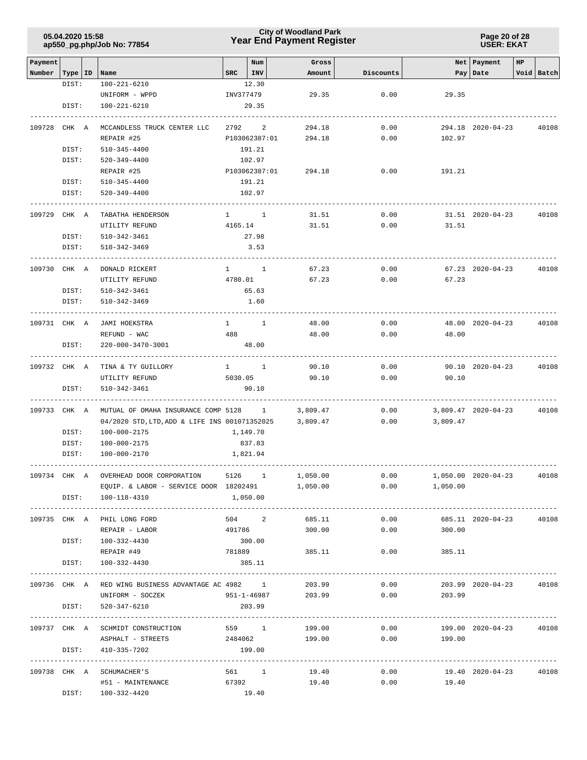| Payment Number | Type | ID | Name | SRC | Num INV | Gross Amount | Discounts | Net Pay | Payment Date | HP | Void | Batch |
|---|---|---|---|---|---|---|---|---|---|---|---|---|
| | DIST: | | 100-221-6210 | | 12.30 | | | | | | | |
| | | | UNIFORM - WPPD | INV377479 | | 29.35 | 0.00 | 29.35 | | | | |
| | DIST: | | 100-221-6210 | | 29.35 | | | | | | | |
| 109728 | CHK | A | MCCANDLESS TRUCK CENTER LLC | 2792 | 2 | 294.18 | 0.00 | 294.18 | 2020-04-23 | | | 40108 |
| | | | REPAIR #25 | P103062387:01 | | 294.18 | 0.00 | 102.97 | | | | |
| | DIST: | | 510-345-4400 | | 191.21 | | | | | | | |
| | DIST: | | 520-349-4400 | | 102.97 | | | | | | | |
| | | | REPAIR #25 | P103062387:01 | | 294.18 | 0.00 | 191.21 | | | | |
| | DIST: | | 510-345-4400 | | 191.21 | | | | | | | |
| | DIST: | | 520-349-4400 | | 102.97 | | | | | | | |
| 109729 | CHK | A | TABATHA HENDERSON | 1 | 1 | 31.51 | 0.00 | 31.51 | 2020-04-23 | | | 40108 |
| | | | UTILITY REFUND | 4165.14 | | 31.51 | 0.00 | 31.51 | | | | |
| | DIST: | | 510-342-3461 | | 27.98 | | | | | | | |
| | DIST: | | 510-342-3469 | | 3.53 | | | | | | | |
| 109730 | CHK | A | DONALD RICKERT | 1 | 1 | 67.23 | 0.00 | 67.23 | 2020-04-23 | | | 40108 |
| | | | UTILITY REFUND | 4780.01 | | 67.23 | 0.00 | 67.23 | | | | |
| | DIST: | | 510-342-3461 | | 65.63 | | | | | | | |
| | DIST: | | 510-342-3469 | | 1.60 | | | | | | | |
| 109731 | CHK | A | JAMI HOEKSTRA | 1 | 1 | 48.00 | 0.00 | 48.00 | 2020-04-23 | | | 40108 |
| | | | REFUND - WAC | 488 | | 48.00 | 0.00 | 48.00 | | | | |
| | DIST: | | 220-000-3470-3001 | | 48.00 | | | | | | | |
| 109732 | CHK | A | TINA & TY GUILLORY | 1 | 1 | 90.10 | 0.00 | 90.10 | 2020-04-23 | | | 40108 |
| | | | UTILITY REFUND | 5030.05 | | 90.10 | 0.00 | 90.10 | | | | |
| | DIST: | | 510-342-3461 | | 90.10 | | | | | | | |
| 109733 | CHK | A | MUTUAL OF OMAHA INSURANCE COMP | 5128 | 1 | 3,809.47 | 0.00 | 3,809.47 | 2020-04-23 | | | 40108 |
| | | | 04/2020 STD,LTD,ADD & LIFE INS | 001071352025 | | 3,809.47 | 0.00 | 3,809.47 | | | | |
| | DIST: | | 100-000-2175 | | 1,149.70 | | | | | | | |
| | DIST: | | 100-000-2175 | | 837.83 | | | | | | | |
| | DIST: | | 100-000-2170 | | 1,821.94 | | | | | | | |
| 109734 | CHK | A | OVERHEAD DOOR CORPORATION | 5126 | 1 | 1,050.00 | 0.00 | 1,050.00 | 2020-04-23 | | | 40108 |
| | | | EQUIP. & LABOR - SERVICE DOOR | 18202491 | | 1,050.00 | 0.00 | 1,050.00 | | | | |
| | DIST: | | 100-118-4310 | | 1,050.00 | | | | | | | |
| 109735 | CHK | A | PHIL LONG FORD | 504 | 2 | 685.11 | 0.00 | 685.11 | 2020-04-23 | | | 40108 |
| | | | REPAIR - LABOR | 491786 | | 300.00 | 0.00 | 300.00 | | | | |
| | DIST: | | 100-332-4430 | | 300.00 | | | | | | | |
| | | | REPAIR #49 | 781889 | | 385.11 | 0.00 | 385.11 | | | | |
| | DIST: | | 100-332-4430 | | 385.11 | | | | | | | |
| 109736 | CHK | A | RED WING BUSINESS ADVANTAGE AC | 4982 | 1 | 203.99 | 0.00 | 203.99 | 2020-04-23 | | | 40108 |
| | | | UNIFORM - SOCZEK | 951-1-46987 | | 203.99 | 0.00 | 203.99 | | | | |
| | DIST: | | 520-347-6210 | | 203.99 | | | | | | | |
| 109737 | CHK | A | SCHMIDT CONSTRUCTION | 559 | 1 | 199.00 | 0.00 | 199.00 | 2020-04-23 | | | 40108 |
| | | | ASPHALT - STREETS | 2484062 | | 199.00 | 0.00 | 199.00 | | | | |
| | DIST: | | 410-335-7202 | | 199.00 | | | | | | | |
| 109738 | CHK | A | SCHUMACHER'S | 561 | 1 | 19.40 | 0.00 | 19.40 | 2020-04-23 | | | 40108 |
| | | | #51 - MAINTENANCE | 67392 | | 19.40 | 0.00 | 19.40 | | | | |
| | DIST: | | 100-332-4420 | | 19.40 | | | | | | | |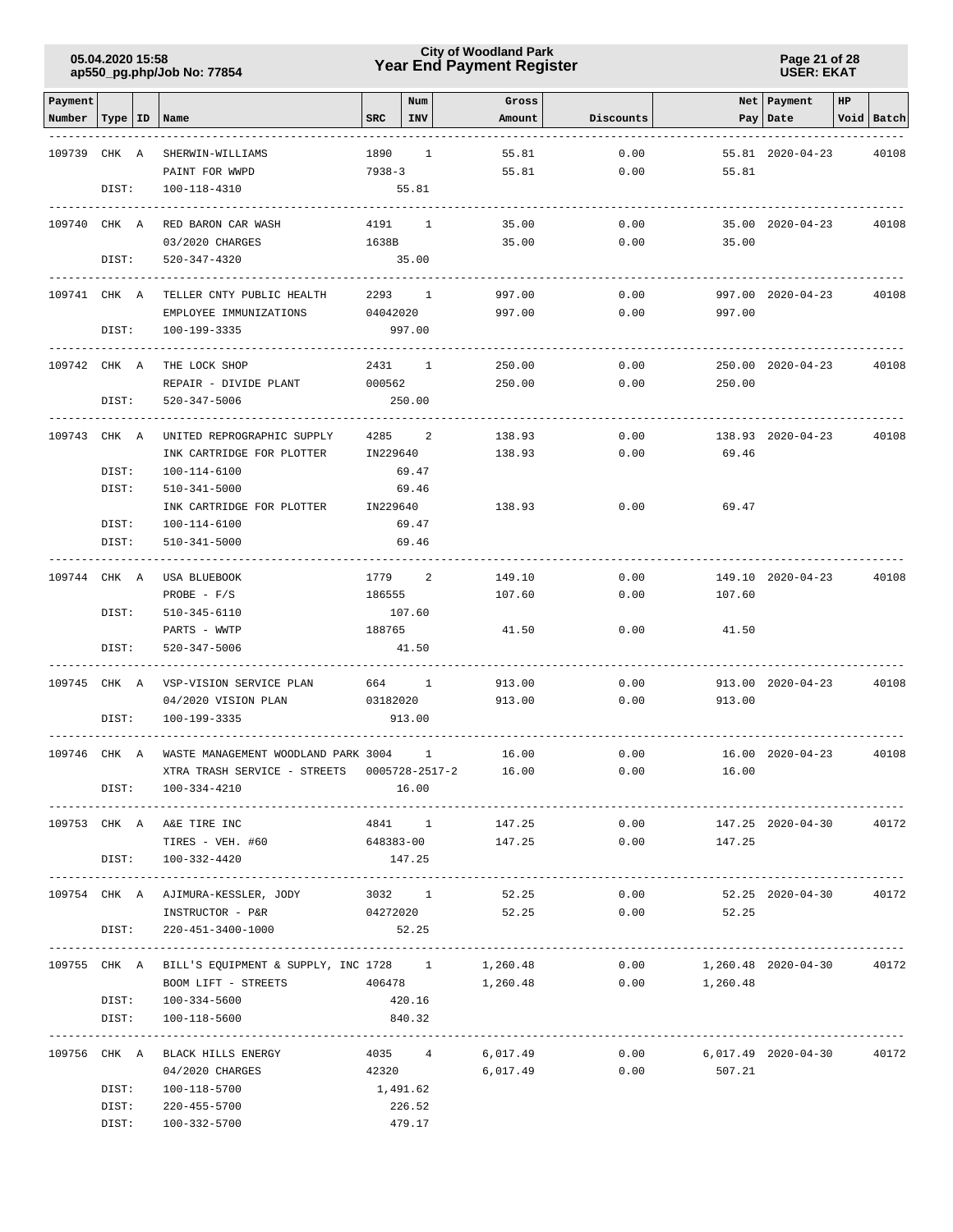| Payment Number | Type | ID | Name | SRC | Num INV | Gross Amount | Discounts | Net Pay | Payment Date | HP | Void | Batch |
|---|---|---|---|---|---|---|---|---|---|---|---|---|
| 109739 | CHK | A | SHERWIN-WILLIAMS | 1890 | 1 | 55.81 | 0.00 | 55.81 | 2020-04-23 | | | 40108 |
| | | | PAINT FOR WWPD | 7938-3 | | 55.81 | 0.00 | 55.81 | | | | |
| | DIST: | | 100-118-4310 | | 55.81 | | | | | | | |
| 109740 | CHK | A | RED BARON CAR WASH | 4191 | 1 | 35.00 | 0.00 | 35.00 | 2020-04-23 | | | 40108 |
| | | | 03/2020 CHARGES | 1638B | | 35.00 | 0.00 | 35.00 | | | | |
| | DIST: | | 520-347-4320 | | 35.00 | | | | | | | |
| 109741 | CHK | A | TELLER CNTY PUBLIC HEALTH | 2293 | 1 | 997.00 | 0.00 | 997.00 | 2020-04-23 | | | 40108 |
| | | | EMPLOYEE IMMUNIZATIONS | 04042020 | | 997.00 | 0.00 | 997.00 | | | | |
| | DIST: | | 100-199-3335 | | 997.00 | | | | | | | |
| 109742 | CHK | A | THE LOCK SHOP | 2431 | 1 | 250.00 | 0.00 | 250.00 | 2020-04-23 | | | 40108 |
| | | | REPAIR - DIVIDE PLANT | 000562 | | 250.00 | 0.00 | 250.00 | | | | |
| | DIST: | | 520-347-5006 | | 250.00 | | | | | | | |
| 109743 | CHK | A | UNITED REPROGRAPHIC SUPPLY | 4285 | 2 | 138.93 | 0.00 | 138.93 | 2020-04-23 | | | 40108 |
| | | | INK CARTRIDGE FOR PLOTTER | IN229640 | | 138.93 | 0.00 | 69.46 | | | | |
| | DIST: | | 100-114-6100 | | 69.47 | | | | | | | |
| | DIST: | | 510-341-5000 | | 69.46 | | | | | | | |
| | | | INK CARTRIDGE FOR PLOTTER | IN229640 | | 138.93 | 0.00 | 69.47 | | | | |
| | DIST: | | 100-114-6100 | | 69.47 | | | | | | | |
| | DIST: | | 510-341-5000 | | 69.46 | | | | | | | |
| 109744 | CHK | A | USA BLUEBOOK | 1779 | 2 | 149.10 | 0.00 | 149.10 | 2020-04-23 | | | 40108 |
| | | | PROBE - F/S | 186555 | | 107.60 | 0.00 | 107.60 | | | | |
| | DIST: | | 510-345-6110 | | 107.60 | | | | | | | |
| | | | PARTS - WWTP | 188765 | | 41.50 | 0.00 | 41.50 | | | | |
| | DIST: | | 520-347-5006 | | 41.50 | | | | | | | |
| 109745 | CHK | A | VSP-VISION SERVICE PLAN | 664 | 1 | 913.00 | 0.00 | 913.00 | 2020-04-23 | | | 40108 |
| | | | 04/2020 VISION PLAN | 03182020 | | 913.00 | 0.00 | 913.00 | | | | |
| | DIST: | | 100-199-3335 | | 913.00 | | | | | | | |
| 109746 | CHK | A | WASTE MANAGEMENT WOODLAND PARK | 3004 | 1 | 16.00 | 0.00 | 16.00 | 2020-04-23 | | | 40108 |
| | | | XTRA TRASH SERVICE - STREETS | 0005728-2517-2 | | 16.00 | 0.00 | 16.00 | | | | |
| | DIST: | | 100-334-4210 | | 16.00 | | | | | | | |
| 109753 | CHK | A | A&E TIRE INC | 4841 | 1 | 147.25 | 0.00 | 147.25 | 2020-04-30 | | | 40172 |
| | | | TIRES - VEH. #60 | 648383-00 | | 147.25 | 0.00 | 147.25 | | | | |
| | DIST: | | 100-332-4420 | | 147.25 | | | | | | | |
| 109754 | CHK | A | AJIMURA-KESSLER, JODY | 3032 | 1 | 52.25 | 0.00 | 52.25 | 2020-04-30 | | | 40172 |
| | | | INSTRUCTOR - P&R | 04272020 | | 52.25 | 0.00 | 52.25 | | | | |
| | DIST: | | 220-451-3400-1000 | | 52.25 | | | | | | | |
| 109755 | CHK | A | BILL'S EQUIPMENT & SUPPLY, INC | 1728 | 1 | 1,260.48 | 0.00 | 1,260.48 | 2020-04-30 | | | 40172 |
| | | | BOOM LIFT - STREETS | 406478 | | 1,260.48 | 0.00 | 1,260.48 | | | | |
| | DIST: | | 100-334-5600 | | 420.16 | | | | | | | |
| | DIST: | | 100-118-5600 | | 840.32 | | | | | | | |
| 109756 | CHK | A | BLACK HILLS ENERGY | 4035 | 4 | 6,017.49 | 0.00 | 6,017.49 | 2020-04-30 | | | 40172 |
| | | | 04/2020 CHARGES | 42320 | | 6,017.49 | 0.00 | 507.21 | | | | |
| | DIST: | | 100-118-5700 | | 1,491.62 | | | | | | | |
| | DIST: | | 220-455-5700 | | 226.52 | | | | | | | |
| | DIST: | | 100-332-5700 | | 479.17 | | | | | | | |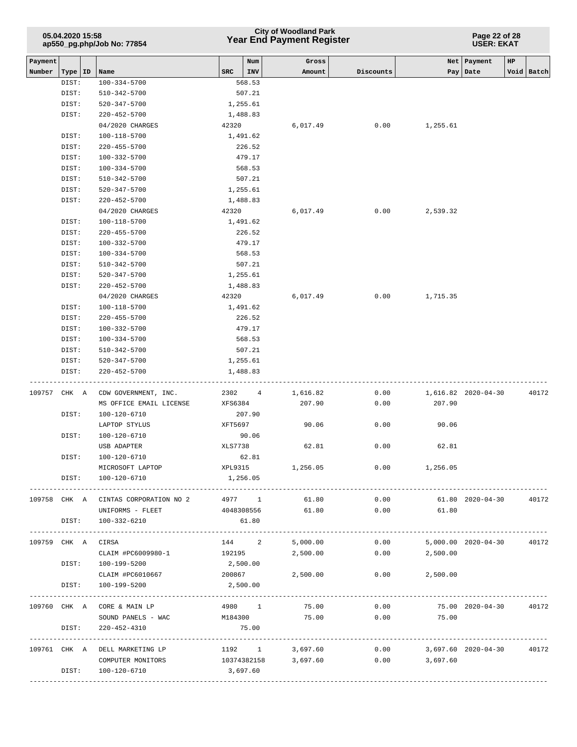| Payment Number | Type | ID | Name | SRC | Num INV | Gross Amount | Discounts | Net Pay | Payment Date | HP Void | Batch |
|---|---|---|---|---|---|---|---|---|---|---|---|
| | DIST: | | 100-334-5700 | 568.53 | | | | | | | |
| | DIST: | | 510-342-5700 | 507.21 | | | | | | | |
| | DIST: | | 520-347-5700 | 1,255.61 | | | | | | | |
| | DIST: | | 220-452-5700 | 1,488.83 | | | | | | | |
| | | | 04/2020 CHARGES | 42320 | | 6,017.49 | 0.00 | 1,255.61 | | | |
| | DIST: | | 100-118-5700 | 1,491.62 | | | | | | | |
| | DIST: | | 220-455-5700 | 226.52 | | | | | | | |
| | DIST: | | 100-332-5700 | 479.17 | | | | | | | |
| | DIST: | | 100-334-5700 | 568.53 | | | | | | | |
| | DIST: | | 510-342-5700 | 507.21 | | | | | | | |
| | DIST: | | 520-347-5700 | 1,255.61 | | | | | | | |
| | DIST: | | 220-452-5700 | 1,488.83 | | | | | | | |
| | | | 04/2020 CHARGES | 42320 | | 6,017.49 | 0.00 | 2,539.32 | | | |
| | DIST: | | 100-118-5700 | 1,491.62 | | | | | | | |
| | DIST: | | 220-455-5700 | 226.52 | | | | | | | |
| | DIST: | | 100-332-5700 | 479.17 | | | | | | | |
| | DIST: | | 100-334-5700 | 568.53 | | | | | | | |
| | DIST: | | 510-342-5700 | 507.21 | | | | | | | |
| | DIST: | | 520-347-5700 | 1,255.61 | | | | | | | |
| | DIST: | | 220-452-5700 | 1,488.83 | | | | | | | |
| | | | 04/2020 CHARGES | 42320 | | 6,017.49 | 0.00 | 1,715.35 | | | |
| | DIST: | | 100-118-5700 | 1,491.62 | | | | | | | |
| | DIST: | | 220-455-5700 | 226.52 | | | | | | | |
| | DIST: | | 100-332-5700 | 479.17 | | | | | | | |
| | DIST: | | 100-334-5700 | 568.53 | | | | | | | |
| | DIST: | | 510-342-5700 | 507.21 | | | | | | | |
| | DIST: | | 520-347-5700 | 1,255.61 | | | | | | | |
| | DIST: | | 220-452-5700 | 1,488.83 | | | | | | | |
| 109757 | CHK | A | CDW GOVERNMENT, INC. | 2302 | 4 | 1,616.82 | 0.00 | 1,616.82 | 2020-04-30 | | 40172 |
| | | | MS OFFICE EMAIL LICENSE | XFS6384 | | 207.90 | 0.00 | 207.90 | | | |
| | DIST: | | 100-120-6710 | 207.90 | | | | | | | |
| | | | LAPTOP STYLUS | XFT5697 | | 90.06 | 0.00 | 90.06 | | | |
| | DIST: | | 100-120-6710 | 90.06 | | | | | | | |
| | | | USB ADAPTER | XLS7738 | | 62.81 | 0.00 | 62.81 | | | |
| | DIST: | | 100-120-6710 | 62.81 | | | | | | | |
| | | | MICROSOFT LAPTOP | XPL9315 | | 1,256.05 | 0.00 | 1,256.05 | | | |
| | DIST: | | 100-120-6710 | 1,256.05 | | | | | | | |
| 109758 | CHK | A | CINTAS CORPORATION NO 2 | 4977 | 1 | 61.80 | 0.00 | 61.80 | 2020-04-30 | | 40172 |
| | | | UNIFORMS - FLEET | 4048308556 | | 61.80 | 0.00 | 61.80 | | | |
| | DIST: | | 100-332-6210 | 61.80 | | | | | | | |
| 109759 | CHK | A | CIRSA | 144 | 2 | 5,000.00 | 0.00 | 5,000.00 | 2020-04-30 | | 40172 |
| | | | CLAIM #PC6009980-1 | 192195 | | 2,500.00 | 0.00 | 2,500.00 | | | |
| | DIST: | | 100-199-5200 | 2,500.00 | | | | | | | |
| | | | CLAIM #PC6010667 | 200867 | | 2,500.00 | 0.00 | 2,500.00 | | | |
| | DIST: | | 100-199-5200 | 2,500.00 | | | | | | | |
| 109760 | CHK | A | CORE & MAIN LP | 4980 | 1 | 75.00 | 0.00 | 75.00 | 2020-04-30 | | 40172 |
| | | | SOUND PANELS - WAC | M184300 | | 75.00 | 0.00 | 75.00 | | | |
| | DIST: | | 220-452-4310 | 75.00 | | | | | | | |
| 109761 | CHK | A | DELL MARKETING LP | 1192 | 1 | 3,697.60 | 0.00 | 3,697.60 | 2020-04-30 | | 40172 |
| | | | COMPUTER MONITORS | 10374382158 | | 3,697.60 | 0.00 | 3,697.60 | | | |
| | DIST: | | 100-120-6710 | 3,697.60 | | | | | | | |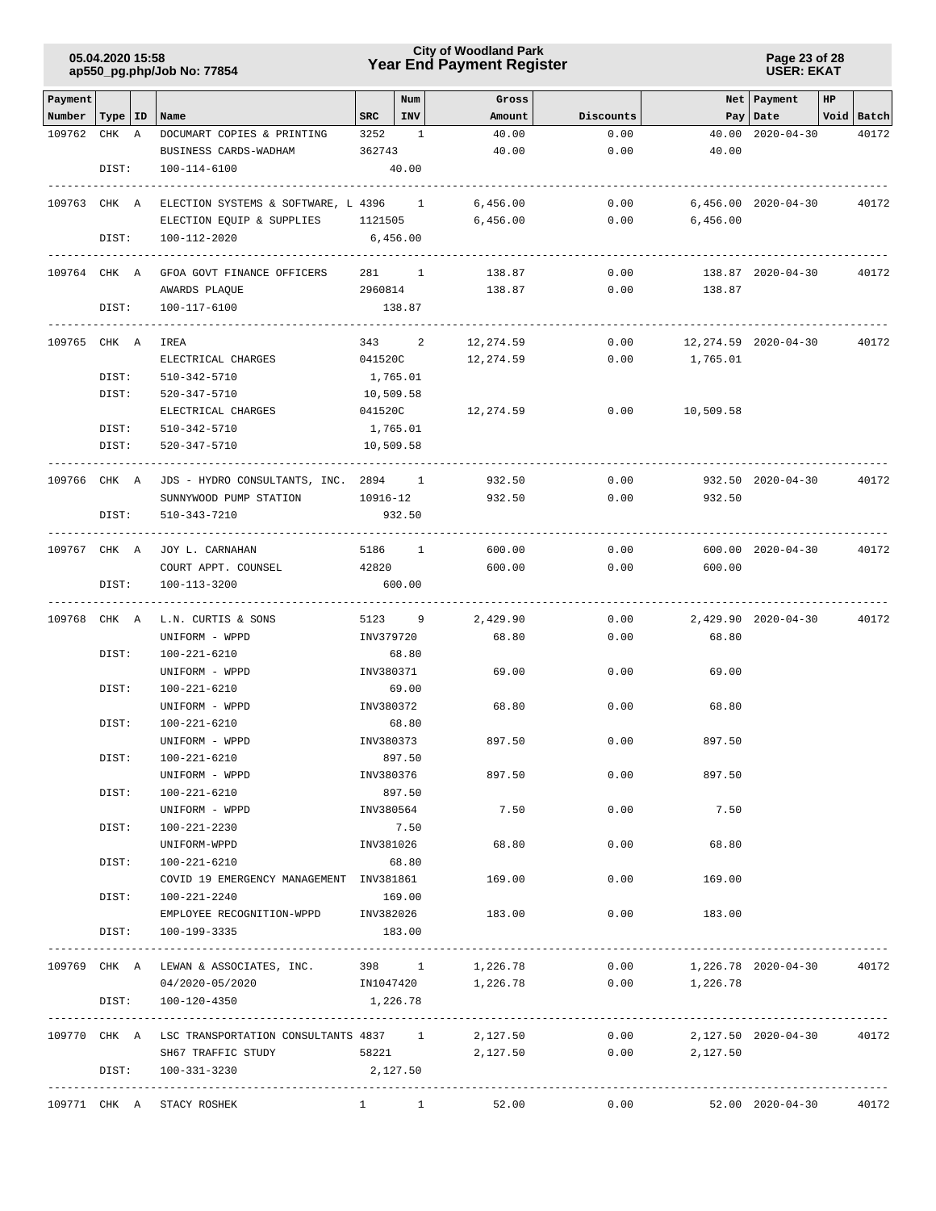| Payment Number | Type | ID | Name | SRC | Num INV | Gross Amount | Discounts | Net Pay | Payment Date | HP Void | Batch |
|---|---|---|---|---|---|---|---|---|---|---|---|
| 109762 | CHK | A | DOCUMART COPIES & PRINTING | 3252 | 1 | 40.00 | 0.00 | 40.00 | 2020-04-30 | | 40172 |
| | | | BUSINESS CARDS-WADHAM | 362743 | | 40.00 | 0.00 | 40.00 | | | |
| | DIST: | | 100-114-6100 | | 40.00 | | | | | | |
| 109763 | CHK | A | ELECTION SYSTEMS & SOFTWARE, L | 4396 | 1 | 6,456.00 | 0.00 | 6,456.00 | 2020-04-30 | | 40172 |
| | | | ELECTION EQUIP & SUPPLIES | 1121505 | | 6,456.00 | 0.00 | 6,456.00 | | | |
| | DIST: | | 100-112-2020 | | 6,456.00 | | | | | | |
| 109764 | CHK | A | GFOA GOVT FINANCE OFFICERS | 281 | 1 | 138.87 | 0.00 | 138.87 | 2020-04-30 | | 40172 |
| | | | AWARDS PLAQUE | 2960814 | | 138.87 | 0.00 | 138.87 | | | |
| | DIST: | | 100-117-6100 | | 138.87 | | | | | | |
| 109765 | CHK | A | IREA | 343 | 2 | 12,274.59 | 0.00 | 12,274.59 | 2020-04-30 | | 40172 |
| | | | ELECTRICAL CHARGES | 041520C | | 12,274.59 | 0.00 | 1,765.01 | | | |
| | DIST: | | 510-342-5710 | | 1,765.01 | | | | | | |
| | DIST: | | 520-347-5710 | | 10,509.58 | | | | | | |
| | | | ELECTRICAL CHARGES | 041520C | | 12,274.59 | 0.00 | 10,509.58 | | | |
| | DIST: | | 510-342-5710 | | 1,765.01 | | | | | | |
| | DIST: | | 520-347-5710 | | 10,509.58 | | | | | | |
| 109766 | CHK | A | JDS - HYDRO CONSULTANTS, INC. | 2894 | 1 | 932.50 | 0.00 | 932.50 | 2020-04-30 | | 40172 |
| | | | SUNNYWOOD PUMP STATION | 10916-12 | | 932.50 | 0.00 | 932.50 | | | |
| | DIST: | | 510-343-7210 | | 932.50 | | | | | | |
| 109767 | CHK | A | JOY L. CARNAHAN | 5186 | 1 | 600.00 | 0.00 | 600.00 | 2020-04-30 | | 40172 |
| | | | COURT APPT. COUNSEL | 42820 | | 600.00 | 0.00 | 600.00 | | | |
| | DIST: | | 100-113-3200 | | 600.00 | | | | | | |
| 109768 | CHK | A | L.N. CURTIS & SONS | 5123 | 9 | 2,429.90 | 0.00 | 2,429.90 | 2020-04-30 | | 40172 |
| | | | UNIFORM - WPPD | INV379720 | | 68.80 | 0.00 | 68.80 | | | |
| | DIST: | | 100-221-6210 | | 68.80 | | | | | | |
| | | | UNIFORM - WPPD | INV380371 | | 69.00 | 0.00 | 69.00 | | | |
| | DIST: | | 100-221-6210 | | 69.00 | | | | | | |
| | | | UNIFORM - WPPD | INV380372 | | 68.80 | 0.00 | 68.80 | | | |
| | DIST: | | 100-221-6210 | | 68.80 | | | | | | |
| | | | UNIFORM - WPPD | INV380373 | | 897.50 | 0.00 | 897.50 | | | |
| | DIST: | | 100-221-6210 | | 897.50 | | | | | | |
| | | | UNIFORM - WPPD | INV380376 | | 897.50 | 0.00 | 897.50 | | | |
| | DIST: | | 100-221-6210 | | 897.50 | | | | | | |
| | | | UNIFORM - WPPD | INV380564 | | 7.50 | 0.00 | 7.50 | | | |
| | DIST: | | 100-221-2230 | | 7.50 | | | | | | |
| | | | UNIFORM-WPPD | INV381026 | | 68.80 | 0.00 | 68.80 | | | |
| | DIST: | | 100-221-6210 | | 68.80 | | | | | | |
| | | | COVID 19 EMERGENCY MANAGEMENT | INV381861 | | 169.00 | 0.00 | 169.00 | | | |
| | DIST: | | 100-221-2240 | | 169.00 | | | | | | |
| | | | EMPLOYEE RECOGNITION-WPPD | INV382026 | | 183.00 | 0.00 | 183.00 | | | |
| | DIST: | | 100-199-3335 | | 183.00 | | | | | | |
| 109769 | CHK | A | LEWAN & ASSOCIATES, INC. | 398 | 1 | 1,226.78 | 0.00 | 1,226.78 | 2020-04-30 | | 40172 |
| | | | 04/2020-05/2020 | IN1047420 | | 1,226.78 | 0.00 | 1,226.78 | | | |
| | DIST: | | 100-120-4350 | | 1,226.78 | | | | | | |
| 109770 | CHK | A | LSC TRANSPORTATION CONSULTANTS | 4837 | 1 | 2,127.50 | 0.00 | 2,127.50 | 2020-04-30 | | 40172 |
| | | | SH67 TRAFFIC STUDY | 58221 | | 2,127.50 | 0.00 | 2,127.50 | | | |
| | DIST: | | 100-331-3230 | | 2,127.50 | | | | | | |
| 109771 | CHK | A | STACY ROSHEK | 1 | 1 | 52.00 | 0.00 | 52.00 | 2020-04-30 | | 40172 |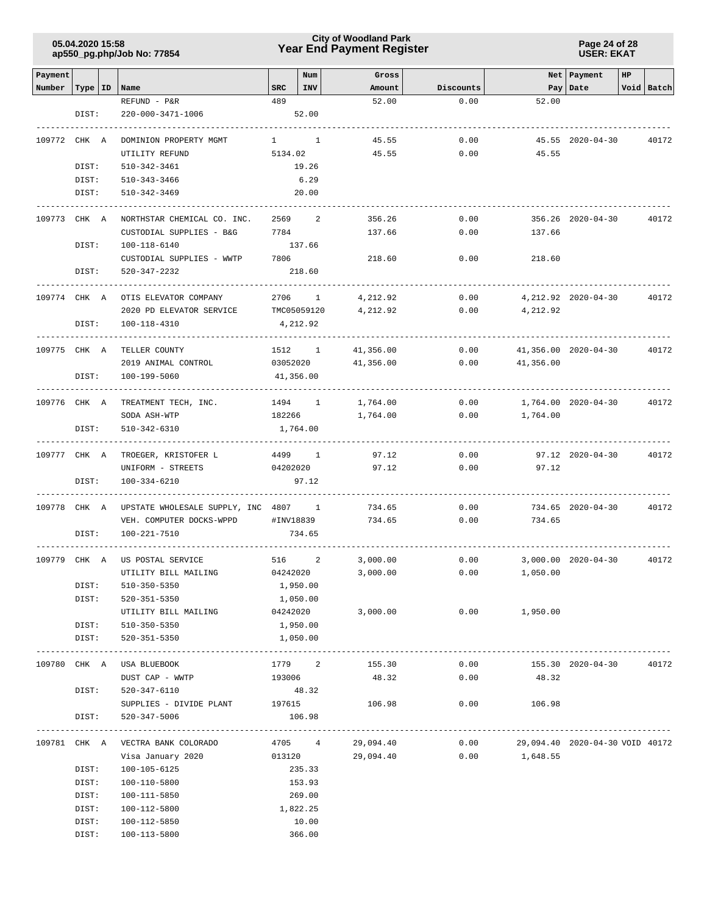# City of Woodland Park
## Year End Payment Register

05.04.2020 15:58
ap550_pg.php/Job No: 77854

USER: EKAT

| Payment Number | Type | ID | Name | SRC | Num INV | Gross Amount | Discounts | Net Pay | Payment Date | HP Void | Batch |
|---|---|---|---|---|---|---|---|---|---|---|---|
| | | | REFUND - P&R | 489 | | 52.00 | 0.00 | 52.00 | | | |
| | DIST: | | 220-000-3471-1006 | | 52.00 | | | | | | |
| 109772 | CHK | A | DOMINION PROPERTY MGMT | 1 | 1 | 45.55 | 0.00 | 45.55 | 2020-04-30 | | 40172 |
| | | | UTILITY REFUND | 5134.02 | | 45.55 | 0.00 | 45.55 | | | |
| | DIST: | | 510-342-3461 | | 19.26 | | | | | | |
| | DIST: | | 510-343-3466 | | 6.29 | | | | | | |
| | DIST: | | 510-342-3469 | | 20.00 | | | | | | |
| 109773 | CHK | A | NORTHSTAR CHEMICAL CO. INC. | 2569 | 2 | 356.26 | 0.00 | 356.26 | 2020-04-30 | | 40172 |
| | | | CUSTODIAL SUPPLIES - B&G | 7784 | | 137.66 | 0.00 | 137.66 | | | |
| | DIST: | | 100-118-6140 | | 137.66 | | | | | | |
| | | | CUSTODIAL SUPPLIES - WWTP | 7806 | | 218.60 | 0.00 | 218.60 | | | |
| | DIST: | | 520-347-2232 | | 218.60 | | | | | | |
| 109774 | CHK | A | OTIS ELEVATOR COMPANY | 2706 | 1 | 4,212.92 | 0.00 | 4,212.92 | 2020-04-30 | | 40172 |
| | | | 2020 PD ELEVATOR SERVICE | TMC05059120 | | 4,212.92 | 0.00 | 4,212.92 | | | |
| | DIST: | | 100-118-4310 | | 4,212.92 | | | | | | |
| 109775 | CHK | A | TELLER COUNTY | 1512 | 1 | 41,356.00 | 0.00 | 41,356.00 | 2020-04-30 | | 40172 |
| | | | 2019 ANIMAL CONTROL | 03052020 | | 41,356.00 | 0.00 | 41,356.00 | | | |
| | DIST: | | 100-199-5060 | | 41,356.00 | | | | | | |
| 109776 | CHK | A | TREATMENT TECH, INC. | 1494 | 1 | 1,764.00 | 0.00 | 1,764.00 | 2020-04-30 | | 40172 |
| | | | SODA ASH-WTP | 182266 | | 1,764.00 | 0.00 | 1,764.00 | | | |
| | DIST: | | 510-342-6310 | | 1,764.00 | | | | | | |
| 109777 | CHK | A | TROEGER, KRISTOFER L | 4499 | 1 | 97.12 | 0.00 | 97.12 | 2020-04-30 | | 40172 |
| | | | UNIFORM - STREETS | 04202020 | | 97.12 | 0.00 | 97.12 | | | |
| | DIST: | | 100-334-6210 | | 97.12 | | | | | | |
| 109778 | CHK | A | UPSTATE WHOLESALE SUPPLY, INC | 4807 | 1 | 734.65 | 0.00 | 734.65 | 2020-04-30 | | 40172 |
| | | | VEH. COMPUTER DOCKS-WPPD | #INV18839 | | 734.65 | 0.00 | 734.65 | | | |
| | DIST: | | 100-221-7510 | | 734.65 | | | | | | |
| 109779 | CHK | A | US POSTAL SERVICE | 516 | 2 | 3,000.00 | 0.00 | 3,000.00 | 2020-04-30 | | 40172 |
| | | | UTILITY BILL MAILING | 04242020 | | 3,000.00 | 0.00 | 1,050.00 | | | |
| | DIST: | | 510-350-5350 | | 1,950.00 | | | | | | |
| | DIST: | | 520-351-5350 | | 1,050.00 | | | | | | |
| | | | UTILITY BILL MAILING | 04242020 | | 3,000.00 | 0.00 | 1,950.00 | | | |
| | DIST: | | 510-350-5350 | | 1,950.00 | | | | | | |
| | DIST: | | 520-351-5350 | | 1,050.00 | | | | | | |
| 109780 | CHK | A | USA BLUEBOOK | 1779 | 2 | 155.30 | 0.00 | 155.30 | 2020-04-30 | | 40172 |
| | | | DUST CAP - WWTP | 193006 | | 48.32 | 0.00 | 48.32 | | | |
| | DIST: | | 520-347-6110 | | 48.32 | | | | | | |
| | | | SUPPLIES - DIVIDE PLANT | 197615 | | 106.98 | 0.00 | 106.98 | | | |
| | DIST: | | 520-347-5006 | | 106.98 | | | | | | |
| 109781 | CHK | A | VECTRA BANK COLORADO | 4705 | 4 | 29,094.40 | 0.00 | 29,094.40 | 2020-04-30 | VOID | 40172 |
| | | | Visa January 2020 | 013120 | | 29,094.40 | 0.00 | 1,648.55 | | | |
| | DIST: | | 100-105-6125 | | 235.33 | | | | | | |
| | DIST: | | 100-110-5800 | | 153.93 | | | | | | |
| | DIST: | | 100-111-5850 | | 269.00 | | | | | | |
| | DIST: | | 100-112-5800 | | 1,822.25 | | | | | | |
| | DIST: | | 100-112-5850 | | 10.00 | | | | | | |
| | DIST: | | 100-113-5800 | | 366.00 | | | | | | |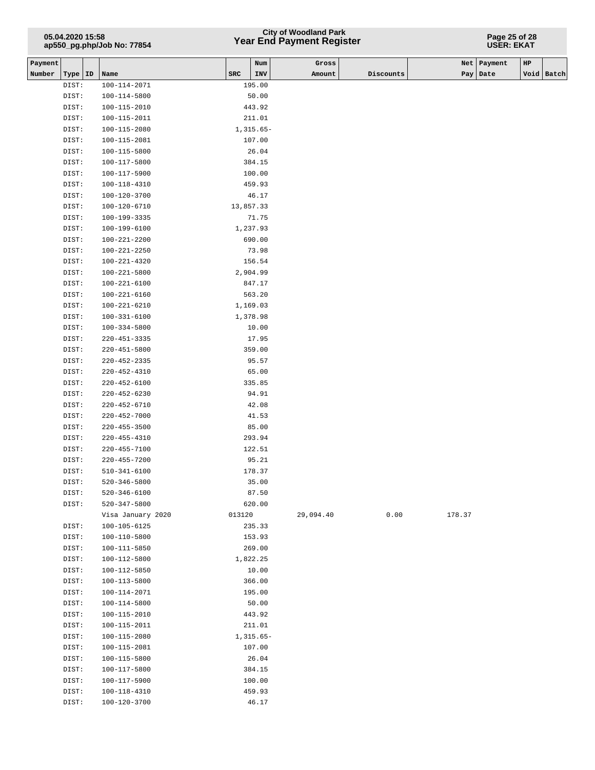| Payment Number | Type | ID | Name | SRC | Num INV | Gross Amount | Discounts | Net Pay | Payment Date | HP Void | Batch |
|---|---|---|---|---|---|---|---|---|---|---|---|
| | DIST: | | 100-114-2071 | | 195.00 | | | | | | |
| | DIST: | | 100-114-5800 | | 50.00 | | | | | | |
| | DIST: | | 100-115-2010 | | 443.92 | | | | | | |
| | DIST: | | 100-115-2011 | | 211.01 | | | | | | |
| | DIST: | | 100-115-2080 | | 1,315.65- | | | | | | |
| | DIST: | | 100-115-2081 | | 107.00 | | | | | | |
| | DIST: | | 100-115-5800 | | 26.04 | | | | | | |
| | DIST: | | 100-117-5800 | | 384.15 | | | | | | |
| | DIST: | | 100-117-5900 | | 100.00 | | | | | | |
| | DIST: | | 100-118-4310 | | 459.93 | | | | | | |
| | DIST: | | 100-120-3700 | | 46.17 | | | | | | |
| | DIST: | | 100-120-6710 | | 13,857.33 | | | | | | |
| | DIST: | | 100-199-3335 | | 71.75 | | | | | | |
| | DIST: | | 100-199-6100 | | 1,237.93 | | | | | | |
| | DIST: | | 100-221-2200 | | 690.00 | | | | | | |
| | DIST: | | 100-221-2250 | | 73.98 | | | | | | |
| | DIST: | | 100-221-4320 | | 156.54 | | | | | | |
| | DIST: | | 100-221-5800 | | 2,904.99 | | | | | | |
| | DIST: | | 100-221-6100 | | 847.17 | | | | | | |
| | DIST: | | 100-221-6160 | | 563.20 | | | | | | |
| | DIST: | | 100-221-6210 | | 1,169.03 | | | | | | |
| | DIST: | | 100-331-6100 | | 1,378.98 | | | | | | |
| | DIST: | | 100-334-5800 | | 10.00 | | | | | | |
| | DIST: | | 220-451-3335 | | 17.95 | | | | | | |
| | DIST: | | 220-451-5800 | | 359.00 | | | | | | |
| | DIST: | | 220-452-2335 | | 95.57 | | | | | | |
| | DIST: | | 220-452-4310 | | 65.00 | | | | | | |
| | DIST: | | 220-452-6100 | | 335.85 | | | | | | |
| | DIST: | | 220-452-6230 | | 94.91 | | | | | | |
| | DIST: | | 220-452-6710 | | 42.08 | | | | | | |
| | DIST: | | 220-452-7000 | | 41.53 | | | | | | |
| | DIST: | | 220-455-3500 | | 85.00 | | | | | | |
| | DIST: | | 220-455-4310 | | 293.94 | | | | | | |
| | DIST: | | 220-455-7100 | | 122.51 | | | | | | |
| | DIST: | | 220-455-7200 | | 95.21 | | | | | | |
| | DIST: | | 510-341-6100 | | 178.37 | | | | | | |
| | DIST: | | 520-346-5800 | | 35.00 | | | | | | |
| | DIST: | | 520-346-6100 | | 87.50 | | | | | | |
| | DIST: | | 520-347-5800 | | 620.00 | | | | | | |
| | | | Visa January 2020 | 013120 | | 29,094.40 | 0.00 | 178.37 | | | |
| | DIST: | | 100-105-6125 | | 235.33 | | | | | | |
| | DIST: | | 100-110-5800 | | 153.93 | | | | | | |
| | DIST: | | 100-111-5850 | | 269.00 | | | | | | |
| | DIST: | | 100-112-5800 | | 1,822.25 | | | | | | |
| | DIST: | | 100-112-5850 | | 10.00 | | | | | | |
| | DIST: | | 100-113-5800 | | 366.00 | | | | | | |
| | DIST: | | 100-114-2071 | | 195.00 | | | | | | |
| | DIST: | | 100-114-5800 | | 50.00 | | | | | | |
| | DIST: | | 100-115-2010 | | 443.92 | | | | | | |
| | DIST: | | 100-115-2011 | | 211.01 | | | | | | |
| | DIST: | | 100-115-2080 | | 1,315.65- | | | | | | |
| | DIST: | | 100-115-2081 | | 107.00 | | | | | | |
| | DIST: | | 100-115-5800 | | 26.04 | | | | | | |
| | DIST: | | 100-117-5800 | | 384.15 | | | | | | |
| | DIST: | | 100-117-5900 | | 100.00 | | | | | | |
| | DIST: | | 100-118-4310 | | 459.93 | | | | | | |
| | DIST: | | 100-120-3700 | | 46.17 | | | | | | |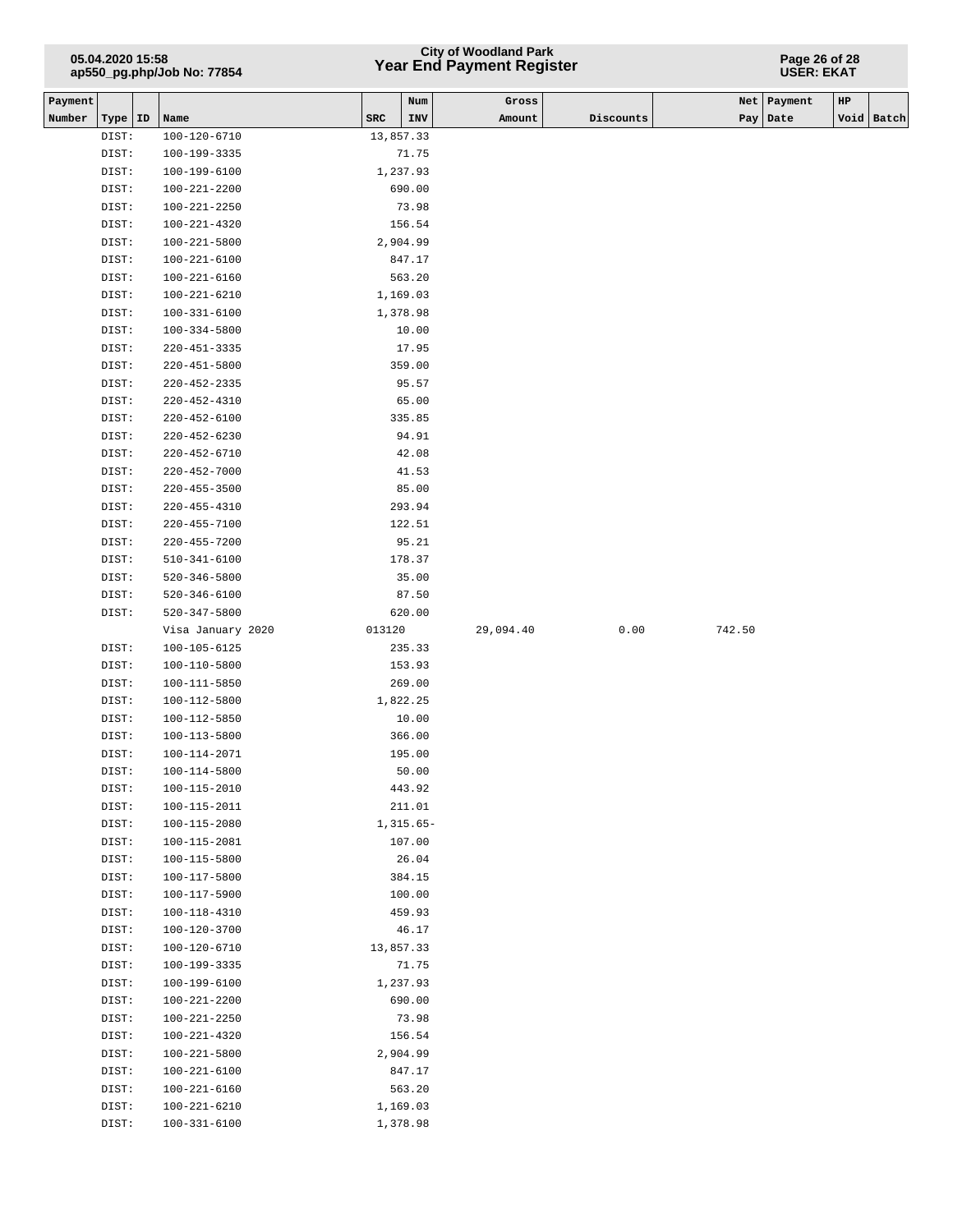| Payment Number | Type | ID | Name | SRC | Num INV | Gross Amount | Discounts | Net Pay | Payment Date | HP Void | Batch |
|---|---|---|---|---|---|---|---|---|---|---|---|
| | DIST: | | 100-120-6710 | 13,857.33 | | | | | | | |
| | DIST: | | 100-199-3335 | 71.75 | | | | | | | |
| | DIST: | | 100-199-6100 | 1,237.93 | | | | | | | |
| | DIST: | | 100-221-2200 | 690.00 | | | | | | | |
| | DIST: | | 100-221-2250 | 73.98 | | | | | | | |
| | DIST: | | 100-221-4320 | 156.54 | | | | | | | |
| | DIST: | | 100-221-5800 | 2,904.99 | | | | | | | |
| | DIST: | | 100-221-6100 | 847.17 | | | | | | | |
| | DIST: | | 100-221-6160 | 563.20 | | | | | | | |
| | DIST: | | 100-221-6210 | 1,169.03 | | | | | | | |
| | DIST: | | 100-331-6100 | 1,378.98 | | | | | | | |
| | DIST: | | 100-334-5800 | 10.00 | | | | | | | |
| | DIST: | | 220-451-3335 | 17.95 | | | | | | | |
| | DIST: | | 220-451-5800 | 359.00 | | | | | | | |
| | DIST: | | 220-452-2335 | 95.57 | | | | | | | |
| | DIST: | | 220-452-4310 | 65.00 | | | | | | | |
| | DIST: | | 220-452-6100 | 335.85 | | | | | | | |
| | DIST: | | 220-452-6230 | 94.91 | | | | | | | |
| | DIST: | | 220-452-6710 | 42.08 | | | | | | | |
| | DIST: | | 220-452-7000 | 41.53 | | | | | | | |
| | DIST: | | 220-455-3500 | 85.00 | | | | | | | |
| | DIST: | | 220-455-4310 | 293.94 | | | | | | | |
| | DIST: | | 220-455-7100 | 122.51 | | | | | | | |
| | DIST: | | 220-455-7200 | 95.21 | | | | | | | |
| | DIST: | | 510-341-6100 | 178.37 | | | | | | | |
| | DIST: | | 520-346-5800 | 35.00 | | | | | | | |
| | DIST: | | 520-346-6100 | 87.50 | | | | | | | |
| | DIST: | | 520-347-5800 | 620.00 | | | | | | | |
| | | | Visa January 2020 | 013120 | | 29,094.40 | 0.00 | 742.50 | | | |
| | DIST: | | 100-105-6125 | 235.33 | | | | | | | |
| | DIST: | | 100-110-5800 | 153.93 | | | | | | | |
| | DIST: | | 100-111-5850 | 269.00 | | | | | | | |
| | DIST: | | 100-112-5800 | 1,822.25 | | | | | | | |
| | DIST: | | 100-112-5850 | 10.00 | | | | | | | |
| | DIST: | | 100-113-5800 | 366.00 | | | | | | | |
| | DIST: | | 100-114-2071 | 195.00 | | | | | | | |
| | DIST: | | 100-114-5800 | 50.00 | | | | | | | |
| | DIST: | | 100-115-2010 | 443.92 | | | | | | | |
| | DIST: | | 100-115-2011 | 211.01 | | | | | | | |
| | DIST: | | 100-115-2080 | 1,315.65- | | | | | | | |
| | DIST: | | 100-115-2081 | 107.00 | | | | | | | |
| | DIST: | | 100-115-5800 | 26.04 | | | | | | | |
| | DIST: | | 100-117-5800 | 384.15 | | | | | | | |
| | DIST: | | 100-117-5900 | 100.00 | | | | | | | |
| | DIST: | | 100-118-4310 | 459.93 | | | | | | | |
| | DIST: | | 100-120-3700 | 46.17 | | | | | | | |
| | DIST: | | 100-120-6710 | 13,857.33 | | | | | | | |
| | DIST: | | 100-199-3335 | 71.75 | | | | | | | |
| | DIST: | | 100-199-6100 | 1,237.93 | | | | | | | |
| | DIST: | | 100-221-2200 | 690.00 | | | | | | | |
| | DIST: | | 100-221-2250 | 73.98 | | | | | | | |
| | DIST: | | 100-221-4320 | 156.54 | | | | | | | |
| | DIST: | | 100-221-5800 | 2,904.99 | | | | | | | |
| | DIST: | | 100-221-6100 | 847.17 | | | | | | | |
| | DIST: | | 100-221-6160 | 563.20 | | | | | | | |
| | DIST: | | 100-221-6210 | 1,169.03 | | | | | | | |
| | DIST: | | 100-331-6100 | 1,378.98 | | | | | | | |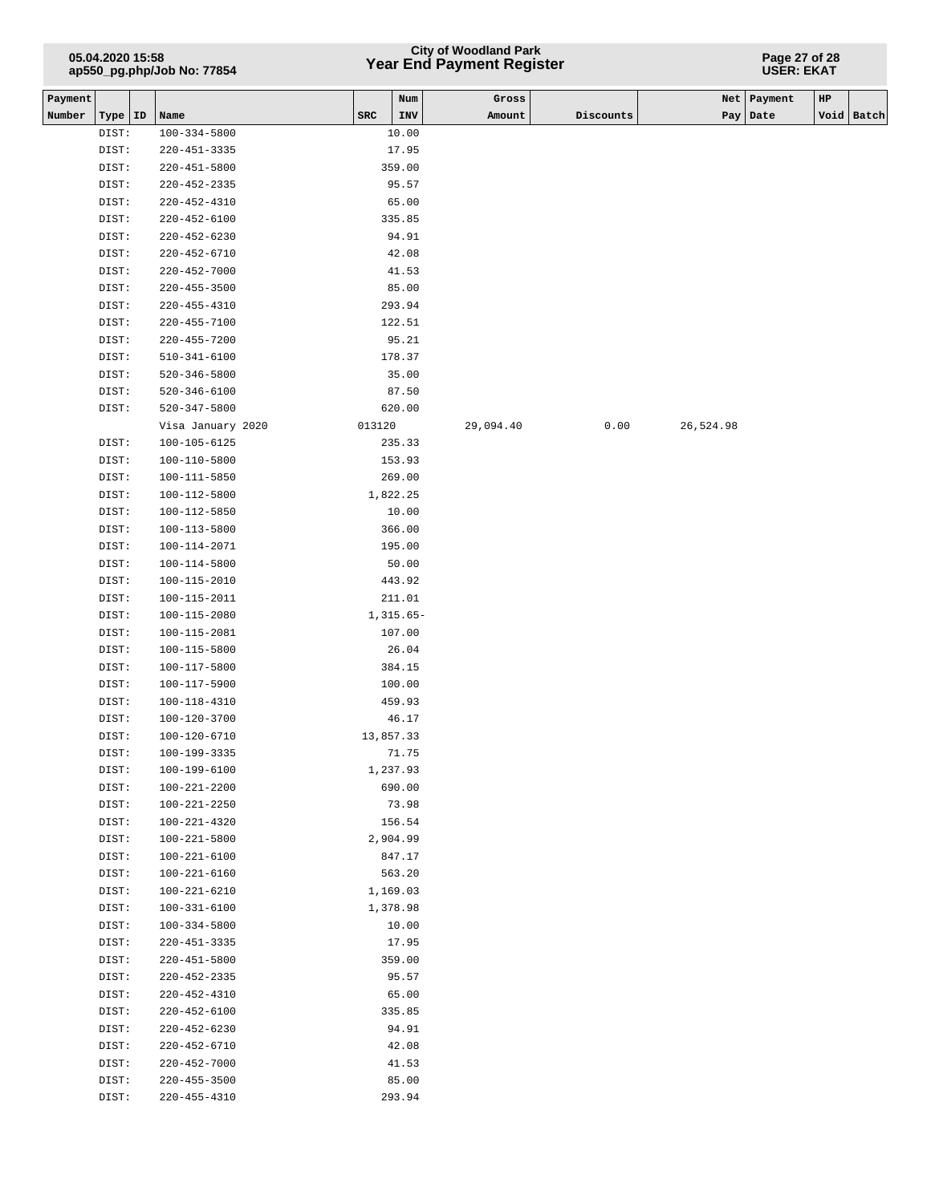| Payment Number | Type | ID | Name | SRC | Num INV | Gross Amount | Discounts | Net Pay | Payment Date | HP Void | Batch |
|---|---|---|---|---|---|---|---|---|---|---|---|
| | DIST: | | 100-334-5800 | | 10.00 | | | | | | |
| | DIST: | | 220-451-3335 | | 17.95 | | | | | | |
| | DIST: | | 220-451-5800 | | 359.00 | | | | | | |
| | DIST: | | 220-452-2335 | | 95.57 | | | | | | |
| | DIST: | | 220-452-4310 | | 65.00 | | | | | | |
| | DIST: | | 220-452-6100 | | 335.85 | | | | | | |
| | DIST: | | 220-452-6230 | | 94.91 | | | | | | |
| | DIST: | | 220-452-6710 | | 42.08 | | | | | | |
| | DIST: | | 220-452-7000 | | 41.53 | | | | | | |
| | DIST: | | 220-455-3500 | | 85.00 | | | | | | |
| | DIST: | | 220-455-4310 | | 293.94 | | | | | | |
| | DIST: | | 220-455-7100 | | 122.51 | | | | | | |
| | DIST: | | 220-455-7200 | | 95.21 | | | | | | |
| | DIST: | | 510-341-6100 | | 178.37 | | | | | | |
| | DIST: | | 520-346-5800 | | 35.00 | | | | | | |
| | DIST: | | 520-346-6100 | | 87.50 | | | | | | |
| | DIST: | | 520-347-5800 | | 620.00 | | | | | | |
| | | | Visa January 2020 | 013120 | | 29,094.40 | 0.00 | 26,524.98 | | | |
| | DIST: | | 100-105-6125 | | 235.33 | | | | | | |
| | DIST: | | 100-110-5800 | | 153.93 | | | | | | |
| | DIST: | | 100-111-5850 | | 269.00 | | | | | | |
| | DIST: | | 100-112-5800 | | 1,822.25 | | | | | | |
| | DIST: | | 100-112-5850 | | 10.00 | | | | | | |
| | DIST: | | 100-113-5800 | | 366.00 | | | | | | |
| | DIST: | | 100-114-2071 | | 195.00 | | | | | | |
| | DIST: | | 100-114-5800 | | 50.00 | | | | | | |
| | DIST: | | 100-115-2010 | | 443.92 | | | | | | |
| | DIST: | | 100-115-2011 | | 211.01 | | | | | | |
| | DIST: | | 100-115-2080 | | 1,315.65- | | | | | | |
| | DIST: | | 100-115-2081 | | 107.00 | | | | | | |
| | DIST: | | 100-115-5800 | | 26.04 | | | | | | |
| | DIST: | | 100-117-5800 | | 384.15 | | | | | | |
| | DIST: | | 100-117-5900 | | 100.00 | | | | | | |
| | DIST: | | 100-118-4310 | | 459.93 | | | | | | |
| | DIST: | | 100-120-3700 | | 46.17 | | | | | | |
| | DIST: | | 100-120-6710 | | 13,857.33 | | | | | | |
| | DIST: | | 100-199-3335 | | 71.75 | | | | | | |
| | DIST: | | 100-199-6100 | | 1,237.93 | | | | | | |
| | DIST: | | 100-221-2200 | | 690.00 | | | | | | |
| | DIST: | | 100-221-2250 | | 73.98 | | | | | | |
| | DIST: | | 100-221-4320 | | 156.54 | | | | | | |
| | DIST: | | 100-221-5800 | | 2,904.99 | | | | | | |
| | DIST: | | 100-221-6100 | | 847.17 | | | | | | |
| | DIST: | | 100-221-6160 | | 563.20 | | | | | | |
| | DIST: | | 100-221-6210 | | 1,169.03 | | | | | | |
| | DIST: | | 100-331-6100 | | 1,378.98 | | | | | | |
| | DIST: | | 100-334-5800 | | 10.00 | | | | | | |
| | DIST: | | 220-451-3335 | | 17.95 | | | | | | |
| | DIST: | | 220-451-5800 | | 359.00 | | | | | | |
| | DIST: | | 220-452-2335 | | 95.57 | | | | | | |
| | DIST: | | 220-452-4310 | | 65.00 | | | | | | |
| | DIST: | | 220-452-6100 | | 335.85 | | | | | | |
| | DIST: | | 220-452-6230 | | 94.91 | | | | | | |
| | DIST: | | 220-452-6710 | | 42.08 | | | | | | |
| | DIST: | | 220-452-7000 | | 41.53 | | | | | | |
| | DIST: | | 220-455-3500 | | 85.00 | | | | | | |
| | DIST: | | 220-455-4310 | | 293.94 | | | | | | |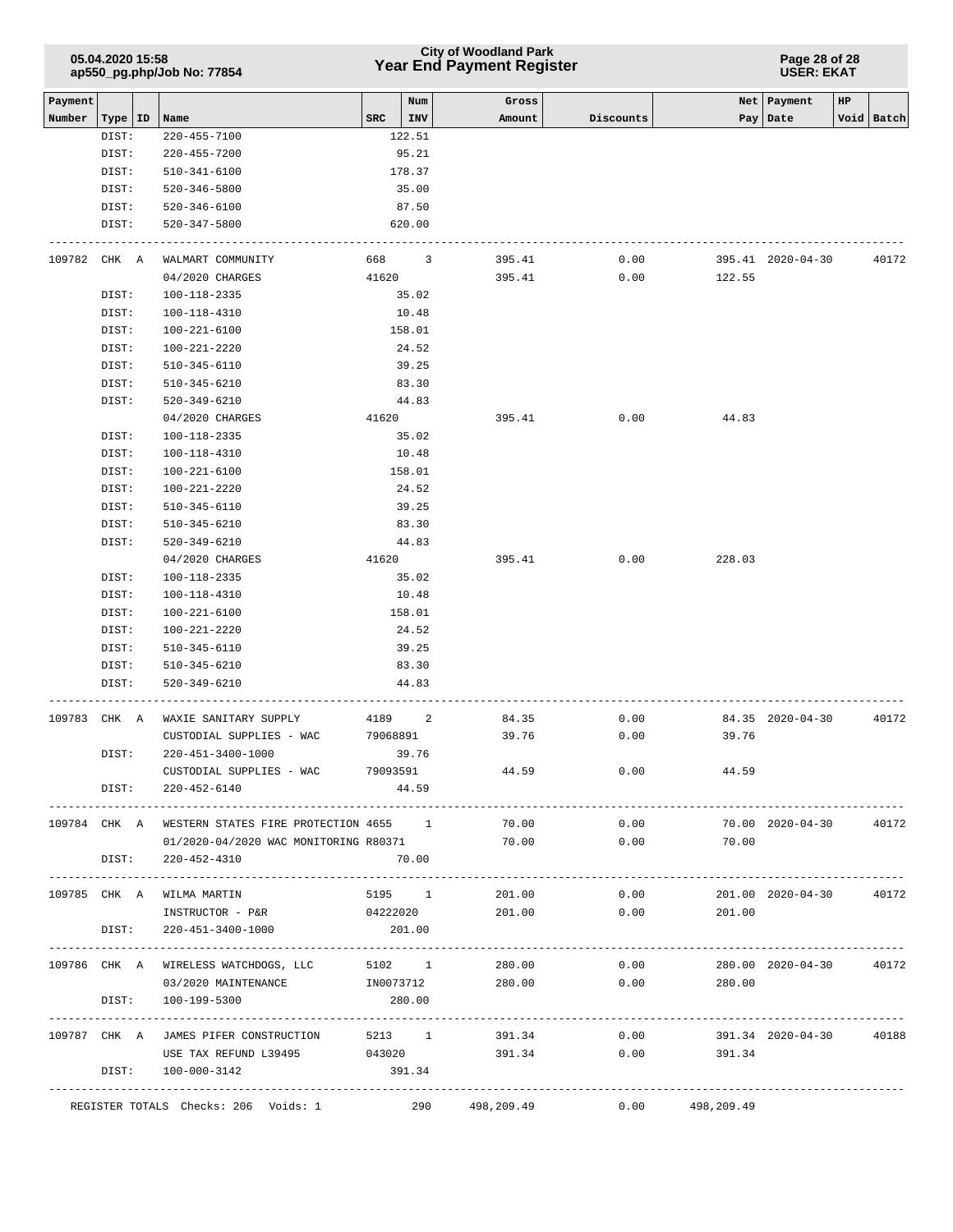| Payment Number | Type | ID | Name | SRC | Num INV | Gross Amount | Discounts | Net Pay | Payment Date | HP Void | Batch |
|---|---|---|---|---|---|---|---|---|---|---|---|
| | DIST: | | 220-455-7100 | | 122.51 | | | | | | |
| | DIST: | | 220-455-7200 | | 95.21 | | | | | | |
| | DIST: | | 510-341-6100 | | 178.37 | | | | | | |
| | DIST: | | 520-346-5800 | | 35.00 | | | | | | |
| | DIST: | | 520-346-6100 | | 87.50 | | | | | | |
| | DIST: | | 520-347-5800 | | 620.00 | | | | | | |
| 109782 | CHK | A | WALMART COMMUNITY | 668 | 3 | 395.41 | 0.00 | 395.41 | 2020-04-30 | | 40172 |
| | | | 04/2020 CHARGES | 41620 | | 395.41 | 0.00 | 122.55 | | | |
| | DIST: | | 100-118-2335 | | 35.02 | | | | | | |
| | DIST: | | 100-118-4310 | | 10.48 | | | | | | |
| | DIST: | | 100-221-6100 | | 158.01 | | | | | | |
| | DIST: | | 100-221-2220 | | 24.52 | | | | | | |
| | DIST: | | 510-345-6110 | | 39.25 | | | | | | |
| | DIST: | | 510-345-6210 | | 83.30 | | | | | | |
| | DIST: | | 520-349-6210 | | 44.83 | | | | | | |
| | | | 04/2020 CHARGES | 41620 | | 395.41 | 0.00 | 44.83 | | | |
| | DIST: | | 100-118-2335 | | 35.02 | | | | | | |
| | DIST: | | 100-118-4310 | | 10.48 | | | | | | |
| | DIST: | | 100-221-6100 | | 158.01 | | | | | | |
| | DIST: | | 100-221-2220 | | 24.52 | | | | | | |
| | DIST: | | 510-345-6110 | | 39.25 | | | | | | |
| | DIST: | | 510-345-6210 | | 83.30 | | | | | | |
| | DIST: | | 520-349-6210 | | 44.83 | | | | | | |
| | | | 04/2020 CHARGES | 41620 | | 395.41 | 0.00 | 228.03 | | | |
| | DIST: | | 100-118-2335 | | 35.02 | | | | | | |
| | DIST: | | 100-118-4310 | | 10.48 | | | | | | |
| | DIST: | | 100-221-6100 | | 158.01 | | | | | | |
| | DIST: | | 100-221-2220 | | 24.52 | | | | | | |
| | DIST: | | 510-345-6110 | | 39.25 | | | | | | |
| | DIST: | | 510-345-6210 | | 83.30 | | | | | | |
| | DIST: | | 520-349-6210 | | 44.83 | | | | | | |
| 109783 | CHK | A | WAXIE SANITARY SUPPLY | 4189 | 2 | 84.35 | 0.00 | 84.35 | 2020-04-30 | | 40172 |
| | | | CUSTODIAL SUPPLIES - WAC | 79068891 | | 39.76 | 0.00 | 39.76 | | | |
| | DIST: | | 220-451-3400-1000 | | 39.76 | | | | | | |
| | | | CUSTODIAL SUPPLIES - WAC | 79093591 | | 44.59 | 0.00 | 44.59 | | | |
| | DIST: | | 220-452-6140 | | 44.59 | | | | | | |
| 109784 | CHK | A | WESTERN STATES FIRE PROTECTION | 4655 | 1 | 70.00 | 0.00 | 70.00 | 2020-04-30 | | 40172 |
| | | | 01/2020-04/2020 WAC MONITORING | R80371 | | 70.00 | 0.00 | 70.00 | | | |
| | DIST: | | 220-452-4310 | | 70.00 | | | | | | |
| 109785 | CHK | A | WILMA MARTIN | 5195 | 1 | 201.00 | 0.00 | 201.00 | 2020-04-30 | | 40172 |
| | | | INSTRUCTOR - P&R | 04222020 | | 201.00 | 0.00 | 201.00 | | | |
| | DIST: | | 220-451-3400-1000 | | 201.00 | | | | | | |
| 109786 | CHK | A | WIRELESS WATCHDOGS, LLC | 5102 | 1 | 280.00 | 0.00 | 280.00 | 2020-04-30 | | 40172 |
| | | | 03/2020 MAINTENANCE | IN0073712 | | 280.00 | 0.00 | 280.00 | | | |
| | DIST: | | 100-199-5300 | | 280.00 | | | | | | |
| 109787 | CHK | A | JAMES PIFER CONSTRUCTION | 5213 | 1 | 391.34 | 0.00 | 391.34 | 2020-04-30 | | 40188 |
| | | | USE TAX REFUND L39495 | 043020 | | 391.34 | 0.00 | 391.34 | | | |
| | DIST: | | 100-000-3142 | | 391.34 | | | | | | |
| | | | REGISTER TOTALS Checks: 206 Voids: 1 | | 290 | 498,209.49 | 0.00 | 498,209.49 | | | |